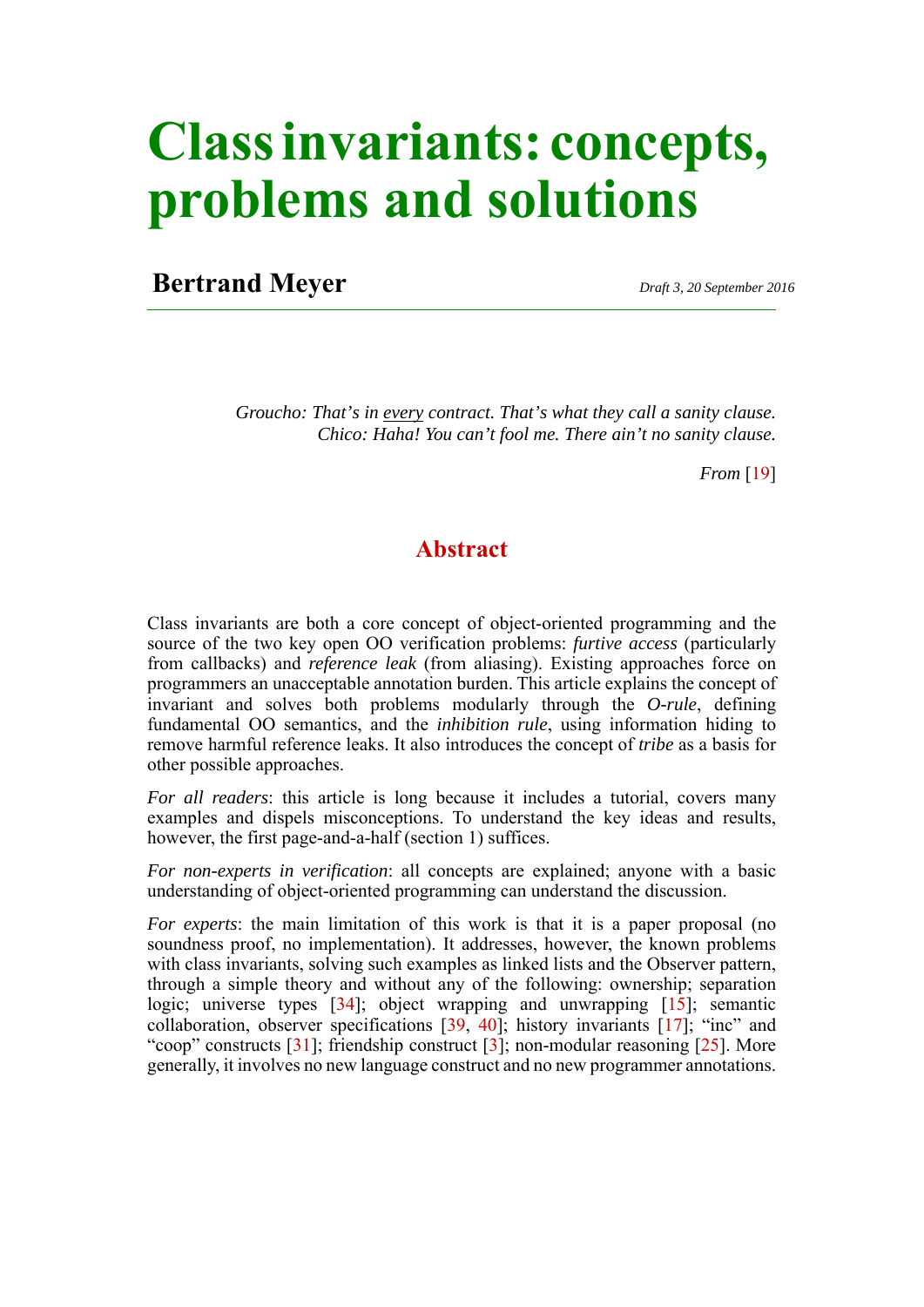# Class invariants: concepts, problems and solutions

**Bertrand Meyer**

*Draft 3, 20 September 2016*

---

> *Groucho: That's in every contract. That's what they call a sanity clause.*
> *Chico: Haha! You can't fool me. There ain't no sanity clause.*
>
> *From* [19]

## Abstract

Class invariants are both a core concept of object-oriented programming and the source of the two key open OO verification problems: *furtive access* (particularly from callbacks) and *reference leak* (from aliasing). Existing approaches force on programmers an unacceptable annotation burden. This article explains the concept of invariant and solves both problems modularly through the *O-rule*, defining fundamental OO semantics, and the *inhibition rule*, using information hiding to remove harmful reference leaks. It also introduces the concept of *tribe* as a basis for other possible approaches.

*For all readers*: this article is long because it includes a tutorial, covers many examples and dispels misconceptions. To understand the key ideas and results, however, the first page-and-a-half (section 1) suffices.

*For non-experts in verification*: all concepts are explained; anyone with a basic understanding of object-oriented programming can understand the discussion.

*For experts*: the main limitation of this work is that it is a paper proposal (no soundness proof, no implementation). It addresses, however, the known problems with class invariants, solving such examples as linked lists and the Observer pattern, through a simple theory and without any of the following: ownership; separation logic; universe types [34]; object wrapping and unwrapping [15]; semantic collaboration, observer specifications [39, 40]; history invariants [17]; "inc" and "coop" constructs [31]; friendship construct [3]; non-modular reasoning [25]. More generally, it involves no new language construct and no new programmer annotations.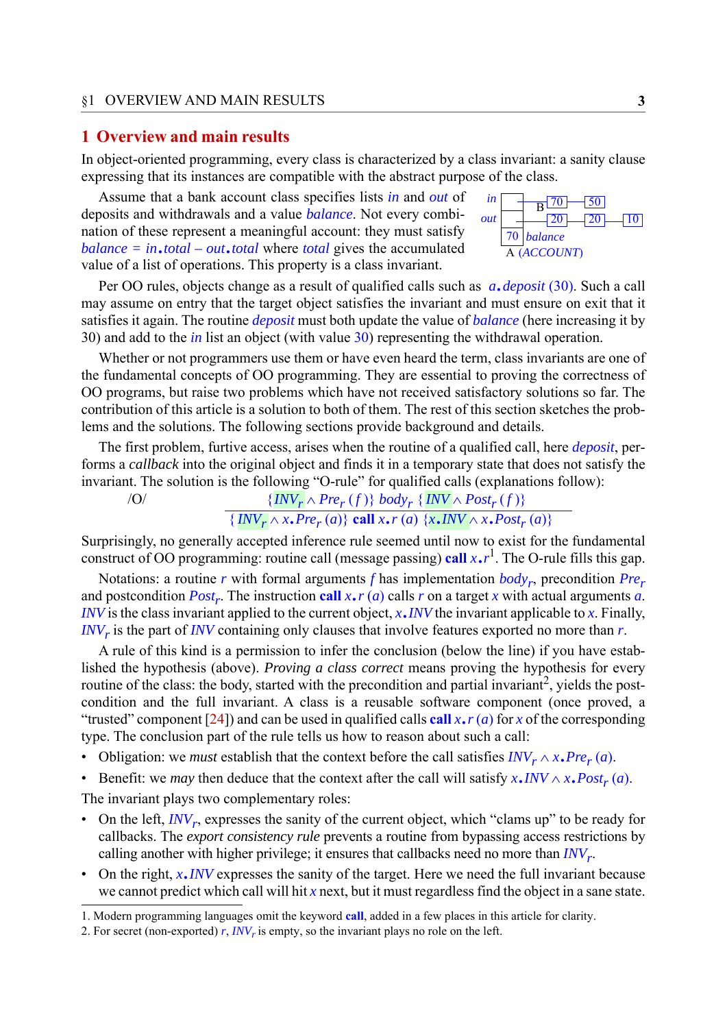# 1 Overview and main results

In object-oriented programming, every class is characterized by a class invariant: a sanity clause expressing that its instances are compatible with the abstract purpose of the class.

Assume that a bank account class specifies lists *in* and *out* of deposits and withdrawals and a value *balance*. Not every combination of these represent a meaningful account: they must satisfy $balance = in.total - out.total$ where *total* gives the accumulated value of a list of operations. This property is a class invariant.

Per OO rules, objects change as a result of qualified calls such as $a.deposit\ (30)$. Such a call may assume on entry that the target object satisfies the invariant and must ensure on exit that it satisfies it again. The routine *deposit* must both update the value of *balance* (here increasing it by 30) and add to the *in* list an object (with value 30) representing the withdrawal operation.

Whether or not programmers use them or have even heard the term, class invariants are one of the fundamental concepts of OO programming. They are essential to proving the correctness of OO programs, but raise two problems which have not received satisfactory solutions so far. The contribution of this article is a solution to both of them. The rest of this section sketches the problems and the solutions. The following sections provide background and details.

The first problem, furtive access, arises when the routine of a qualified call, here *deposit*, performs a *callback* into the original object and finds it in a temporary state that does not satisfy the invariant. The solution is the following "O-rule" for qualified calls (explanations follow):

$$\text{/O/} \qquad \frac{\{INV_r \wedge Pre_r\ (f)\}\ body_r\ \{INV \wedge Post_r\ (f)\}}{\{INV_r \wedge x.Pre_r\ (a)\}\ \textbf{call}\ x.r\ (a)\ \{x.INV \wedge x.Post_r\ (a)\}}$$

Surprisingly, no generally accepted inference rule seemed until now to exist for the fundamental construct of OO programming: routine call (message passing) **call** $x.r$[1]. The O-rule fills this gap.

Notations: a routine $r$ with formal arguments $f$ has implementation $body_r$, precondition $Pre_r$ and postcondition $Post_r$. The instruction **call** $x.r\ (a)$ calls $r$ on a target $x$ with actual arguments $a$. $INV$ is the class invariant applied to the current object, $x.INV$ the invariant applicable to $x$. Finally, $INV_r$ is the part of $INV$ containing only clauses that involve features exported no more than $r$.

A rule of this kind is a permission to infer the conclusion (below the line) if you have established the hypothesis (above). *Proving a class correct* means proving the hypothesis for every routine of the class: the body, started with the precondition and partial invariant[2], yields the postcondition and the full invariant. A class is a reusable software component (once proved, a "trusted" component [24]) and can be used in qualified calls **call** $x.r\ (a)$ for $x$ of the corresponding type. The conclusion part of the rule tells us how to reason about such a call:

- Obligation: we *must* establish that the context before the call satisfies $INV_r \wedge x.Pre_r\ (a)$.
- Benefit: we *may* then deduce that the context after the call will satisfy $x.INV \wedge x.Post_r\ (a)$.

The invariant plays two complementary roles:

- On the left, $INV_r$, expresses the sanity of the current object, which "clams up" to be ready for callbacks. The *export consistency rule* prevents a routine from bypassing access restrictions by calling another with higher privilege; it ensures that callbacks need no more than $INV_r$.
- On the right, $x.INV$ expresses the sanity of the target. Here we need the full invariant because we cannot predict which call will hit $x$ next, but it must regardless find the object in a sane state.

1. Modern programming languages omit the keyword **call**, added in a few places in this article for clarity.
2. For secret (non-exported) $r$, $INV_r$ is empty, so the invariant plays no role on the left.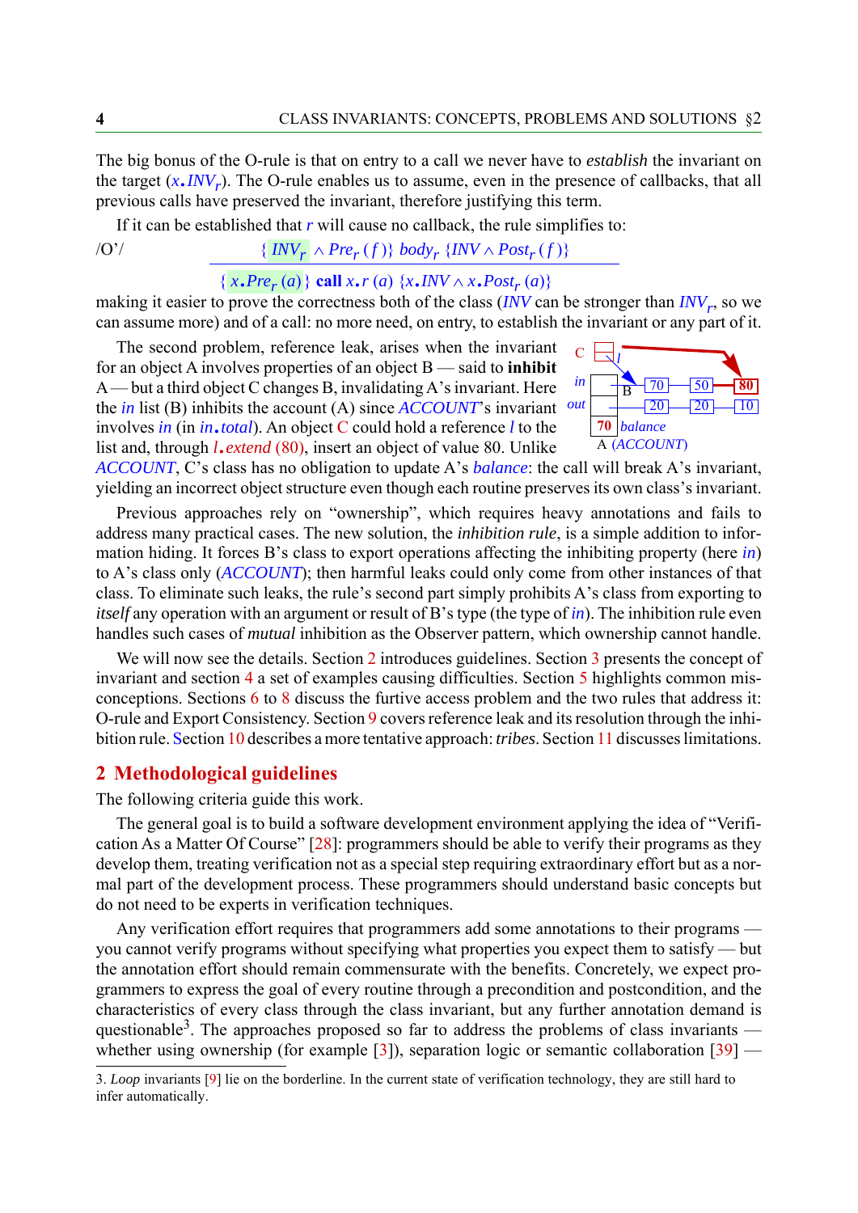The big bonus of the O-rule is that on entry to a call we never have to *establish* the invariant on the target ($x.INV_r$). The O-rule enables us to assume, even in the presence of callbacks, that all previous calls have preserved the invariant, therefore justifying this term.

If it can be established that $r$ will cause no callback, the rule simplifies to:

/O'/
$$\frac{\{INV_r \wedge Pre_r(f)\}\ body_r\ \{INV \wedge Post_r(f)\}}{\{x.Pre_r(a)\}\ \textbf{call}\ x.r(a)\ \{x.INV \wedge x.Post_r(a)\}}$$

making it easier to prove the correctness both of the class ($INV$ can be stronger than $INV_r$, so we can assume more) and of a call: no more need, on entry, to establish the invariant or any part of it.

The second problem, reference leak, arises when the invariant for an object A involves properties of an object B — said to **inhibit** A — but a third object C changes B, invalidating A's invariant. Here the *in* list (B) inhibits the account (A) since *ACCOUNT*'s invariant involves *in* (in *in.total*). An object C could hold a reference *l* to the list and, through *l.extend* (80), insert an object of value 80. Unlike *ACCOUNT*, C's class has no obligation to update A's *balance*: the call will break A's invariant, yielding an incorrect object structure even though each routine preserves its own class's invariant.

Previous approaches rely on "ownership", which requires heavy annotations and fails to address many practical cases. The new solution, the *inhibition rule*, is a simple addition to information hiding. It forces B's class to export operations affecting the inhibiting property (here *in*) to A's class only (*ACCOUNT*); then harmful leaks could only come from other instances of that class. To eliminate such leaks, the rule's second part simply prohibits A's class from exporting to *itself* any operation with an argument or result of B's type (the type of *in*). The inhibition rule even handles such cases of *mutual* inhibition as the Observer pattern, which ownership cannot handle.

We will now see the details. Section 2 introduces guidelines. Section 3 presents the concept of invariant and section 4 a set of examples causing difficulties. Section 5 highlights common misconceptions. Sections 6 to 8 discuss the furtive access problem and the two rules that address it: O-rule and Export Consistency. Section 9 covers reference leak and its resolution through the inhibition rule. Section 10 describes a more tentative approach: *tribes*. Section 11 discusses limitations.

## 2 Methodological guidelines

The following criteria guide this work.

The general goal is to build a software development environment applying the idea of "Verification As a Matter Of Course" [28]: programmers should be able to verify their programs as they develop them, treating verification not as a special step requiring extraordinary effort but as a normal part of the development process. These programmers should understand basic concepts but do not need to be experts in verification techniques.

Any verification effort requires that programmers add some annotations to their programs — you cannot verify programs without specifying what properties you expect them to satisfy — but the annotation effort should remain commensurate with the benefits. Concretely, we expect programmers to express the goal of every routine through a precondition and postcondition, and the characteristics of every class through the class invariant, but any further annotation demand is questionable[3]. The approaches proposed so far to address the problems of class invariants — whether using ownership (for example [3]), separation logic or semantic collaboration [39] —

3. *Loop* invariants [9] lie on the borderline. In the current state of verification technology, they are still hard to infer automatically.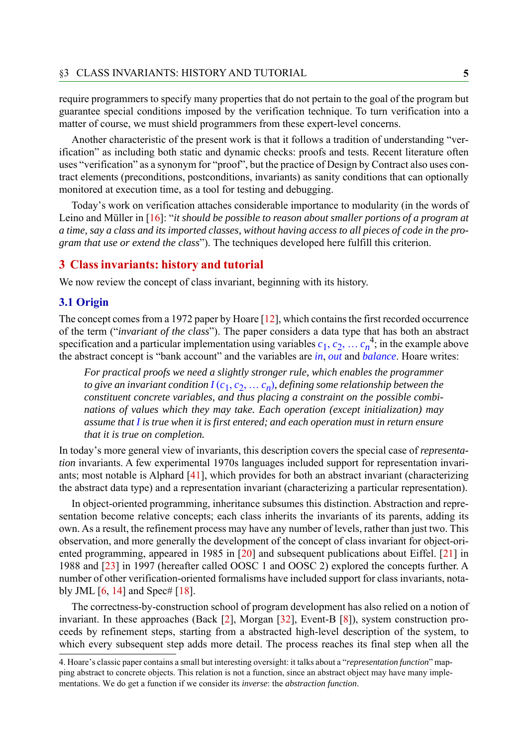require programmers to specify many properties that do not pertain to the goal of the program but guarantee special conditions imposed by the verification technique. To turn verification into a matter of course, we must shield programmers from these expert-level concerns.

Another characteristic of the present work is that it follows a tradition of understanding "verification" as including both static and dynamic checks: proofs and tests. Recent literature often uses "verification" as a synonym for "proof", but the practice of Design by Contract also uses contract elements (preconditions, postconditions, invariants) as sanity conditions that can optionally monitored at execution time, as a tool for testing and debugging.

Today's work on verification attaches considerable importance to modularity (in the words of Leino and Müller in [16]: "*it should be possible to reason about smaller portions of a program at a time, say a class and its imported classes, without having access to all pieces of code in the program that use or extend the class*"). The techniques developed here fulfill this criterion.

## 3 Class invariants: history and tutorial

We now review the concept of class invariant, beginning with its history.

### 3.1 Origin

The concept comes from a 1972 paper by Hoare [12], which contains the first recorded occurrence of the term ("*invariant of the class*"). The paper considers a data type that has both an abstract specification and a particular implementation using variables $c_1, c_2, \dots c_n$[4]; in the example above the abstract concept is "bank account" and the variables are *in*, *out* and *balance*. Hoare writes:

> *For practical proofs we need a slightly stronger rule, which enables the programmer to give an invariant condition $I\,(c_1, c_2, \dots c_n)$, defining some relationship between the constituent concrete variables, and thus placing a constraint on the possible combinations of values which they may take. Each operation (except initialization) may assume that I is true when it is first entered; and each operation must in return ensure that it is true on completion.*

In today's more general view of invariants, this description covers the special case of *representation* invariants. A few experimental 1970s languages included support for representation invariants; most notable is Alphard [41], which provides for both an abstract invariant (characterizing the abstract data type) and a representation invariant (characterizing a particular representation).

In object-oriented programming, inheritance subsumes this distinction. Abstraction and representation become relative concepts; each class inherits the invariants of its parents, adding its own. As a result, the refinement process may have any number of levels, rather than just two. This observation, and more generally the development of the concept of class invariant for object-oriented programming, appeared in 1985 in [20] and subsequent publications about Eiffel. [21] in 1988 and [23] in 1997 (hereafter called OOSC 1 and OOSC 2) explored the concepts further. A number of other verification-oriented formalisms have included support for class invariants, notably JML [6, 14] and Spec# [18].

The correctness-by-construction school of program development has also relied on a notion of invariant. In these approaches (Back [2], Morgan [32], Event-B [8]), system construction proceeds by refinement steps, starting from a abstracted high-level description of the system, to which every subsequent step adds more detail. The process reaches its final step when all the

4. Hoare's classic paper contains a small but interesting oversight: it talks about a "*representation function*" mapping abstract to concrete objects. This relation is not a function, since an abstract object may have many implementations. We do get a function if we consider its *inverse*: the *abstraction function*.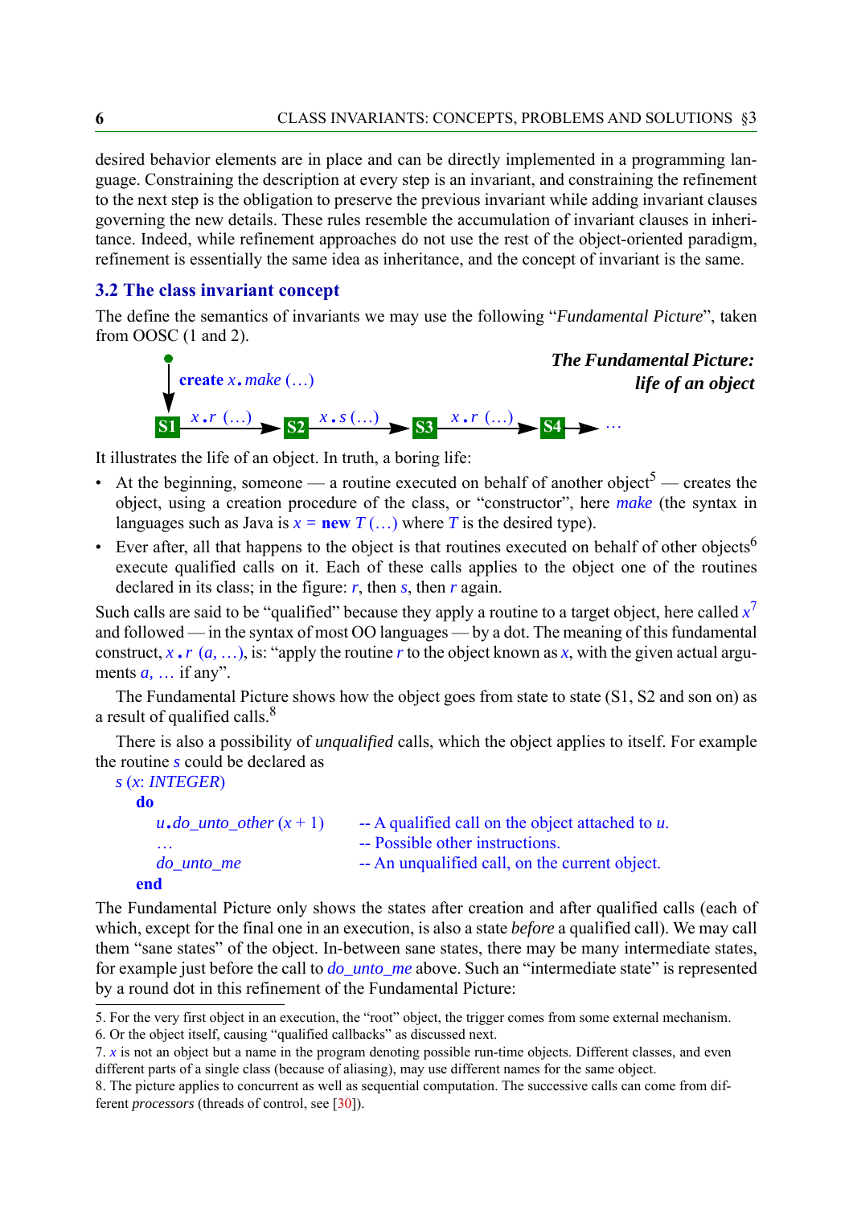desired behavior elements are in place and can be directly implemented in a programming language. Constraining the description at every step is an invariant, and constraining the refinement to the next step is the obligation to preserve the previous invariant while adding invariant clauses governing the new details. These rules resemble the accumulation of invariant clauses in inheritance. Indeed, while refinement approaches do not use the rest of the object-oriented paradigm, refinement is essentially the same idea as inheritance, and the concept of invariant is the same.

## 3.2 The class invariant concept

The define the semantics of invariants we may use the following "*Fundamental Picture*", taken from OOSC (1 and 2).

***The Fundamental Picture: life of an object***

**create** *x*.*make* (…)

S1 —*x*.*r* (…)→ S2 —*x*.*s* (…)→ S3 —*x*.*r* (…)→ S4 → …

It illustrates the life of an object. In truth, a boring life:

- At the beginning, someone — a routine executed on behalf of another object[5] — creates the object, using a creation procedure of the class, or "constructor", here *make* (the syntax in languages such as Java is *x* = **new** *T* (…) where *T* is the desired type).
- Ever after, all that happens to the object is that routines executed on behalf of other objects[6] execute qualified calls on it. Each of these calls applies to the object one of the routines declared in its class; in the figure: *r*, then *s*, then *r* again.

Such calls are said to be "qualified" because they apply a routine to a target object, here called *x*[7] and followed — in the syntax of most OO languages — by a dot. The meaning of this fundamental construct, *x*.*r* (*a*, …), is: "apply the routine *r* to the object known as *x*, with the given actual arguments *a*, … if any".

The Fundamental Picture shows how the object goes from state to state (S1, S2 and son on) as a result of qualified calls.[8]

There is also a possibility of *unqualified* calls, which the object applies to itself. For example the routine *s* could be declared as

```
s (x: INTEGER)
    do
        u.do_unto_other (x + 1)        -- A qualified call on the object attached to u.
        …                              -- Possible other instructions.
        do_unto_me                     -- An unqualified call, on the current object.
    end
```

The Fundamental Picture only shows the states after creation and after qualified calls (each of which, except for the final one in an execution, is also a state *before* a qualified call). We may call them "sane states" of the object. In-between sane states, there may be many intermediate states, for example just before the call to *do_unto_me* above. Such an "intermediate state" is represented by a round dot in this refinement of the Fundamental Picture:

---

5. For the very first object in an execution, the "root" object, the trigger comes from some external mechanism.
6. Or the object itself, causing "qualified callbacks" as discussed next.
7. *x* is not an object but a name in the program denoting possible run-time objects. Different classes, and even different parts of a single class (because of aliasing), may use different names for the same object.
8. The picture applies to concurrent as well as sequential computation. The successive calls can come from different *processors* (threads of control, see [30]).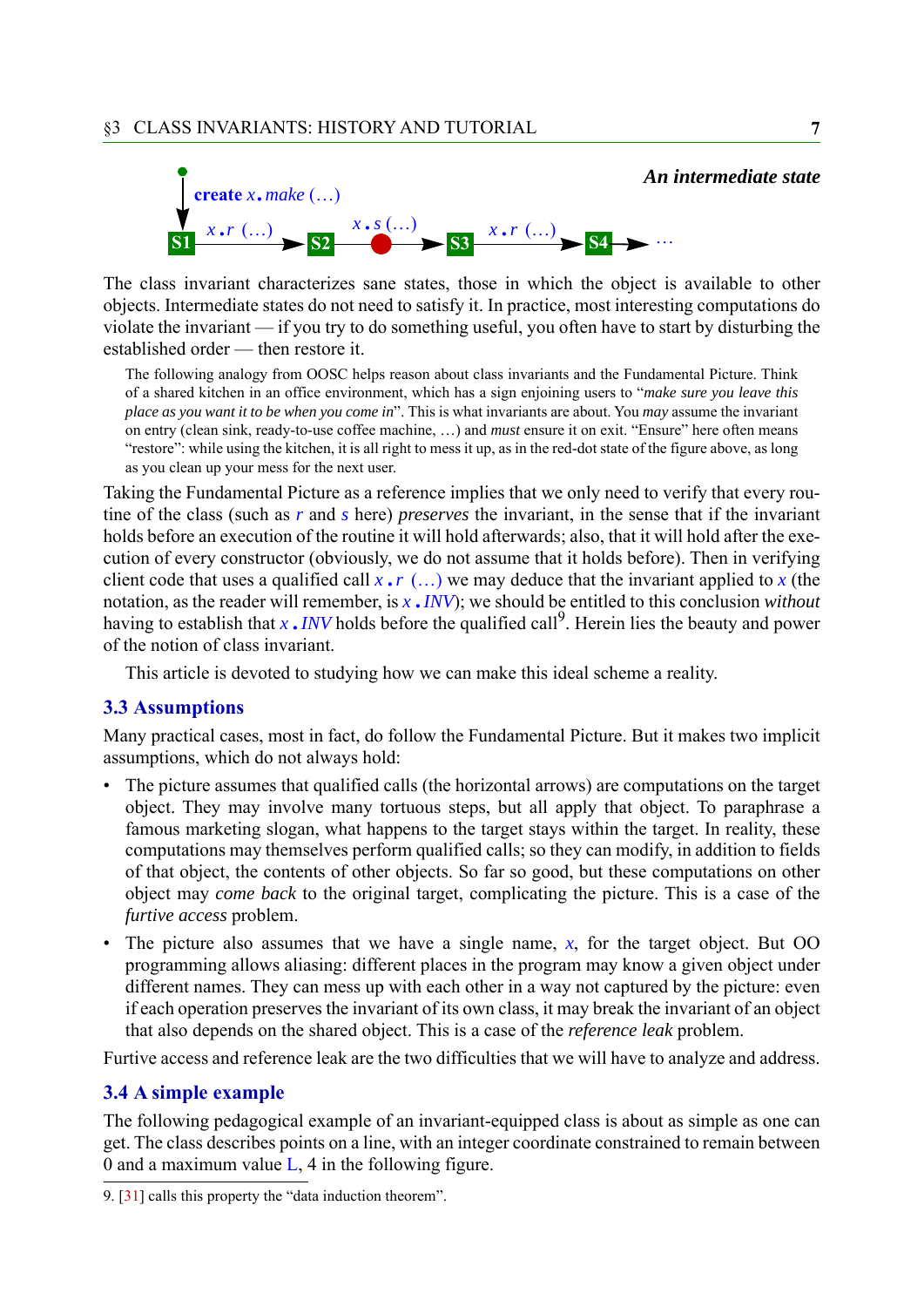*An intermediate state*

**create** *x*.*make* (…)

S1 —*x*.*r* (…)→ S2 —*x*.*s* (…)→ ● → S3 —*x*.*r* (…)→ S4 → …

The class invariant characterizes sane states, those in which the object is available to other objects. Intermediate states do not need to satisfy it. In practice, most interesting computations do violate the invariant — if you try to do something useful, you often have to start by disturbing the established order — then restore it.

The following analogy from OOSC helps reason about class invariants and the Fundamental Picture. Think of a shared kitchen in an office environment, which has a sign enjoining users to "*make sure you leave this place as you want it to be when you come in*". This is what invariants are about. You *may* assume the invariant on entry (clean sink, ready-to-use coffee machine, …) and *must* ensure it on exit. "Ensure" here often means "restore": while using the kitchen, it is all right to mess it up, as in the red-dot state of the figure above, as long as you clean up your mess for the next user.

Taking the Fundamental Picture as a reference implies that we only need to verify that every routine of the class (such as *r* and *s* here) *preserves* the invariant, in the sense that if the invariant holds before an execution of the routine it will hold afterwards; also, that it will hold after the execution of every constructor (obviously, we do not assume that it holds before). Then in verifying client code that uses a qualified call *x*.*r* (…) we may deduce that the invariant applied to *x* (the notation, as the reader will remember, is *x*.*INV*); we should be entitled to this conclusion *without* having to establish that *x*.*INV* holds before the qualified call[9]. Herein lies the beauty and power of the notion of class invariant.

This article is devoted to studying how we can make this ideal scheme a reality.

### 3.3 Assumptions

Many practical cases, most in fact, do follow the Fundamental Picture. But it makes two implicit assumptions, which do not always hold:

- The picture assumes that qualified calls (the horizontal arrows) are computations on the target object. They may involve many tortuous steps, but all apply that object. To paraphrase a famous marketing slogan, what happens to the target stays within the target. In reality, these computations may themselves perform qualified calls; so they can modify, in addition to fields of that object, the contents of other objects. So far so good, but these computations on other object may *come back* to the original target, complicating the picture. This is a case of the *furtive access* problem.
- The picture also assumes that we have a single name, *x*, for the target object. But OO programming allows aliasing: different places in the program may know a given object under different names. They can mess up with each other in a way not captured by the picture: even if each operation preserves the invariant of its own class, it may break the invariant of an object that also depends on the shared object. This is a case of the *reference leak* problem.

Furtive access and reference leak are the two difficulties that we will have to analyze and address.

### 3.4 A simple example

The following pedagogical example of an invariant-equipped class is about as simple as one can get. The class describes points on a line, with an integer coordinate constrained to remain between 0 and a maximum value L, 4 in the following figure.

9. [31] calls this property the "data induction theorem".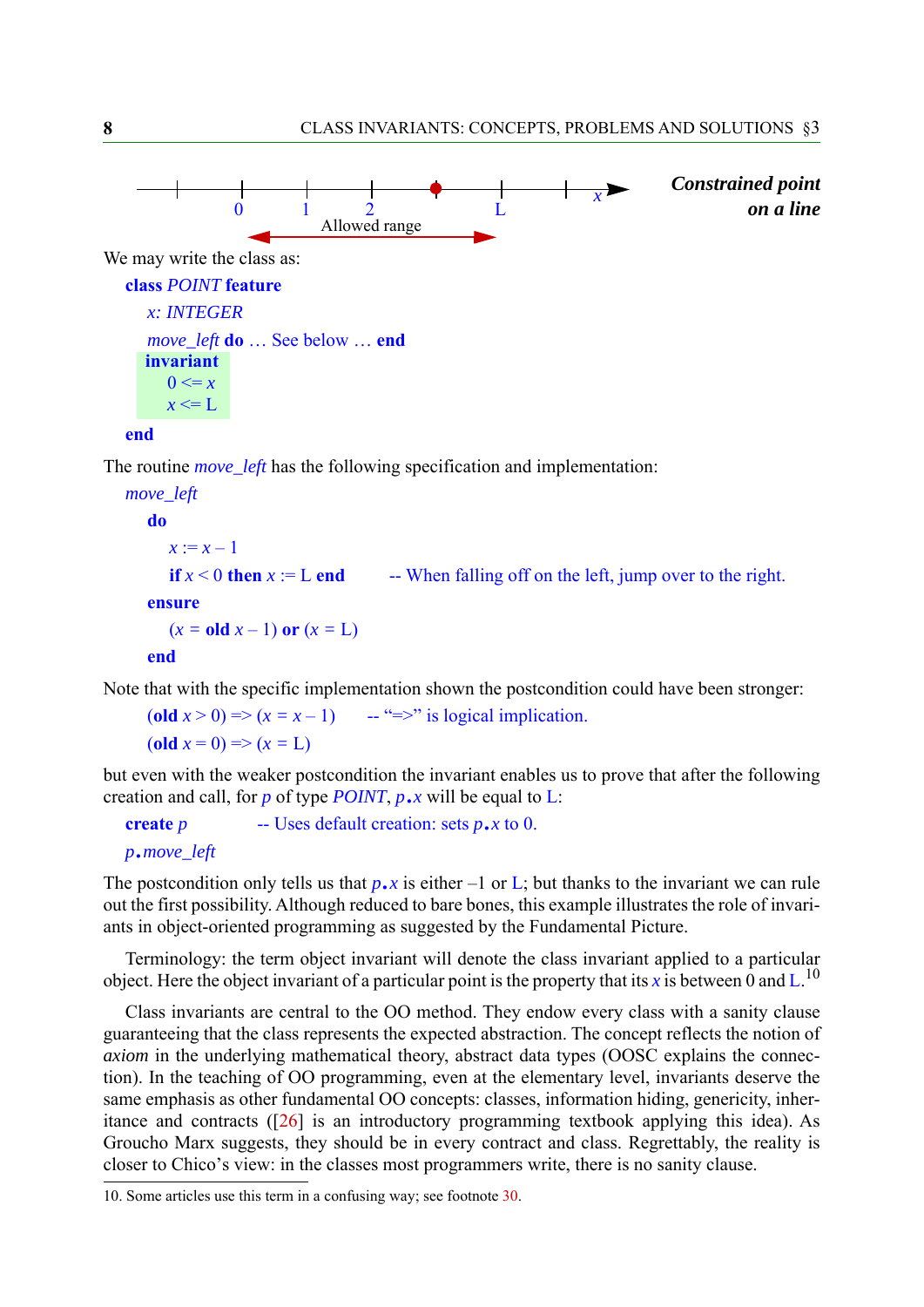**Constrained point on a line**

0  1  2  L  x

Allowed range

We may write the class as:

```
class POINT feature
    x: INTEGER
    move_left do … See below … end
invariant
    0 <= x
    x <= L
end
```

The routine *move_left* has the following specification and implementation:

```
move_left
    do
        x := x – 1
        if x < 0 then x := L end        -- When falling off on the left, jump over to the right.
    ensure
        (x = old x – 1) or (x = L)
    end
```

Note that with the specific implementation shown the postcondition could have been stronger:

```
(old x > 0) => (x = x – 1)      -- "=>" is logical implication.
(old x = 0) => (x = L)
```

but even with the weaker postcondition the invariant enables us to prove that after the following creation and call, for *p* of type *POINT*, *p.x* will be equal to L:

```
create p            -- Uses default creation: sets p.x to 0.
p.move_left
```

The postcondition only tells us that *p.x* is either –1 or L; but thanks to the invariant we can rule out the first possibility. Although reduced to bare bones, this example illustrates the role of invariants in object-oriented programming as suggested by the Fundamental Picture.

Terminology: the term object invariant will denote the class invariant applied to a particular object. Here the object invariant of a particular point is the property that its *x* is between 0 and L.[10]

Class invariants are central to the OO method. They endow every class with a sanity clause guaranteeing that the class represents the expected abstraction. The concept reflects the notion of *axiom* in the underlying mathematical theory, abstract data types (OOSC explains the connection). In the teaching of OO programming, even at the elementary level, invariants deserve the same emphasis as other fundamental OO concepts: classes, information hiding, genericity, inheritance and contracts ([26] is an introductory programming textbook applying this idea). As Groucho Marx suggests, they should be in every contract and class. Regrettably, the reality is closer to Chico's view: in the classes most programmers write, there is no sanity clause.

10. Some articles use this term in a confusing way; see footnote 30.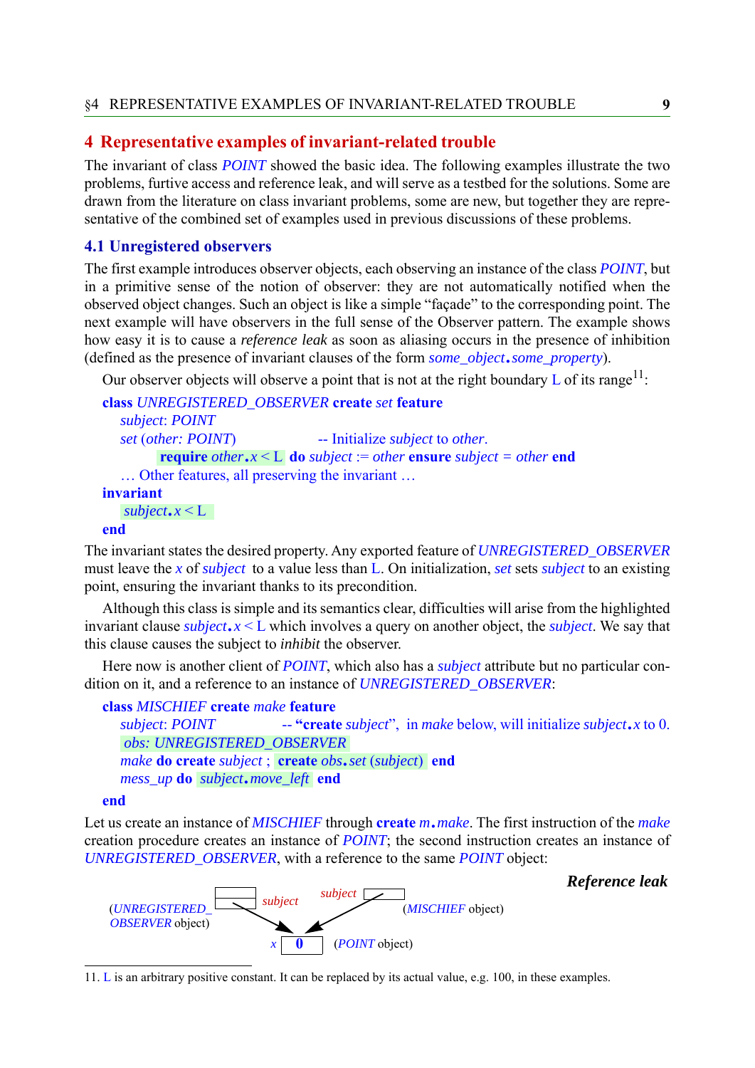# 4 Representative examples of invariant-related trouble

The invariant of class *POINT* showed the basic idea. The following examples illustrate the two problems, furtive access and reference leak, and will serve as a testbed for the solutions. Some are drawn from the literature on class invariant problems, some are new, but together they are representative of the combined set of examples used in previous discussions of these problems.

## 4.1 Unregistered observers

The first example introduces observer objects, each observing an instance of the class *POINT*, but in a primitive sense of the notion of observer: they are not automatically notified when the observed object changes. Such an object is like a simple "façade" to the corresponding point. The next example will have observers in the full sense of the Observer pattern. The example shows how easy it is to cause a *reference leak* as soon as aliasing occurs in the presence of inhibition (defined as the presence of invariant clauses of the form *some_object*.*some_property*).

Our observer objects will observe a point that is not at the right boundary L of its range[11]:

```
class UNREGISTERED_OBSERVER create set feature
    subject: POINT
    set (other: POINT)            -- Initialize subject to other.
        require other.x < L do subject := other ensure subject = other end
    … Other features, all preserving the invariant …
invariant
    subject.x < L
end
```

The invariant states the desired property. Any exported feature of *UNREGISTERED_OBSERVER* must leave the *x* of *subject* to a value less than L. On initialization, *set* sets *subject* to an existing point, ensuring the invariant thanks to its precondition.

Although this class is simple and its semantics clear, difficulties will arise from the highlighted invariant clause *subject*.*x* < L which involves a query on another object, the *subject*. We say that this clause causes the subject to *inhibit* the observer.

Here now is another client of *POINT*, which also has a *subject* attribute but no particular condition on it, and a reference to an instance of *UNREGISTERED_OBSERVER*:

```
class MISCHIEF create make feature
    subject: POINT            -- "create subject", in make below, will initialize subject.x to 0.
    obs: UNREGISTERED_OBSERVER
    make do create subject ; create obs.set (subject) end
    mess_up do subject.move_left end
end
```

Let us create an instance of *MISCHIEF* through **create** *m*.*make*. The first instruction of the *make* creation procedure creates an instance of *POINT*; the second instruction creates an instance of *UNREGISTERED_OBSERVER*, with a reference to the same *POINT* object:

**Reference leak**

(*UNREGISTERED_OBSERVER* object) —*subject*→ (*POINT* object, *x* = 0) ←*subject*— (*MISCHIEF* object)

11. L is an arbitrary positive constant. It can be replaced by its actual value, e.g. 100, in these examples.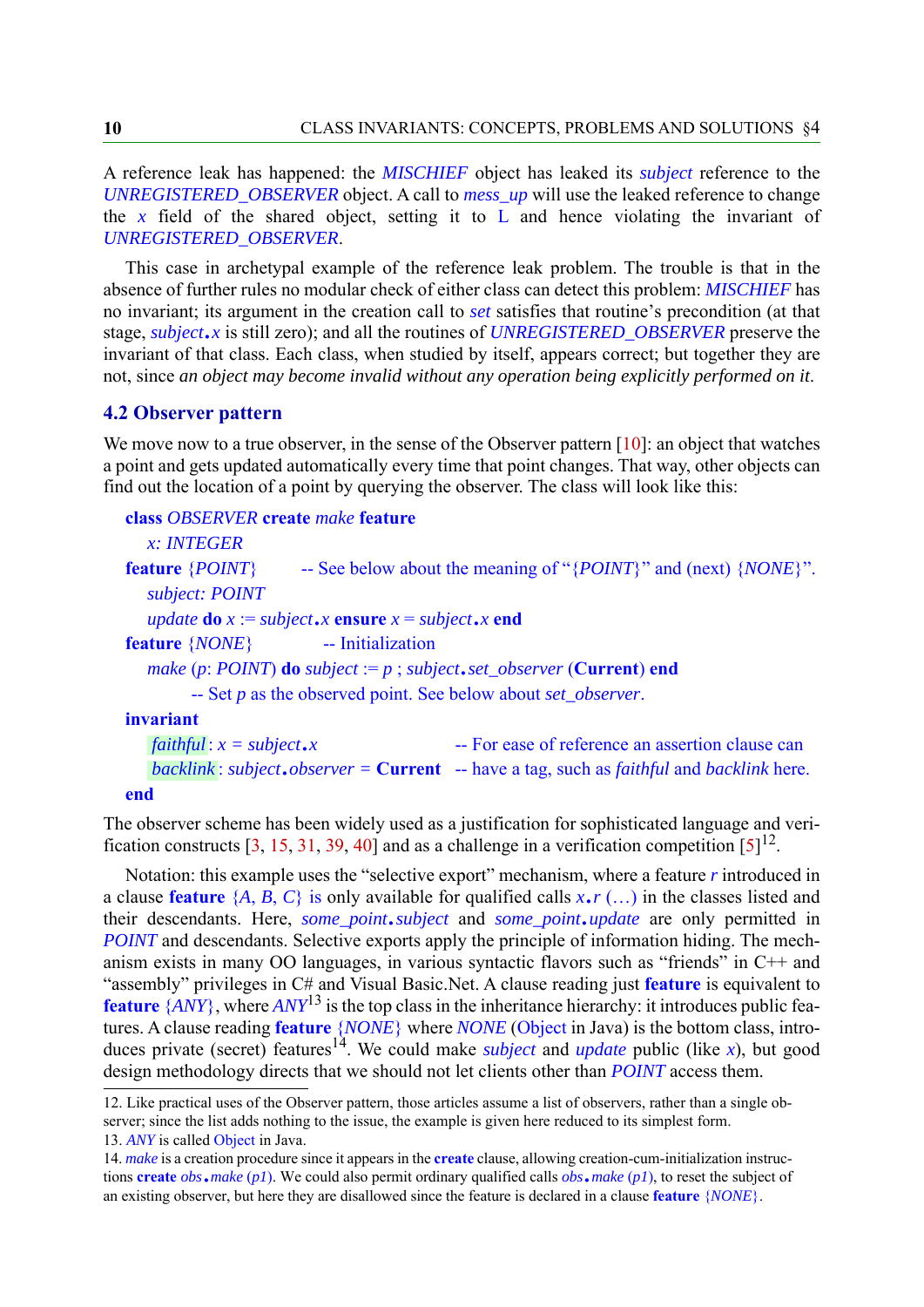A reference leak has happened: the *MISCHIEF* object has leaked its *subject* reference to the *UNREGISTERED_OBSERVER* object. A call to *mess_up* will use the leaked reference to change the *x* field of the shared object, setting it to L and hence violating the invariant of *UNREGISTERED_OBSERVER*.

This case in archetypal example of the reference leak problem. The trouble is that in the absence of further rules no modular check of either class can detect this problem: *MISCHIEF* has no invariant; its argument in the creation call to *set* satisfies that routine's precondition (at that stage, *subject.x* is still zero); and all the routines of *UNREGISTERED_OBSERVER* preserve the invariant of that class. Each class, when studied by itself, appears correct; but together they are not, since *an object may become invalid without any operation being explicitly performed on it*.

## 4.2 Observer pattern

We move now to a true observer, in the sense of the Observer pattern [10]: an object that watches a point and gets updated automatically every time that point changes. That way, other objects can find out the location of a point by querying the observer. The class will look like this:

```
class OBSERVER create make feature
    x: INTEGER
feature {POINT}          -- See below about the meaning of "{POINT}" and (next) {NONE}".
    subject: POINT
    update do x := subject.x ensure x = subject.x end
feature {NONE}           -- Initialization
    make (p: POINT) do subject := p ; subject.set_observer (Current) end
            -- Set p as the observed point. See below about set_observer.
invariant
    faithful: x = subject.x                 -- For ease of reference an assertion clause can
    backlink: subject.observer = Current    -- have a tag, such as faithful and backlink here.
end
```

The observer scheme has been widely used as a justification for sophisticated language and verification constructs [3, 15, 31, 39, 40] and as a challenge in a verification competition [5][12].

Notation: this example uses the "selective export" mechanism, where a feature *r* introduced in a clause **feature** {*A*, *B*, *C*} is only available for qualified calls *x.r* (…) in the classes listed and their descendants. Here, *some_point.subject* and *some_point.update* are only permitted in *POINT* and descendants. Selective exports apply the principle of information hiding. The mechanism exists in many OO languages, in various syntactic flavors such as "friends" in C++ and "assembly" privileges in C# and Visual Basic.Net. A clause reading just **feature** is equivalent to **feature** {*ANY*}, where *ANY*[13] is the top class in the inheritance hierarchy: it introduces public features. A clause reading **feature** {*NONE*} where *NONE* (Object in Java) is the bottom class, introduces private (secret) features[14]. We could make *subject* and *update* public (like *x*), but good design methodology directs that we should not let clients other than *POINT* access them.

---

12. Like practical uses of the Observer pattern, those articles assume a list of observers, rather than a single observer; since the list adds nothing to the issue, the example is given here reduced to its simplest form.

13. *ANY* is called Object in Java.

14. *make* is a creation procedure since it appears in the **create** clause, allowing creation-cum-initialization instructions **create** *obs.make* (*p1*). We could also permit ordinary qualified calls *obs.make* (*p1*), to reset the subject of an existing observer, but here they are disallowed since the feature is declared in a clause **feature** {*NONE*}.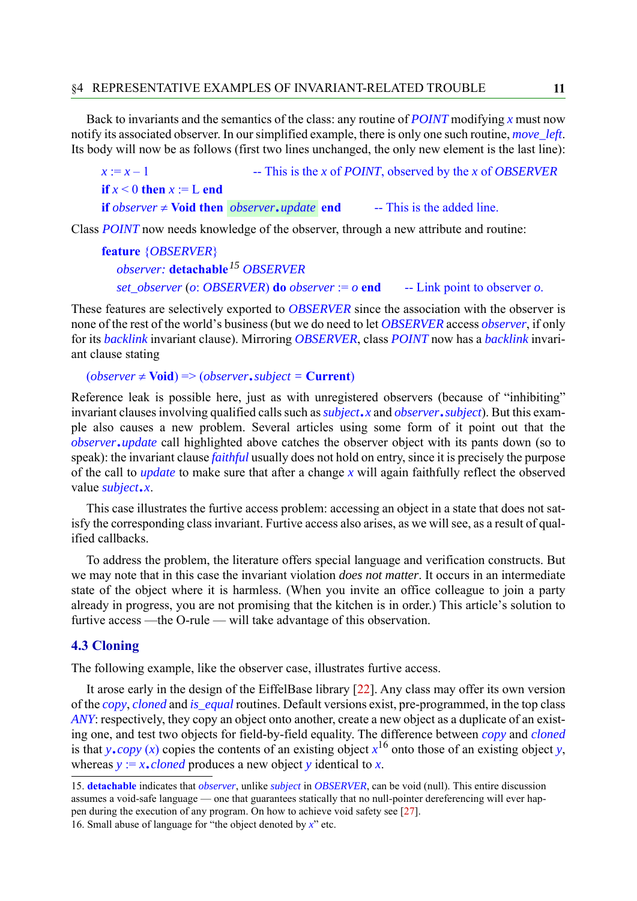Back to invariants and the semantics of the class: any routine of *POINT* modifying *x* must now notify its associated observer. In our simplified example, there is only one such routine, *move_left*. Its body will now be as follows (first two lines unchanged, the only new element is the last line):

```
x := x – 1                          -- This is the x of POINT, observed by the x of OBSERVER
if x < 0 then x := L end
if observer ≠ Void then observer.update end         -- This is the added line.
```

Class *POINT* now needs knowledge of the observer, through a new attribute and routine:

```
feature {OBSERVER}
    observer: detachable OBSERVER
    set_observer (o: OBSERVER) do observer := o end        -- Link point to observer o.
```

[15]

These features are selectively exported to *OBSERVER* since the association with the observer is none of the rest of the world's business (but we do need to let *OBSERVER* access *observer*, if only for its *backlink* invariant clause). Mirroring *OBSERVER*, class *POINT* now has a *backlink* invariant clause stating

```
(observer ≠ Void) => (observer.subject = Current)
```

Reference leak is possible here, just as with unregistered observers (because of "inhibiting" invariant clauses involving qualified calls such as *subject.x* and *observer.subject*). But this example also causes a new problem. Several articles using some form of it point out that the *observer.update* call highlighted above catches the observer object with its pants down (so to speak): the invariant clause *faithful* usually does not hold on entry, since it is precisely the purpose of the call to *update* to make sure that after a change *x* will again faithfully reflect the observed value *subject.x*.

This case illustrates the furtive access problem: accessing an object in a state that does not satisfy the corresponding class invariant. Furtive access also arises, as we will see, as a result of qualified callbacks.

To address the problem, the literature offers special language and verification constructs. But we may note that in this case the invariant violation *does not matter*. It occurs in an intermediate state of the object where it is harmless. (When you invite an office colleague to join a party already in progress, you are not promising that the kitchen is in order.) This article's solution to furtive access —the O-rule — will take advantage of this observation.

### 4.3 Cloning

The following example, like the observer case, illustrates furtive access.

It arose early in the design of the EiffelBase library [22]. Any class may offer its own version of the *copy*, *cloned* and *is_equal* routines. Default versions exist, pre-programmed, in the top class *ANY*: respectively, they copy an object onto another, create a new object as a duplicate of an existing one, and test two objects for field-by-field equality. The difference between *copy* and *cloned* is that *y.copy (x)* copies the contents of an existing object *x*[16] onto those of an existing object *y*, whereas *y := x.cloned* produces a new object *y* identical to *x*.

---

15. **detachable** indicates that *observer*, unlike *subject* in *OBSERVER*, can be void (null). This entire discussion assumes a void-safe language — one that guarantees statically that no null-pointer dereferencing will ever happen during the execution of any program. On how to achieve void safety see [27].

16. Small abuse of language for "the object denoted by *x*" etc.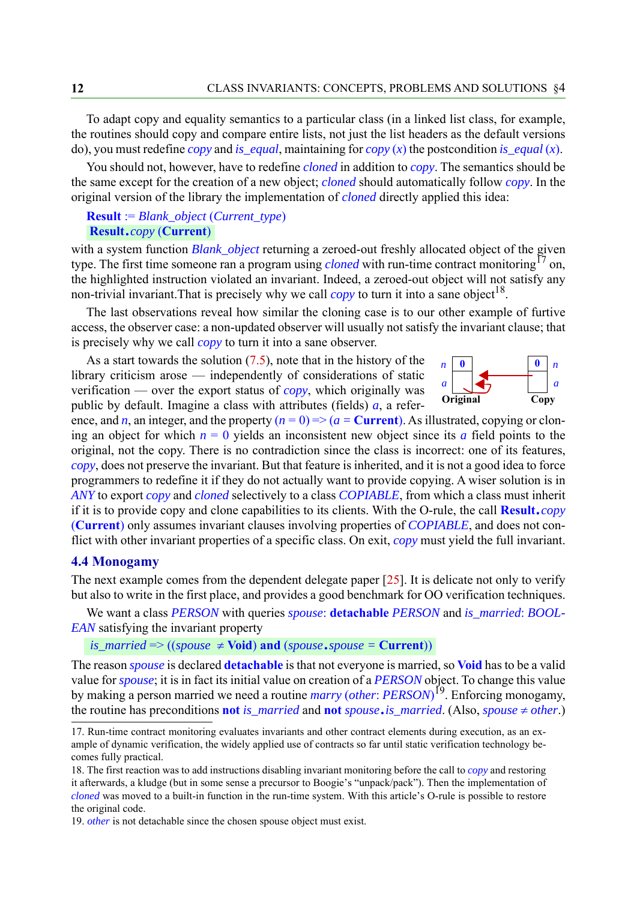To adapt copy and equality semantics to a particular class (in a linked list class, for example, the routines should copy and compare entire lists, not just the list headers as the default versions do), you must redefine *copy* and *is_equal*, maintaining for *copy* (*x*) the postcondition *is_equal* (*x*).

You should not, however, have to redefine *cloned* in addition to *copy*. The semantics should be the same except for the creation of a new object; *cloned* should automatically follow *copy*. In the original version of the library the implementation of *cloned* directly applied this idea:

```
Result := Blank_object (Current_type)
Result.copy (Current)
```

with a system function *Blank_object* returning a zeroed-out freshly allocated object of the given type. The first time someone ran a program using *cloned* with run-time contract monitoring[17] on, the highlighted instruction violated an invariant. Indeed, a zeroed-out object will not satisfy any non-trivial invariant.That is precisely why we call *copy* to turn it into a sane object[18].

The last observations reveal how similar the cloning case is to our other example of furtive access, the observer case: a non-updated observer will usually not satisfy the invariant clause; that is precisely why we call *copy* to turn it into a sane observer.

As a start towards the solution (7.5), note that in the history of the library criticism arose — independently of considerations of static verification — over the export status of *copy*, which originally was public by default. Imagine a class with attributes (fields) *a*, a reference, and *n*, an integer, and the property $(n = 0) \Rightarrow (a = \textbf{Current})$. As illustrated, copying or cloning an object for which $n = 0$ yields an inconsistent new object since its *a* field points to the original, not the copy. There is no contradiction since the class is incorrect: one of its features, *copy*, does not preserve the invariant. But that feature is inherited, and it is not a good idea to force programmers to redefine it if they do not actually want to provide copying. A wiser solution is in *ANY* to export *copy* and *cloned* selectively to a class *COPIABLE*, from which a class must inherit if it is to provide copy and clone capabilities to its clients. With the O-rule, the call **Result**.*copy* (**Current**) only assumes invariant clauses involving properties of *COPIABLE*, and does not conflict with other invariant properties of a specific class. On exit, *copy* must yield the full invariant.

## 4.4 Monogamy

The next example comes from the dependent delegate paper [25]. It is delicate not only to verify but also to write in the first place, and provides a good benchmark for OO verification techniques.

We want a class *PERSON* with queries *spouse*: **detachable** *PERSON* and *is_married*: *BOOLEAN* satisfying the invariant property

$$is\_married \Rightarrow ((spouse \neq \textbf{Void}) \textbf{ and } (spouse.spouse = \textbf{Current}))$$

The reason *spouse* is declared **detachable** is that not everyone is married, so **Void** has to be a valid value for *spouse*; it is in fact its initial value on creation of a *PERSON* object. To change this value by making a person married we need a routine *marry* (*other*: *PERSON*)[19]. Enforcing monogamy, the routine has preconditions **not** *is_married* and **not** *spouse*.*is_married*. (Also, $spouse \neq other$.)

17. Run-time contract monitoring evaluates invariants and other contract elements during execution, as an example of dynamic verification, the widely applied use of contracts so far until static verification technology becomes fully practical.

18. The first reaction was to add instructions disabling invariant monitoring before the call to *copy* and restoring it afterwards, a kludge (but in some sense a precursor to Boogie's "unpack/pack"). Then the implementation of *cloned* was moved to a built-in function in the run-time system. With this article's O-rule is possible to restore the original code.

19. *other* is not detachable since the chosen spouse object must exist.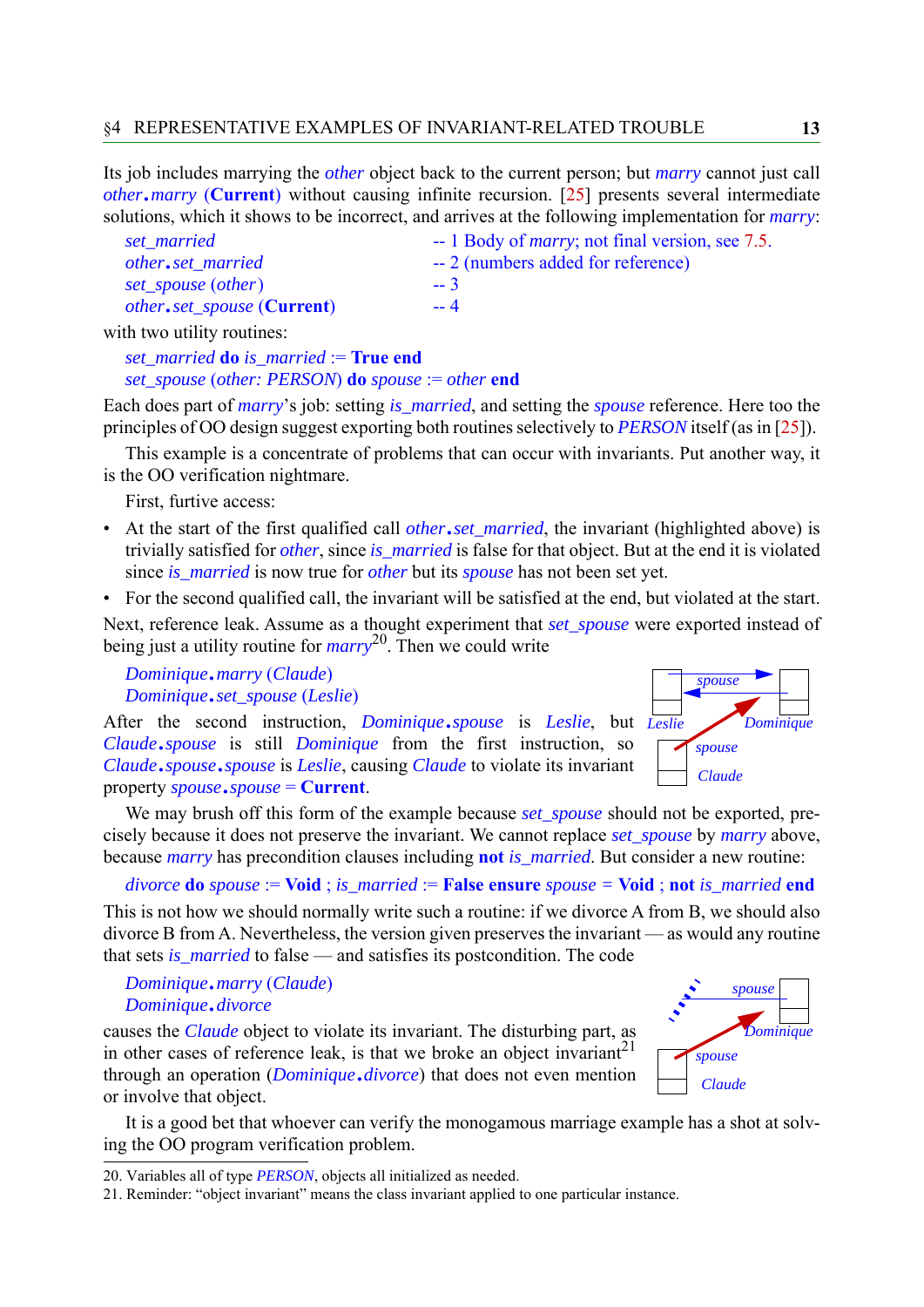Its job includes marrying the *other* object back to the current person; but *marry* cannot just call *other.marry* (**Current**) without causing infinite recursion. [25] presents several intermediate solutions, which it shows to be incorrect, and arrives at the following implementation for *marry*:

```
set_married                  -- 1 Body of marry; not final version, see 7.5.
other.set_married            -- 2 (numbers added for reference)
set_spouse (other)           -- 3
other.set_spouse (Current)   -- 4
```

with two utility routines:

```
set_married do is_married := True end
set_spouse (other: PERSON) do spouse := other end
```

Each does part of *marry*'s job: setting *is_married*, and setting the *spouse* reference. Here too the principles of OO design suggest exporting both routines selectively to *PERSON* itself (as in [25]).

This example is a concentrate of problems that can occur with invariants. Put another way, it is the OO verification nightmare.

First, furtive access:

- At the start of the first qualified call *other.set_married*, the invariant (highlighted above) is trivially satisfied for *other*, since *is_married* is false for that object. But at the end it is violated since *is_married* is now true for *other* but its *spouse* has not been set yet.
- For the second qualified call, the invariant will be satisfied at the end, but violated at the start.

Next, reference leak. Assume as a thought experiment that *set_spouse* were exported instead of being just a utility routine for *marry*[20]. Then we could write

```
Dominique.marry (Claude)
Dominique.set_spouse (Leslie)
```

After the second instruction, *Dominique.spouse* is *Leslie*, but *Claude.spouse* is still *Dominique* from the first instruction, so *Claude.spouse.spouse* is *Leslie*, causing *Claude* to violate its invariant property *spouse.spouse* = **Current**.

We may brush off this form of the example because *set_spouse* should not be exported, precisely because it does not preserve the invariant. We cannot replace *set_spouse* by *marry* above, because *marry* has precondition clauses including **not** *is_married*. But consider a new routine:

```
divorce do spouse := Void ; is_married := False ensure spouse = Void ; not is_married end
```

This is not how we should normally write such a routine: if we divorce A from B, we should also divorce B from A. Nevertheless, the version given preserves the invariant — as would any routine that sets *is_married* to false — and satisfies its postcondition. The code

```
Dominique.marry (Claude)
Dominique.divorce
```

causes the *Claude* object to violate its invariant. The disturbing part, as in other cases of reference leak, is that we broke an object invariant[21] through an operation (*Dominique.divorce*) that does not even mention or involve that object.

It is a good bet that whoever can verify the monogamous marriage example has a shot at solving the OO program verification problem.

---

20. Variables all of type *PERSON*, objects all initialized as needed.

21. Reminder: "object invariant" means the class invariant applied to one particular instance.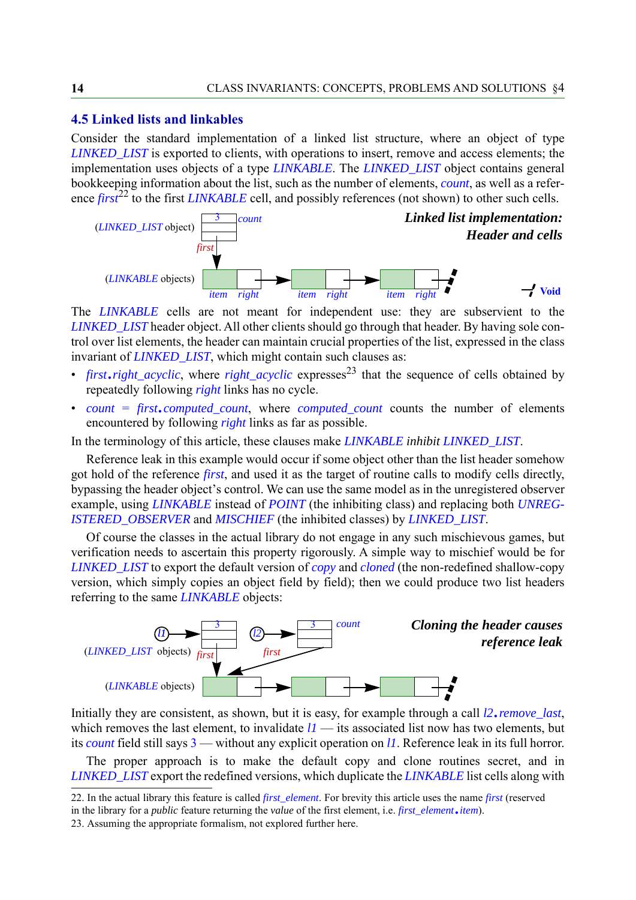## 4.5 Linked lists and linkables

Consider the standard implementation of a linked list structure, where an object of type *LINKED_LIST* is exported to clients, with operations to insert, remove and access elements; the implementation uses objects of a type *LINKABLE*. The *LINKED_LIST* object contains general bookkeeping information about the list, such as the number of elements, *count*, as well as a reference *first*[22] to the first *LINKABLE* cell, and possibly references (not shown) to other such cells.

**Linked list implementation: Header and cells**

The *LINKABLE* cells are not meant for independent use: they are subservient to the *LINKED_LIST* header object. All other clients should go through that header. By having sole control over list elements, the header can maintain crucial properties of the list, expressed in the class invariant of *LINKED_LIST*, which might contain such clauses as:

- *first*.*right_acyclic*, where *right_acyclic* expresses[23] that the sequence of cells obtained by repeatedly following *right* links has no cycle.
- *count* = *first*.*computed_count*, where *computed_count* counts the number of elements encountered by following *right* links as far as possible.

In the terminology of this article, these clauses make *LINKABLE* *inhibit* *LINKED_LIST*.

Reference leak in this example would occur if some object other than the list header somehow got hold of the reference *first*, and used it as the target of routine calls to modify cells directly, bypassing the header object's control. We can use the same model as in the unregistered observer example, using *LINKABLE* instead of *POINT* (the inhibiting class) and replacing both *UNREGISTERED_OBSERVER* and *MISCHIEF* (the inhibited classes) by *LINKED_LIST*.

Of course the classes in the actual library do not engage in any such mischievous games, but verification needs to ascertain this property rigorously. A simple way to mischief would be for *LINKED_LIST* to export the default version of *copy* and *cloned* (the non-redefined shallow-copy version, which simply copies an object field by field); then we could produce two list headers referring to the same *LINKABLE* objects:

**Cloning the header causes reference leak**

Initially they are consistent, as shown, but it is easy, for example through a call *l2*.*remove_last*, which removes the last element, to invalidate *l1* — its associated list now has two elements, but its *count* field still says 3 — without any explicit operation on *l1*. Reference leak in its full horror.

The proper approach is to make the default copy and clone routines secret, and in *LINKED_LIST* export the redefined versions, which duplicate the *LINKABLE* list cells along with

---

22. In the actual library this feature is called *first_element*. For brevity this article uses the name *first* (reserved in the library for a *public* feature returning the *value* of the first element, i.e. *first_element*.*item*).

23. Assuming the appropriate formalism, not explored further here.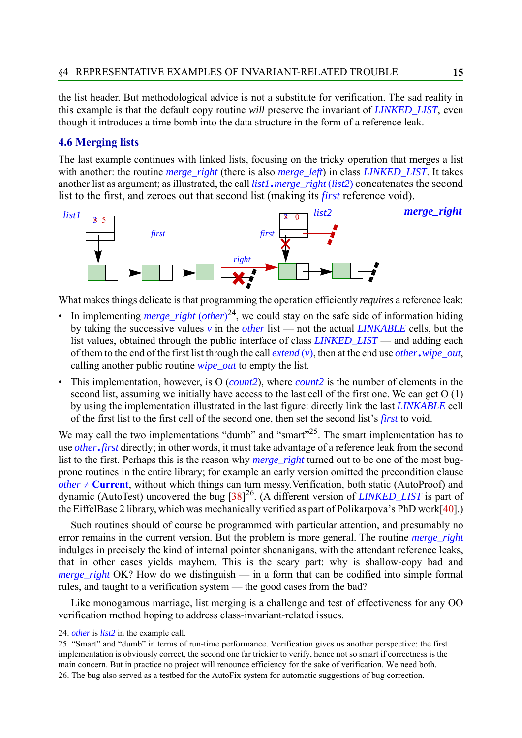the list header. But methodological advice is not a substitute for verification. The sad reality in this example is that the default copy routine *will* preserve the invariant of *LINKED_LIST*, even though it introduces a time bomb into the data structure in the form of a reference leak.

## 4.6 Merging lists

The last example continues with linked lists, focusing on the tricky operation that merges a list with another: the routine *merge_right* (there is also *merge_left*) in class *LINKED_LIST*. It takes another list as argument; as illustrated, the call *list1.merge_right (list2)* concatenates the second list to the first, and zeroes out that second list (making its *first* reference void).

What makes things delicate is that programming the operation efficiently *requires* a reference leak:

- In implementing *merge_right (other)*[24], we could stay on the safe side of information hiding by taking the successive values *v* in the *other* list — not the actual *LINKABLE* cells, but the list values, obtained through the public interface of class *LINKED_LIST* — and adding each of them to the end of the first list through the call *extend (v)*, then at the end use *other.wipe_out*, calling another public routine *wipe_out* to empty the list.
- This implementation, however, is O (*count2*), where *count2* is the number of elements in the second list, assuming we initially have access to the last cell of the first one. We can get O (1) by using the implementation illustrated in the last figure: directly link the last *LINKABLE* cell of the first list to the first cell of the second one, then set the second list's *first* to void.

We may call the two implementations "dumb" and "smart"[25]. The smart implementation has to use *other.first* directly; in other words, it must take advantage of a reference leak from the second list to the first. Perhaps this is the reason why *merge_right* turned out to be one of the most bug-prone routines in the entire library; for example an early version omitted the precondition clause *other* $\neq$ **Current**, without which things can turn messy. Verification, both static (AutoProof) and dynamic (AutoTest) uncovered the bug [38][26]. (A different version of *LINKED_LIST* is part of the EiffelBase 2 library, which was mechanically verified as part of Polikarpova's PhD work[40].)

Such routines should of course be programmed with particular attention, and presumably no error remains in the current version. But the problem is more general. The routine *merge_right* indulges in precisely the kind of internal pointer shenanigans, with the attendant reference leaks, that in other cases yields mayhem. This is the scary part: why is shallow-copy bad and *merge_right* OK? How do we distinguish — in a form that can be codified into simple formal rules, and taught to a verification system — the good cases from the bad?

Like monogamous marriage, list merging is a challenge and test of effectiveness for any OO verification method hoping to address class-invariant-related issues.

---

24. *other* is *list2* in the example call.
25. "Smart" and "dumb" in terms of run-time performance. Verification gives us another perspective: the first implementation is obviously correct, the second one far trickier to verify, hence not so smart if correctness is the main concern. But in practice no project will renounce efficiency for the sake of verification. We need both.
26. The bug also served as a testbed for the AutoFix system for automatic suggestions of bug correction.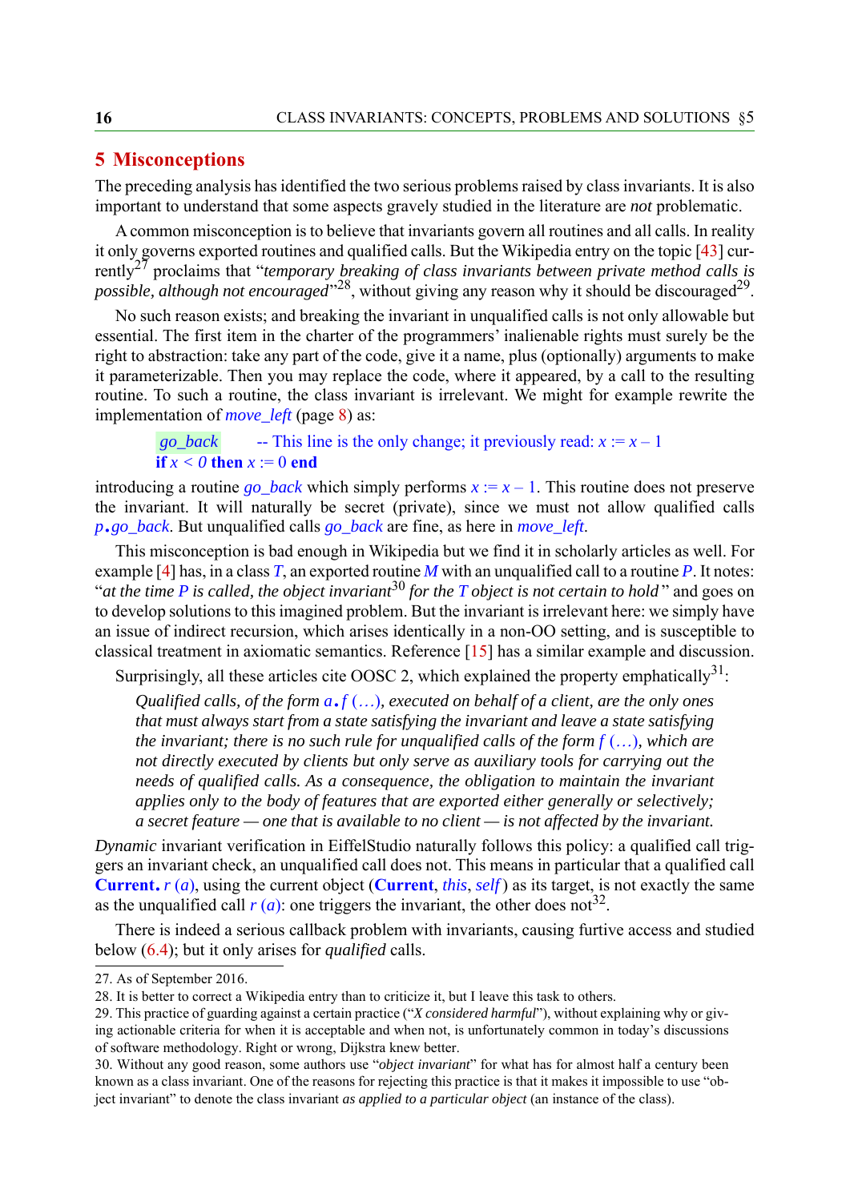## 5 Misconceptions

The preceding analysis has identified the two serious problems raised by class invariants. It is also important to understand that some aspects gravely studied in the literature are *not* problematic.

A common misconception is to believe that invariants govern all routines and all calls. In reality it only governs exported routines and qualified calls. But the Wikipedia entry on the topic [43] currently[27] proclaims that "*temporary breaking of class invariants between private method calls is possible, although not encouraged*"[28], without giving any reason why it should be discouraged[29].

No such reason exists; and breaking the invariant in unqualified calls is not only allowable but essential. The first item in the charter of the programmers' inalienable rights must surely be the right to abstraction: take any part of the code, give it a name, plus (optionally) arguments to make it parameterizable. Then you may replace the code, where it appeared, by a call to the resulting routine. To such a routine, the class invariant is irrelevant. We might for example rewrite the implementation of *move_left* (page 8) as:

```
go_back        -- This line is the only change; it previously read: x := x – 1
if x < 0 then x := 0 end
```

introducing a routine *go_back* which simply performs *x* := *x* – 1. This routine does not preserve the invariant. It will naturally be secret (private), since we must not allow qualified calls *p*.*go_back*. But unqualified calls *go_back* are fine, as here in *move_left*.

This misconception is bad enough in Wikipedia but we find it in scholarly articles as well. For example [4] has, in a class *T*, an exported routine *M* with an unqualified call to a routine *P*. It notes: "*at the time P is called, the object invariant*[30] *for the T object is not certain to hold*" and goes on to develop solutions to this imagined problem. But the invariant is irrelevant here: we simply have an issue of indirect recursion, which arises identically in a non-OO setting, and is susceptible to classical treatment in axiomatic semantics. Reference [15] has a similar example and discussion.

Surprisingly, all these articles cite OOSC 2, which explained the property emphatically[31]:

> *Qualified calls, of the form a*.*f (…), executed on behalf of a client, are the only ones that must always start from a state satisfying the invariant and leave a state satisfying the invariant; there is no such rule for unqualified calls of the form f (…), which are not directly executed by clients but only serve as auxiliary tools for carrying out the needs of qualified calls. As a consequence, the obligation to maintain the invariant applies only to the body of features that are exported either generally or selectively; a secret feature — one that is available to no client — is not affected by the invariant.*

*Dynamic* invariant verification in EiffelStudio naturally follows this policy: a qualified call triggers an invariant check, an unqualified call does not. This means in particular that a qualified call **Current**. *r* (*a*), using the current object (**Current**, *this*, *self*) as its target, is not exactly the same as the unqualified call *r* (*a*): one triggers the invariant, the other does not[32].

There is indeed a serious callback problem with invariants, causing furtive access and studied below (6.4); but it only arises for *qualified* calls.

---

27. As of September 2016.
28. It is better to correct a Wikipedia entry than to criticize it, but I leave this task to others.
29. This practice of guarding against a certain practice ("*X considered harmful*"), without explaining why or giving actionable criteria for when it is acceptable and when not, is unfortunately common in today's discussions of software methodology. Right or wrong, Dijkstra knew better.
30. Without any good reason, some authors use "*object invariant*" for what has for almost half a century been known as a class invariant. One of the reasons for rejecting this practice is that it makes it impossible to use "object invariant" to denote the class invariant *as applied to a particular object* (an instance of the class).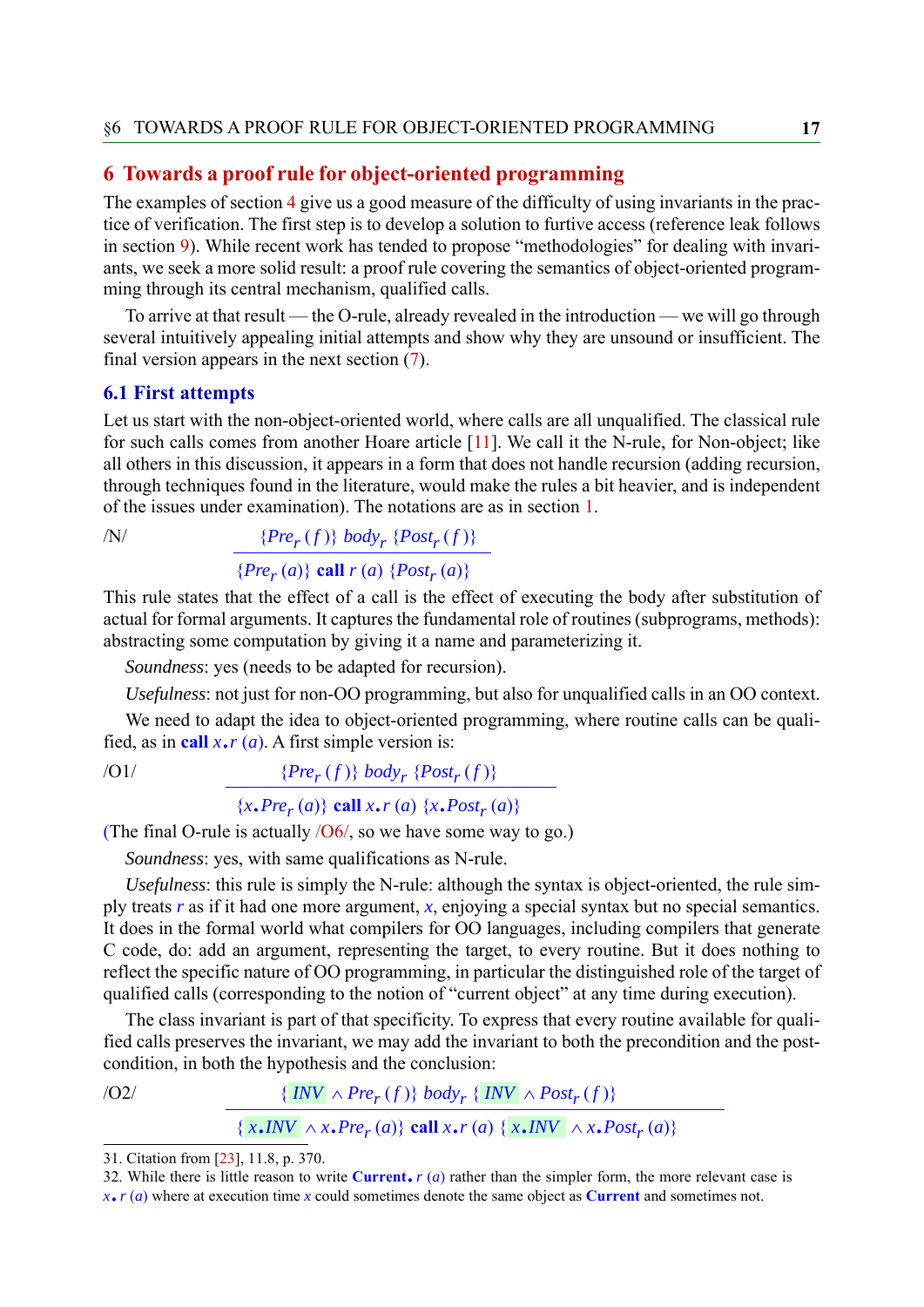# 6 Towards a proof rule for object-oriented programming

The examples of section 4 give us a good measure of the difficulty of using invariants in the practice of verification. The first step is to develop a solution to furtive access (reference leak follows in section 9). While recent work has tended to propose "methodologies" for dealing with invariants, we seek a more solid result: a proof rule covering the semantics of object-oriented programming through its central mechanism, qualified calls.

To arrive at that result — the O-rule, already revealed in the introduction — we will go through several intuitively appealing initial attempts and show why they are unsound or insufficient. The final version appears in the next section (7).

## 6.1 First attempts

Let us start with the non-object-oriented world, where calls are all unqualified. The classical rule for such calls comes from another Hoare article [11]. We call it the N-rule, for Non-object; like all others in this discussion, it appears in a form that does not handle recursion (adding recursion, through techniques found in the literature, would make the rules a bit heavier, and is independent of the issues under examination). The notations are as in section 1.

/N/
$$\frac{\{Pre_r\,(f)\}\ body_r\ \{Post_r\,(f)\}}{\{Pre_r\,(a)\}\ \textbf{call}\ r\,(a)\ \{Post_r\,(a)\}}$$

This rule states that the effect of a call is the effect of executing the body after substitution of actual for formal arguments. It captures the fundamental role of routines (subprograms, methods): abstracting some computation by giving it a name and parameterizing it.

*Soundness*: yes (needs to be adapted for recursion).

*Usefulness*: not just for non-OO programming, but also for unqualified calls in an OO context.

We need to adapt the idea to object-oriented programming, where routine calls can be qualified, as in **call** $x.r\,(a)$. A first simple version is:

/O1/
$$\frac{\{Pre_r\,(f)\}\ body_r\ \{Post_r\,(f)\}}{\{x.Pre_r\,(a)\}\ \textbf{call}\ x.r\,(a)\ \{x.Post_r\,(a)\}}$$

(The final O-rule is actually /O6/, so we have some way to go.)

*Soundness*: yes, with same qualifications as N-rule.

*Usefulness*: this rule is simply the N-rule: although the syntax is object-oriented, the rule simply treats $r$ as if it had one more argument, $x$, enjoying a special syntax but no special semantics. It does in the formal world what compilers for OO languages, including compilers that generate C code, do: add an argument, representing the target, to every routine. But it does nothing to reflect the specific nature of OO programming, in particular the distinguished role of the target of qualified calls (corresponding to the notion of "current object" at any time during execution).

The class invariant is part of that specificity. To express that every routine available for qualified calls preserves the invariant, we may add the invariant to both the precondition and the postcondition, in both the hypothesis and the conclusion:

/O2/
$$\frac{\{\ INV\ \wedge Pre_r\,(f)\}\ body_r\ \{\ INV\ \wedge Post_r\,(f)\}}{\{\ x.INV\ \wedge x.Pre_r\,(a)\}\ \textbf{call}\ x.r\,(a)\ \{\ x.INV\ \wedge x.Post_r\,(a)\}}$$

31. Citation from [23], 11.8, p. 370.

32. While there is little reason to write **Current**$.r\,(a)$ rather than the simpler form, the more relevant case is $x.r\,(a)$ where at execution time $x$ could sometimes denote the same object as **Current** and sometimes not.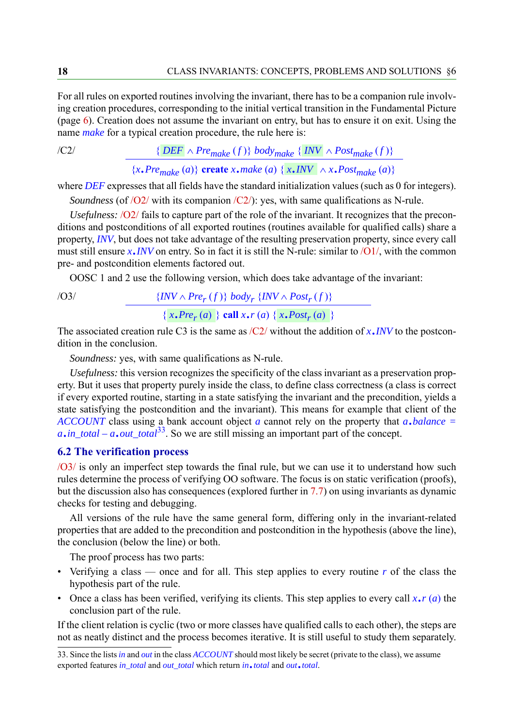For all rules on exported routines involving the invariant, there has to be a companion rule involving creation procedures, corresponding to the initial vertical transition in the Fundamental Picture (page 6). Creation does not assume the invariant on entry, but has to ensure it on exit. Using the name *make* for a typical creation procedure, the rule here is:

/C2/
$$\frac{\{\ DEF \wedge Pre_{make}\ (f)\}\ body_{make}\ \{\ INV \wedge Post_{make}\ (f)\}}{\{x.Pre_{make}\ (a)\}\ \textbf{create}\ x.make\ (a)\ \{\ x.INV \wedge x.Post_{make}\ (a)\}}$$

where *DEF* expresses that all fields have the standard initialization values (such as 0 for integers).

*Soundness* (of /O2/ with its companion /C2/): yes, with same qualifications as N-rule.

*Usefulness:* /O2/ fails to capture part of the role of the invariant. It recognizes that the preconditions and postconditions of all exported routines (routines available for qualified calls) share a property, *INV*, but does not take advantage of the resulting preservation property, since every call must still ensure *x.INV* on entry. So in fact it is still the N-rule: similar to /O1/, with the common pre- and postcondition elements factored out.

OOSC 1 and 2 use the following version, which does take advantage of the invariant:

/O3/
$$\frac{\{INV \wedge Pre_r\ (f)\}\ body_r\ \{INV \wedge Post_r\ (f)\}}{\{\ x.Pre_r\ (a)\ \}\ \textbf{call}\ x.r\ (a)\ \{\ x.Post_r\ (a)\ \}}$$

The associated creation rule C3 is the same as /C2/ without the addition of *x.INV* to the postcondition in the conclusion.

*Soundness:* yes, with same qualifications as N-rule.

*Usefulness:* this version recognizes the specificity of the class invariant as a preservation property. But it uses that property purely inside the class, to define class correctness (a class is correct if every exported routine, starting in a state satisfying the invariant and the precondition, yields a state satisfying the postcondition and the invariant). This means for example that client of the *ACCOUNT* class using a bank account object *a* cannot rely on the property that *a.balance* = *a.in_total* – *a.out_total*[33]. So we are still missing an important part of the concept.

## 6.2 The verification process

/O3/ is only an imperfect step towards the final rule, but we can use it to understand how such rules determine the process of verifying OO software. The focus is on static verification (proofs), but the discussion also has consequences (explored further in 7.7) on using invariants as dynamic checks for testing and debugging.

All versions of the rule have the same general form, differing only in the invariant-related properties that are added to the precondition and postcondition in the hypothesis (above the line), the conclusion (below the line) or both.

The proof process has two parts:

- Verifying a class — once and for all. This step applies to every routine *r* of the class the hypothesis part of the rule.
- Once a class has been verified, verifying its clients. This step applies to every call *x.r (a)* the conclusion part of the rule.

If the client relation is cyclic (two or more classes have qualified calls to each other), the steps are not as neatly distinct and the process becomes iterative. It is still useful to study them separately.

33. Since the lists *in* and *out* in the class *ACCOUNT* should most likely be secret (private to the class), we assume exported features *in_total* and *out_total* which return *in.total* and *out.total*.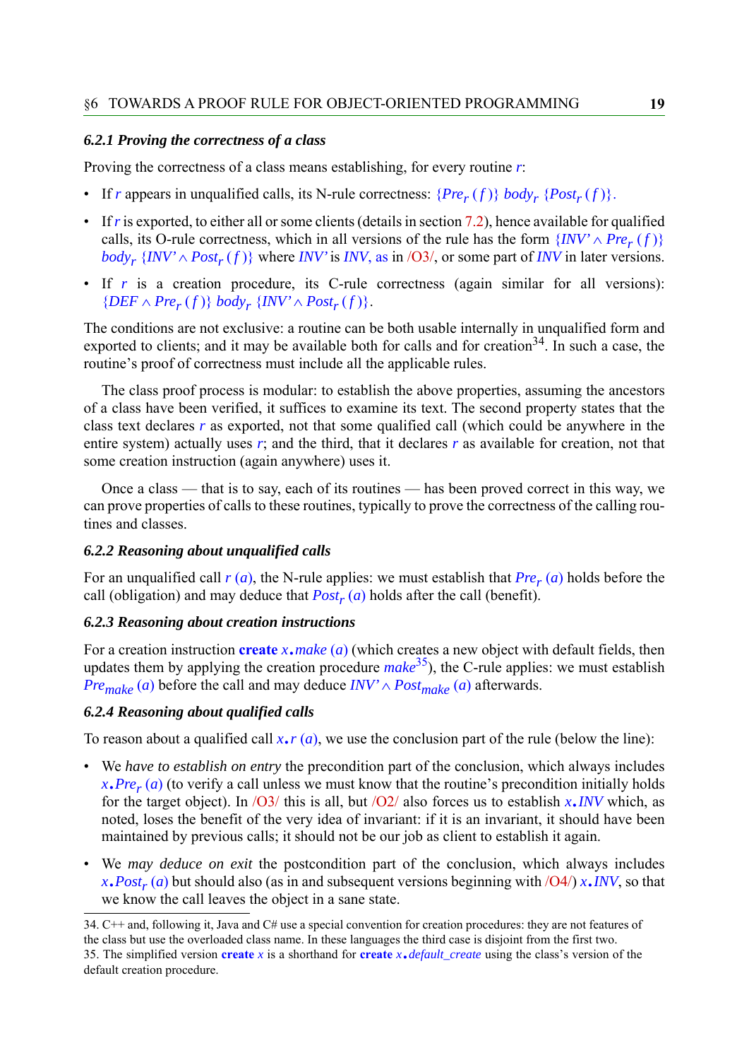#### 6.2.1 Proving the correctness of a class

Proving the correctness of a class means establishing, for every routine $r$:

- If $r$ appears in unqualified calls, its N-rule correctness: $\{Pre_r\ (f)\}\ body_r\ \{Post_r\ (f)\}$.
- If $r$ is exported, to either all or some clients (details in section 7.2), hence available for qualified calls, its O-rule correctness, which in all versions of the rule has the form $\{INV' \wedge Pre_r\ (f)\}\ body_r\ \{INV' \wedge Post_r\ (f)\}$ where $INV'$ is $INV$, as in /O3/, or some part of $INV$ in later versions.
- If $r$ is a creation procedure, its C-rule correctness (again similar for all versions): $\{DEF \wedge Pre_r\ (f)\}\ body_r\ \{INV' \wedge Post_r\ (f)\}$.

The conditions are not exclusive: a routine can be both usable internally in unqualified form and exported to clients; and it may be available both for calls and for creation[34]. In such a case, the routine's proof of correctness must include all the applicable rules.

The class proof process is modular: to establish the above properties, assuming the ancestors of a class have been verified, it suffices to examine its text. The second property states that the class text declares $r$ as exported, not that some qualified call (which could be anywhere in the entire system) actually uses $r$; and the third, that it declares $r$ as available for creation, not that some creation instruction (again anywhere) uses it.

Once a class — that is to say, each of its routines — has been proved correct in this way, we can prove properties of calls to these routines, typically to prove the correctness of the calling routines and classes.

#### 6.2.2 Reasoning about unqualified calls

For an unqualified call $r\ (a)$, the N-rule applies: we must establish that $Pre_r\ (a)$ holds before the call (obligation) and may deduce that $Post_r\ (a)$ holds after the call (benefit).

#### 6.2.3 Reasoning about creation instructions

For a creation instruction **create** $x.make\ (a)$ (which creates a new object with default fields, then updates them by applying the creation procedure $make$[35]), the C-rule applies: we must establish $Pre_{make}\ (a)$ before the call and may deduce $INV' \wedge Post_{make}\ (a)$ afterwards.

#### 6.2.4 Reasoning about qualified calls

To reason about a qualified call $x.r\ (a)$, we use the conclusion part of the rule (below the line):

- We *have to establish on entry* the precondition part of the conclusion, which always includes $x.Pre_r\ (a)$ (to verify a call unless we must know that the routine's precondition initially holds for the target object). In /O3/ this is all, but /O2/ also forces us to establish $x.INV$ which, as noted, loses the benefit of the very idea of invariant: if it is an invariant, it should have been maintained by previous calls; it should not be our job as client to establish it again.
- We *may deduce on exit* the postcondition part of the conclusion, which always includes $x.Post_r\ (a)$ but should also (as in and subsequent versions beginning with /O4/) $x.INV$, so that we know the call leaves the object in a sane state.

---

34. C++ and, following it, Java and C# use a special convention for creation procedures: they are not features of the class but use the overloaded class name. In these languages the third case is disjoint from the first two.
35. The simplified version **create** $x$ is a shorthand for **create** $x.default\_create$ using the class's version of the default creation procedure.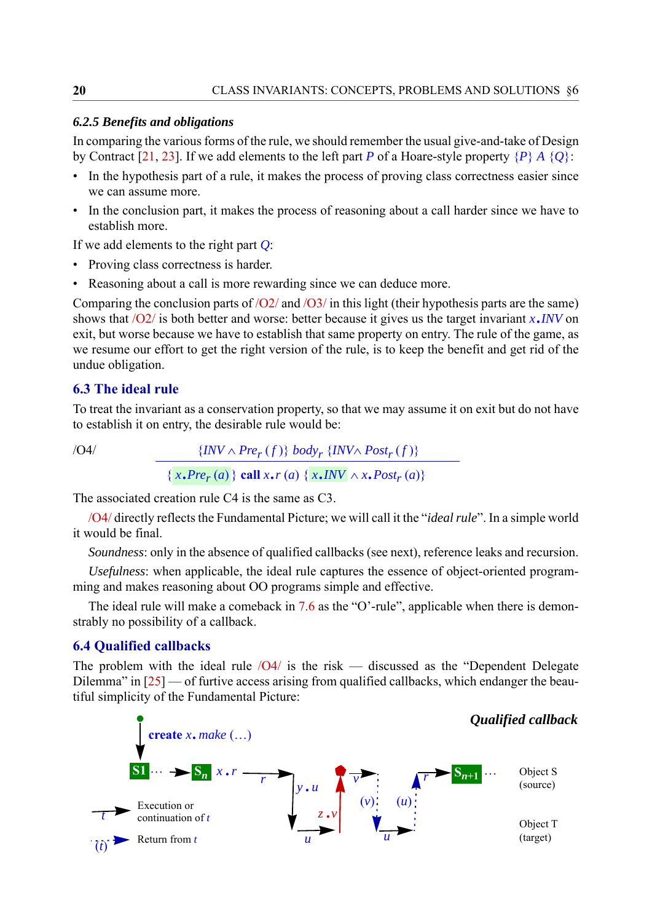### 6.2.5 Benefits and obligations

In comparing the various forms of the rule, we should remember the usual give-and-take of Design by Contract [21, 23]. If we add elements to the left part $P$ of a Hoare-style property $\{P\}\ A\ \{Q\}$:

- In the hypothesis part of a rule, it makes the process of proving class correctness easier since we can assume more.
- In the conclusion part, it makes the process of reasoning about a call harder since we have to establish more.

If we add elements to the right part $Q$:

- Proving class correctness is harder.
- Reasoning about a call is more rewarding since we can deduce more.

Comparing the conclusion parts of /O2/ and /O3/ in this light (their hypothesis parts are the same) shows that /O2/ is both better and worse: better because it gives us the target invariant $x.INV$ on exit, but worse because we have to establish that same property on entry. The rule of the game, as we resume our effort to get the right version of the rule, is to keep the benefit and get rid of the undue obligation.

## 6.3 The ideal rule

To treat the invariant as a conservation property, so that we may assume it on exit but do not have to establish it on entry, the desirable rule would be:

/O4/
$$\frac{\{INV \wedge Pre_r\,(f)\}\ body_r\ \{INV \wedge Post_r\,(f)\}}{\{\ x.Pre_r\,(a)\ \}\ \textbf{call}\ x.r\ (a)\ \{\ x.INV\ \wedge x.Post_r\ (a)\}}$$

The associated creation rule C4 is the same as C3.

/O4/ directly reflects the Fundamental Picture; we will call it the "*ideal rule*". In a simple world it would be final.

*Soundness*: only in the absence of qualified callbacks (see next), reference leaks and recursion.

*Usefulness*: when applicable, the ideal rule captures the essence of object-oriented programming and makes reasoning about OO programs simple and effective.

The ideal rule will make a comeback in 7.6 as the "O'-rule", applicable when there is demonstrably no possibility of a callback.

## 6.4 Qualified callbacks

The problem with the ideal rule /O4/ is the risk — discussed as the "Dependent Delegate Dilemma" in [25] — of furtive access arising from qualified callbacks, which endanger the beautiful simplicity of the Fundamental Picture:

**Qualified callback**

create $x.make$ (…)

S1 … $S_n$ $x.r$ $r$ $y.u$ $u$ $z.v$ $v$ $(v)$ $u$ $(u)$ $r$ $S_{n+1}$ …

Object S (source)

Object T (target)

$t$ Execution or continuation of $t$

$(t)$ Return from $t$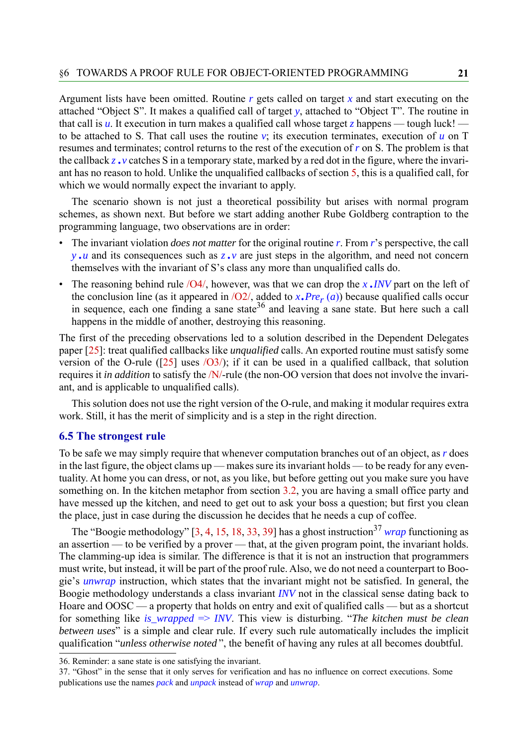Argument lists have been omitted. Routine *r* gets called on target *x* and start executing on the attached "Object S". It makes a qualified call of target *y*, attached to "Object T". The routine in that call is *u*. It execution in turn makes a qualified call whose target *z* happens — tough luck! — to be attached to S. That call uses the routine *v*; its execution terminates, execution of *u* on T resumes and terminates; control returns to the rest of the execution of *r* on S. The problem is that the callback *z*.*v* catches S in a temporary state, marked by a red dot in the figure, where the invariant has no reason to hold. Unlike the unqualified callbacks of section 5, this is a qualified call, for which we would normally expect the invariant to apply.

The scenario shown is not just a theoretical possibility but arises with normal program schemes, as shown next. But before we start adding another Rube Goldberg contraption to the programming language, two observations are in order:

- The invariant violation *does not matter* for the original routine *r*. From *r*'s perspective, the call *y*.*u* and its consequences such as *z*.*v* are just steps in the algorithm, and need not concern themselves with the invariant of S's class any more than unqualified calls do.
- The reasoning behind rule /O4/, however, was that we can drop the *x*.*INV* part on the left of the conclusion line (as it appeared in /O2/, added to $x.Pre_r\ (a)$) because qualified calls occur in sequence, each one finding a sane state[36] and leaving a sane state. But here such a call happens in the middle of another, destroying this reasoning.

The first of the preceding observations led to a solution described in the Dependent Delegates paper [25]: treat qualified callbacks like *unqualified* calls. An exported routine must satisfy some version of the O-rule ([25] uses /O3/); if it can be used in a qualified callback, that solution requires it *in addition* to satisfy the /N/-rule (the non-OO version that does not involve the invariant, and is applicable to unqualified calls).

This solution does not use the right version of the O-rule, and making it modular requires extra work. Still, it has the merit of simplicity and is a step in the right direction.

## 6.5 The strongest rule

To be safe we may simply require that whenever computation branches out of an object, as *r* does in the last figure, the object clams up — makes sure its invariant holds — to be ready for any eventuality. At home you can dress, or not, as you like, but before getting out you make sure you have something on. In the kitchen metaphor from section 3.2, you are having a small office party and have messed up the kitchen, and need to get out to ask your boss a question; but first you clean the place, just in case during the discussion he decides that he needs a cup of coffee.

The "Boogie methodology" [3, 4, 15, 18, 33, 39] has a ghost instruction[37] *wrap* functioning as an assertion — to be verified by a prover — that, at the given program point, the invariant holds. The clamming-up idea is similar. The difference is that it is not an instruction that programmers must write, but instead, it will be part of the proof rule. Also, we do not need a counterpart to Boogie's *unwrap* instruction, which states that the invariant might not be satisfied. In general, the Boogie methodology understands a class invariant *INV* not in the classical sense dating back to Hoare and OOSC — a property that holds on entry and exit of qualified calls — but as a shortcut for something like *is_wrapped => INV*. This view is disturbing. "*The kitchen must be clean between uses*" is a simple and clear rule. If every such rule automatically includes the implicit qualification "*unless otherwise noted*", the benefit of having any rules at all becomes doubtful.

36. Reminder: a sane state is one satisfying the invariant.

37. "Ghost" in the sense that it only serves for verification and has no influence on correct executions. Some publications use the names *pack* and *unpack* instead of *wrap* and *unwrap*.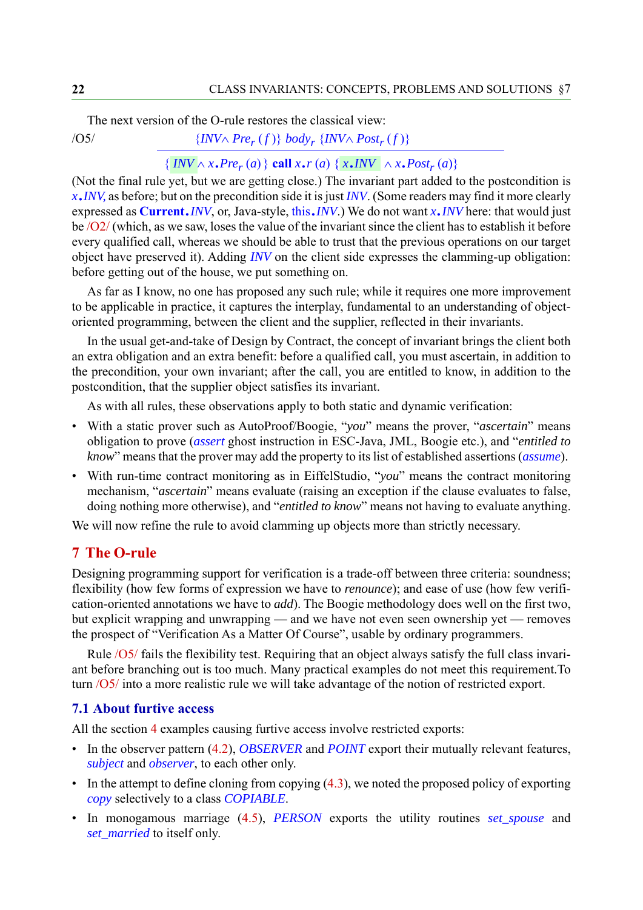The next version of the O-rule restores the classical view:

/O5/

$$\frac{\{INV \wedge Pre_r(f)\}\ body_r\ \{INV \wedge Post_r(f)\}}{\{\ INV \wedge x.Pre_r(a)\ \}\ \textbf{call}\ x.r\ (a)\ \{\ x.INV\ \wedge x.Post_r(a)\}}$$

(Not the final rule yet, but we are getting close.) The invariant part added to the postcondition is *x.INV*, as before; but on the precondition side it is just *INV*. (Some readers may find it more clearly expressed as **Current**.*INV*, or, Java-style, this.*INV*.) We do not want *x.INV* here: that would just be /O2/ (which, as we saw, loses the value of the invariant since the client has to establish it before every qualified call, whereas we should be able to trust that the previous operations on our target object have preserved it). Adding *INV* on the client side expresses the clamming-up obligation: before getting out of the house, we put something on.

As far as I know, no one has proposed any such rule; while it requires one more improvement to be applicable in practice, it captures the interplay, fundamental to an understanding of object-oriented programming, between the client and the supplier, reflected in their invariants.

In the usual get-and-take of Design by Contract, the concept of invariant brings the client both an extra obligation and an extra benefit: before a qualified call, you must ascertain, in addition to the precondition, your own invariant; after the call, you are entitled to know, in addition to the postcondition, that the supplier object satisfies its invariant.

As with all rules, these observations apply to both static and dynamic verification:

- With a static prover such as AutoProof/Boogie, "*you*" means the prover, "*ascertain*" means obligation to prove (*assert* ghost instruction in ESC-Java, JML, Boogie etc.), and "*entitled to know*" means that the prover may add the property to its list of established assertions (*assume*).
- With run-time contract monitoring as in EiffelStudio, "*you*" means the contract monitoring mechanism, "*ascertain*" means evaluate (raising an exception if the clause evaluates to false, doing nothing more otherwise), and "*entitled to know*" means not having to evaluate anything.

We will now refine the rule to avoid clamming up objects more than strictly necessary.

## 7 The O-rule

Designing programming support for verification is a trade-off between three criteria: soundness; flexibility (how few forms of expression we have to *renounce*); and ease of use (how few verification-oriented annotations we have to *add*). The Boogie methodology does well on the first two, but explicit wrapping and unwrapping — and we have not even seen ownership yet — removes the prospect of "Verification As a Matter Of Course", usable by ordinary programmers.

Rule /O5/ fails the flexibility test. Requiring that an object always satisfy the full class invariant before branching out is too much. Many practical examples do not meet this requirement.To turn /O5/ into a more realistic rule we will take advantage of the notion of restricted export.

### 7.1 About furtive access

All the section 4 examples causing furtive access involve restricted exports:

- In the observer pattern (4.2), *OBSERVER* and *POINT* export their mutually relevant features, *subject* and *observer*, to each other only.
- In the attempt to define cloning from copying (4.3), we noted the proposed policy of exporting *copy* selectively to a class *COPIABLE*.
- In monogamous marriage (4.5), *PERSON* exports the utility routines *set_spouse* and *set_married* to itself only.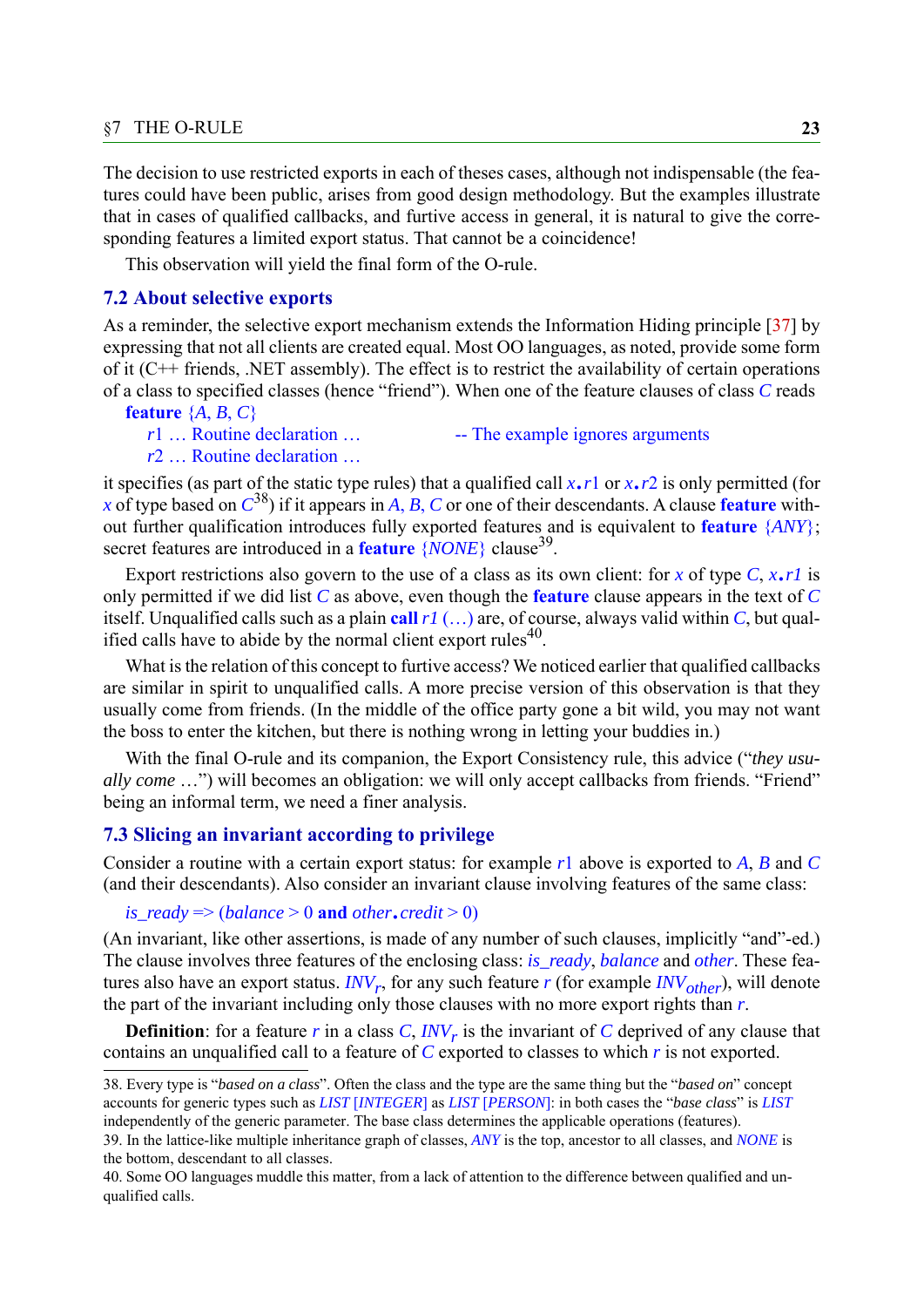The decision to use restricted exports in each of theses cases, although not indispensable (the features could have been public, arises from good design methodology. But the examples illustrate that in cases of qualified callbacks, and furtive access in general, it is natural to give the corresponding features a limited export status. That cannot be a coincidence!

This observation will yield the final form of the O-rule.

## 7.2 About selective exports

As a reminder, the selective export mechanism extends the Information Hiding principle [37] by expressing that not all clients are created equal. Most OO languages, as noted, provide some form of it (C++ friends, .NET assembly). The effect is to restrict the availability of certain operations of a class to specified classes (hence "friend"). When one of the feature clauses of class *C* reads

```
feature {A, B, C}
    r1 … Routine declaration …            -- The example ignores arguments
    r2 … Routine declaration …
```

it specifies (as part of the static type rules) that a qualified call *x*.*r*1 or *x*.*r*2 is only permitted (for *x* of type based on *C*[38]) if it appears in *A*, *B*, *C* or one of their descendants. A clause **feature** without further qualification introduces fully exported features and is equivalent to **feature** {*ANY*}; secret features are introduced in a **feature** {*NONE*} clause[39].

Export restrictions also govern to the use of a class as its own client: for *x* of type *C*, *x*.*r1* is only permitted if we did list *C* as above, even though the **feature** clause appears in the text of *C* itself. Unqualified calls such as a plain **call** *r1* (…) are, of course, always valid within *C*, but qualified calls have to abide by the normal client export rules[40].

What is the relation of this concept to furtive access? We noticed earlier that qualified callbacks are similar in spirit to unqualified calls. A more precise version of this observation is that they usually come from friends. (In the middle of the office party gone a bit wild, you may not want the boss to enter the kitchen, but there is nothing wrong in letting your buddies in.)

With the final O-rule and its companion, the Export Consistency rule, this advice ("*they usually come* …") will becomes an obligation: we will only accept callbacks from friends. "Friend" being an informal term, we need a finer analysis.

## 7.3 Slicing an invariant according to privilege

Consider a routine with a certain export status: for example *r*1 above is exported to *A*, *B* and *C* (and their descendants). Also consider an invariant clause involving features of the same class:

*is_ready* => (*balance* > 0 **and** *other*.*credit* > 0)

(An invariant, like other assertions, is made of any number of such clauses, implicitly "and"-ed.) The clause involves three features of the enclosing class: *is_ready*, *balance* and *other*. These features also have an export status. $INV_r$, for any such feature *r* (for example $INV_{other}$), will denote the part of the invariant including only those clauses with no more export rights than *r*.

**Definition**: for a feature *r* in a class *C*, $INV_r$ is the invariant of *C* deprived of any clause that contains an unqualified call to a feature of *C* exported to classes to which *r* is not exported.

---

38. Every type is "*based on a class*". Often the class and the type are the same thing but the "*based on*" concept accounts for generic types such as *LIST* [*INTEGER*] as *LIST* [*PERSON*]: in both cases the "*base class*" is *LIST* independently of the generic parameter. The base class determines the applicable operations (features).

39. In the lattice-like multiple inheritance graph of classes, *ANY* is the top, ancestor to all classes, and *NONE* is the bottom, descendant to all classes.

40. Some OO languages muddle this matter, from a lack of attention to the difference between qualified and unqualified calls.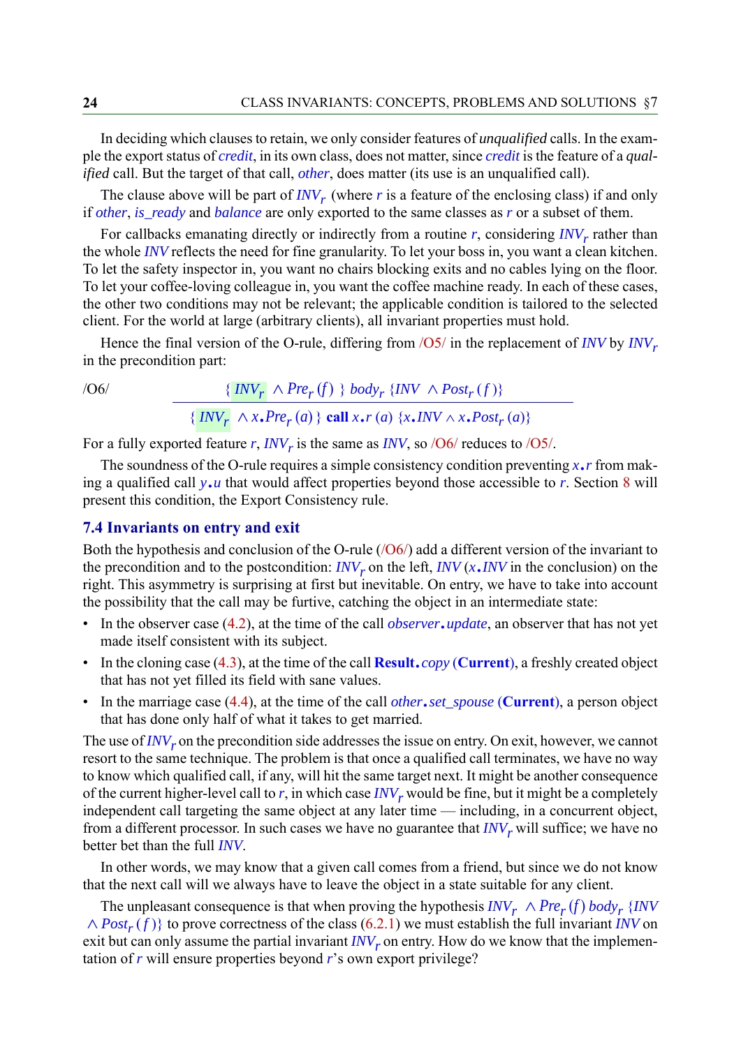In deciding which clauses to retain, we only consider features of *unqualified* calls. In the example the export status of *credit*, in its own class, does not matter, since *credit* is the feature of a *qualified* call. But the target of that call, *other*, does matter (its use is an unqualified call).

The clause above will be part of $INV_r$ (where $r$ is a feature of the enclosing class) if and only if *other*, *is_ready* and *balance* are only exported to the same classes as $r$ or a subset of them.

For callbacks emanating directly or indirectly from a routine $r$, considering $INV_r$ rather than the whole $INV$ reflects the need for fine granularity. To let your boss in, you want a clean kitchen. To let the safety inspector in, you want no chairs blocking exits and no cables lying on the floor. To let your coffee-loving colleague in, you want the coffee machine ready. In each of these cases, the other two conditions may not be relevant; the applicable condition is tailored to the selected client. For the world at large (arbitrary clients), all invariant properties must hold.

Hence the final version of the O-rule, differing from /O5/ in the replacement of $INV$ by $INV_r$ in the precondition part:

/O6/
$$\frac{\{\, INV_r \;\wedge Pre_r\,(f)\;\}\; body_r\; \{INV \;\wedge Post_r\,(f)\}}{\{\, INV_r \;\wedge x.Pre_r\,(a)\,\}\; \textbf{call}\; x.r\;(a)\;\{x.INV \wedge x.Post_r\,(a)\}}$$

For a fully exported feature $r$, $INV_r$ is the same as $INV$, so /O6/ reduces to /O5/.

The soundness of the O-rule requires a simple consistency condition preventing $x.r$ from making a qualified call $y.u$ that would affect properties beyond those accessible to $r$. Section 8 will present this condition, the Export Consistency rule.

### 7.4 Invariants on entry and exit

Both the hypothesis and conclusion of the O-rule (/O6/) add a different version of the invariant to the precondition and to the postcondition: $INV_r$ on the left, $INV$ ($x.INV$ in the conclusion) on the right. This asymmetry is surprising at first but inevitable. On entry, we have to take into account the possibility that the call may be furtive, catching the object in an intermediate state:

- In the observer case (4.2), at the time of the call *observer*.*update*, an observer that has not yet made itself consistent with its subject.
- In the cloning case (4.3), at the time of the call **Result**.*copy* (**Current**), a freshly created object that has not yet filled its field with sane values.
- In the marriage case (4.4), at the time of the call *other*.*set_spouse* (**Current**), a person object that has done only half of what it takes to get married.

The use of $INV_r$ on the precondition side addresses the issue on entry. On exit, however, we cannot resort to the same technique. The problem is that once a qualified call terminates, we have no way to know which qualified call, if any, will hit the same target next. It might be another consequence of the current higher-level call to $r$, in which case $INV_r$ would be fine, but it might be a completely independent call targeting the same object at any later time — including, in a concurrent object, from a different processor. In such cases we have no guarantee that $INV_r$ will suffice; we have no better bet than the full $INV$.

In other words, we may know that a given call comes from a friend, but since we do not know that the next call will we always have to leave the object in a state suitable for any client.

The unpleasant consequence is that when proving the hypothesis $INV_r \;\wedge Pre_r\,(f)\; body_r\; \{INV \wedge Post_r\,(f)\}$ to prove correctness of the class (6.2.1) we must establish the full invariant $INV$ on exit but can only assume the partial invariant $INV_r$ on entry. How do we know that the implementation of $r$ will ensure properties beyond $r$'s own export privilege?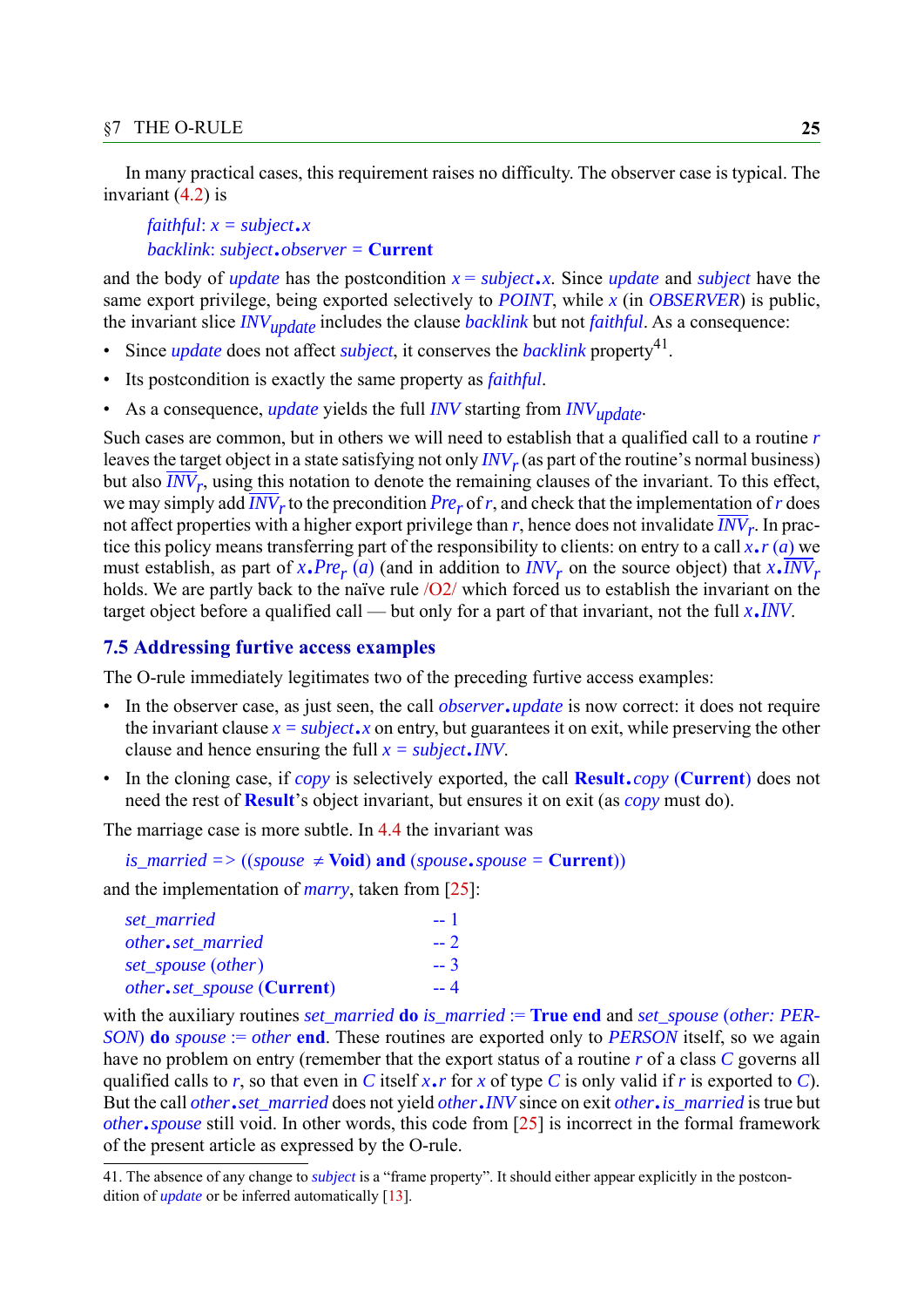In many practical cases, this requirement raises no difficulty. The observer case is typical. The invariant (4.2) is

*faithful*: *x* = *subject*.*x*
*backlink*: *subject*.*observer* = **Current**

and the body of *update* has the postcondition *x* = *subject*.*x*. Since *update* and *subject* have the same export privilege, being exported selectively to *POINT*, while *x* (in *OBSERVER*) is public, the invariant slice $INV_{update}$ includes the clause *backlink* but not *faithful*. As a consequence:

- Since *update* does not affect *subject*, it conserves the *backlink* property[41].
- Its postcondition is exactly the same property as *faithful*.
- As a consequence, *update* yields the full *INV* starting from $INV_{update}$.

Such cases are common, but in others we will need to establish that a qualified call to a routine *r* leaves the target object in a state satisfying not only $INV_r$ (as part of the routine's normal business) but also $\overline{INV_r}$, using this notation to denote the remaining clauses of the invariant. To this effect, we may simply add $\overline{INV_r}$ to the precondition $Pre_r$ of *r*, and check that the implementation of *r* does not affect properties with a higher export privilege than *r*, hence does not invalidate $\overline{INV_r}$. In practice this policy means transferring part of the responsibility to clients: on entry to a call *x*.*r* (*a*) we must establish, as part of *x*.$Pre_r$ (*a*) (and in addition to $INV_r$ on the source object) that *x*.$\overline{INV_r}$ holds. We are partly back to the naïve rule /O2/ which forced us to establish the invariant on the target object before a qualified call — but only for a part of that invariant, not the full *x*.*INV*.

## 7.5 Addressing furtive access examples

The O-rule immediately legitimates two of the preceding furtive access examples:

- In the observer case, as just seen, the call *observer*.*update* is now correct: it does not require the invariant clause *x* = *subject*.*x* on entry, but guarantees it on exit, while preserving the other clause and hence ensuring the full *x* = *subject*.*INV*.
- In the cloning case, if *copy* is selectively exported, the call **Result**.*copy* (**Current**) does not need the rest of **Result**'s object invariant, but ensures it on exit (as *copy* must do).

The marriage case is more subtle. In 4.4 the invariant was

*is_married* => ((*spouse* ≠ **Void**) **and** (*spouse*.*spouse* = **Current**))

and the implementation of *marry*, taken from [25]:

```
set_married                    -- 1
other.set_married              -- 2
set_spouse (other)             -- 3
other.set_spouse (Current)     -- 4
```

with the auxiliary routines *set_married* **do** *is_married* := **True end** and *set_spouse* (*other: PERSON*) **do** *spouse* := *other* **end**. These routines are exported only to *PERSON* itself, so we again have no problem on entry (remember that the export status of a routine *r* of a class *C* governs all qualified calls to *r*, so that even in *C* itself *x*.*r* for *x* of type *C* is only valid if *r* is exported to *C*). But the call *other*.*set_married* does not yield *other*.*INV* since on exit *other*.*is_married* is true but *other*.*spouse* still void. In other words, this code from [25] is incorrect in the formal framework of the present article as expressed by the O-rule.

41. The absence of any change to *subject* is a "frame property". It should either appear explicitly in the postcondition of *update* or be inferred automatically [13].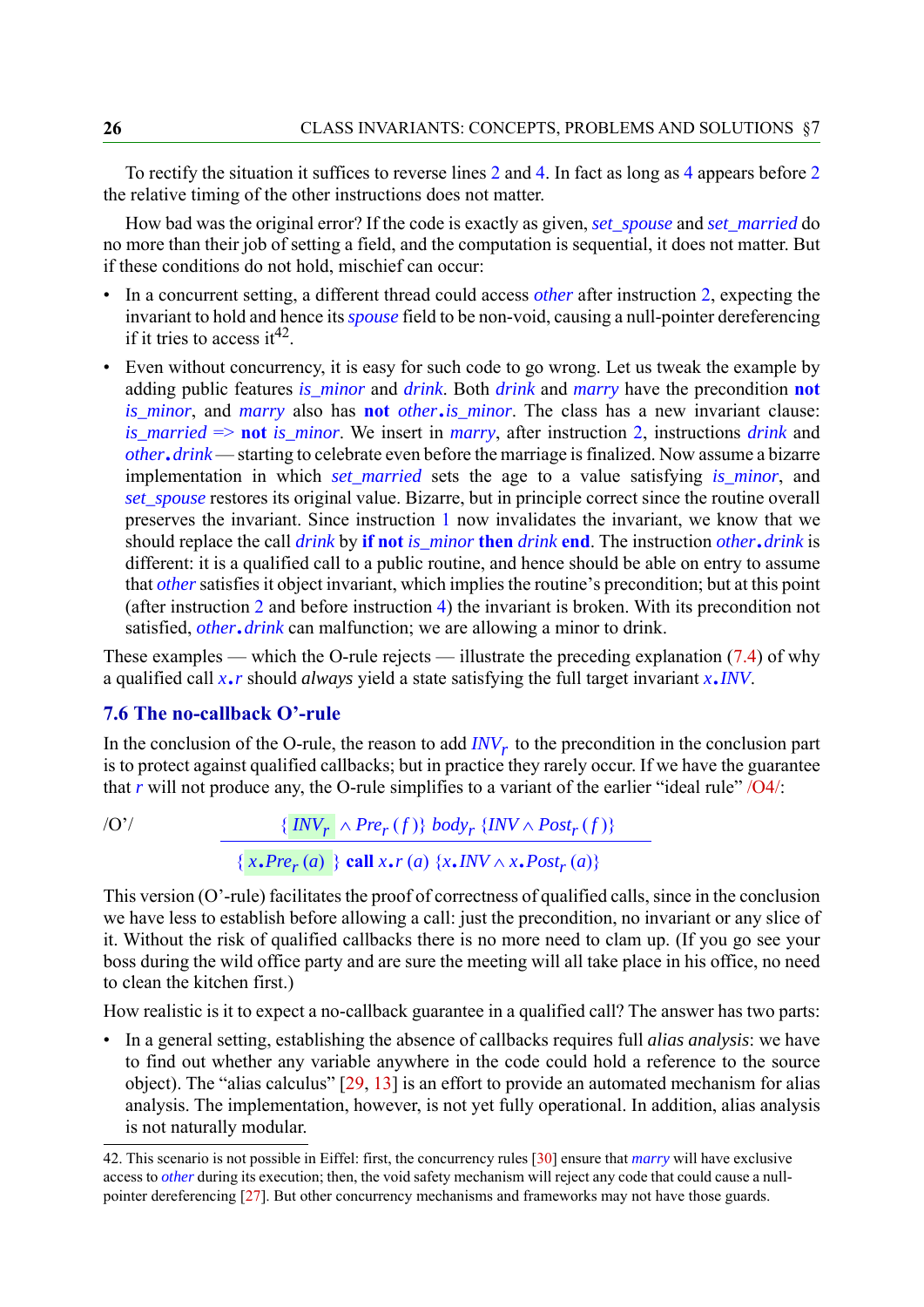To rectify the situation it suffices to reverse lines 2 and 4. In fact as long as 4 appears before 2 the relative timing of the other instructions does not matter.

How bad was the original error? If the code is exactly as given, *set_spouse* and *set_married* do no more than their job of setting a field, and the computation is sequential, it does not matter. But if these conditions do not hold, mischief can occur:

- In a concurrent setting, a different thread could access *other* after instruction 2, expecting the invariant to hold and hence its *spouse* field to be non-void, causing a null-pointer dereferencing if it tries to access it[42].
- Even without concurrency, it is easy for such code to go wrong. Let us tweak the example by adding public features *is_minor* and *drink*. Both *drink* and *marry* have the precondition **not** *is_minor*, and *marry* also has **not** *other*.*is_minor*. The class has a new invariant clause: *is_married* => **not** *is_minor*. We insert in *marry*, after instruction 2, instructions *drink* and *other*.*drink* — starting to celebrate even before the marriage is finalized. Now assume a bizarre implementation in which *set_married* sets the age to a value satisfying *is_minor*, and *set_spouse* restores its original value. Bizarre, but in principle correct since the routine overall preserves the invariant. Since instruction 1 now invalidates the invariant, we know that we should replace the call *drink* by **if not** *is_minor* **then** *drink* **end**. The instruction *other*.*drink* is different: it is a qualified call to a public routine, and hence should be able on entry to assume that *other* satisfies it object invariant, which implies the routine's precondition; but at this point (after instruction 2 and before instruction 4) the invariant is broken. With its precondition not satisfied, *other*.*drink* can malfunction; we are allowing a minor to drink.

These examples — which the O-rule rejects — illustrate the preceding explanation (7.4) of why a qualified call *x*.*r* should *always* yield a state satisfying the full target invariant *x*.*INV*.

### 7.6 The no-callback O'-rule

In the conclusion of the O-rule, the reason to add $INV_r$ to the precondition in the conclusion part is to protect against qualified callbacks; but in practice they rarely occur. If we have the guarantee that $r$ will not produce any, the O-rule simplifies to a variant of the earlier "ideal rule" /O4/:

/O'/
$$\frac{\{INV_r \wedge Pre_r(f)\}\ body_r\ \{INV \wedge Post_r(f)\}}{\{x.Pre_r(a)\}\ \textbf{call}\ x.r(a)\ \{x.INV \wedge x.Post_r(a)\}}$$

This version (O'-rule) facilitates the proof of correctness of qualified calls, since in the conclusion we have less to establish before allowing a call: just the precondition, no invariant or any slice of it. Without the risk of qualified callbacks there is no more need to clam up. (If you go see your boss during the wild office party and are sure the meeting will all take place in his office, no need to clean the kitchen first.)

How realistic is it to expect a no-callback guarantee in a qualified call? The answer has two parts:

- In a general setting, establishing the absence of callbacks requires full *alias analysis*: we have to find out whether any variable anywhere in the code could hold a reference to the source object). The "alias calculus" [29, 13] is an effort to provide an automated mechanism for alias analysis. The implementation, however, is not yet fully operational. In addition, alias analysis is not naturally modular.

42. This scenario is not possible in Eiffel: first, the concurrency rules [30] ensure that *marry* will have exclusive access to *other* during its execution; then, the void safety mechanism will reject any code that could cause a null-pointer dereferencing [27]. But other concurrency mechanisms and frameworks may not have those guards.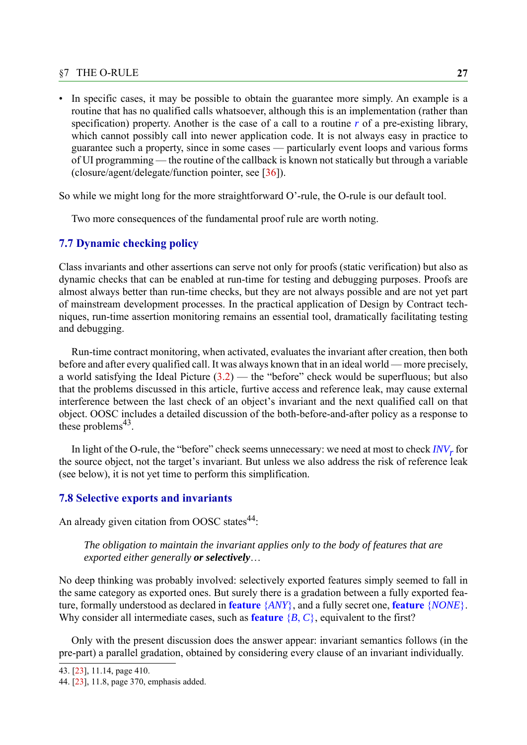- In specific cases, it may be possible to obtain the guarantee more simply. An example is a routine that has no qualified calls whatsoever, although this is an implementation (rather than specification) property. Another is the case of a call to a routine *r* of a pre-existing library, which cannot possibly call into newer application code. It is not always easy in practice to guarantee such a property, since in some cases — particularly event loops and various forms of UI programming — the routine of the callback is known not statically but through a variable (closure/agent/delegate/function pointer, see [36]).

So while we might long for the more straightforward O'-rule, the O-rule is our default tool.

Two more consequences of the fundamental proof rule are worth noting.

## 7.7 Dynamic checking policy

Class invariants and other assertions can serve not only for proofs (static verification) but also as dynamic checks that can be enabled at run-time for testing and debugging purposes. Proofs are almost always better than run-time checks, but they are not always possible and are not yet part of mainstream development processes. In the practical application of Design by Contract techniques, run-time assertion monitoring remains an essential tool, dramatically facilitating testing and debugging.

Run-time contract monitoring, when activated, evaluates the invariant after creation, then both before and after every qualified call. It was always known that in an ideal world — more precisely, a world satisfying the Ideal Picture (3.2) — the "before" check would be superfluous; but also that the problems discussed in this article, furtive access and reference leak, may cause external interference between the last check of an object's invariant and the next qualified call on that object. OOSC includes a detailed discussion of the both-before-and-after policy as a response to these problems[43].

In light of the O-rule, the "before" check seems unnecessary: we need at most to check $INV_r$ for the source object, not the target's invariant. But unless we also address the risk of reference leak (see below), it is not yet time to perform this simplification.

## 7.8 Selective exports and invariants

An already given citation from OOSC states[44]:

> *The obligation to maintain the invariant applies only to the body of features that are exported either generally* ***or selectively****…*

No deep thinking was probably involved: selectively exported features simply seemed to fall in the same category as exported ones. But surely there is a gradation between a fully exported feature, formally understood as declared in **feature** {*ANY*}, and a fully secret one, **feature** {*NONE*}. Why consider all intermediate cases, such as **feature** {*B*, *C*}, equivalent to the first?

Only with the present discussion does the answer appear: invariant semantics follows (in the pre-part) a parallel gradation, obtained by considering every clause of an invariant individually.

43. [23], 11.14, page 410.

44. [23], 11.8, page 370, emphasis added.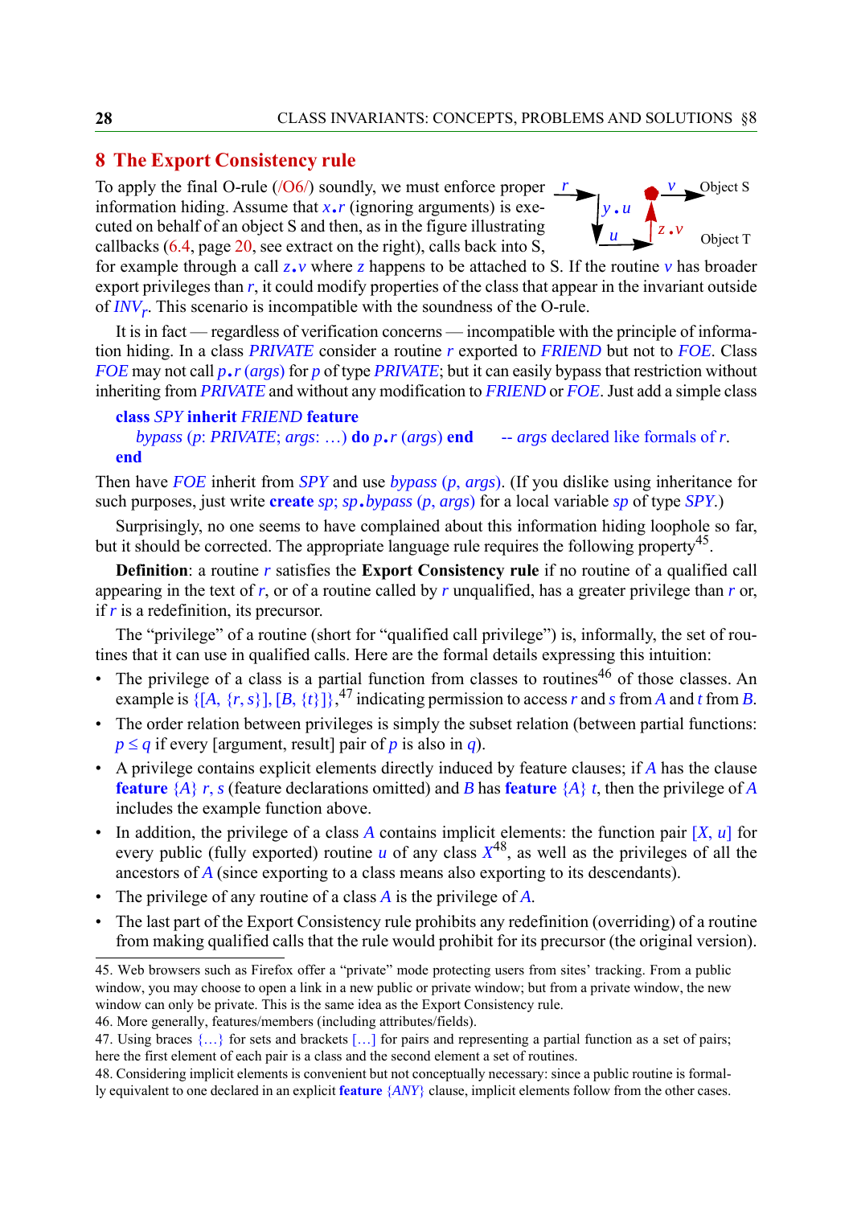## 8 The Export Consistency rule

To apply the final O-rule (/O6/) soundly, we must enforce proper information hiding. Assume that *x*.*r* (ignoring arguments) is executed on behalf of an object S and then, as in the figure illustrating callbacks (6.4, page 20, see extract on the right), calls back into S, for example through a call *z*.*v* where *z* happens to be attached to S. If the routine *v* has broader export privileges than *r*, it could modify properties of the class that appear in the invariant outside of $INV_r$. This scenario is incompatible with the soundness of the O-rule.

It is in fact — regardless of verification concerns — incompatible with the principle of information hiding. In a class *PRIVATE* consider a routine *r* exported to *FRIEND* but not to *FOE*. Class *FOE* may not call *p*.*r* (*args*) for *p* of type *PRIVATE*; but it can easily bypass that restriction without inheriting from *PRIVATE* and without any modification to *FRIEND* or *FOE*. Just add a simple class

```
class SPY inherit FRIEND feature
    bypass (p: PRIVATE; args: …) do p.r (args) end    -- args declared like formals of r.
end
```

Then have *FOE* inherit from *SPY* and use *bypass* (*p*, *args*). (If you dislike using inheritance for such purposes, just write **create** *sp*; *sp*.*bypass* (*p*, *args*) for a local variable *sp* of type *SPY*.)

Surprisingly, no one seems to have complained about this information hiding loophole so far, but it should be corrected. The appropriate language rule requires the following property[45].

**Definition**: a routine *r* satisfies the **Export Consistency rule** if no routine of a qualified call appearing in the text of *r*, or of a routine called by *r* unqualified, has a greater privilege than *r* or, if *r* is a redefinition, its precursor.

The "privilege" of a routine (short for "qualified call privilege") is, informally, the set of routines that it can use in qualified calls. Here are the formal details expressing this intuition:

- The privilege of a class is a partial function from classes to routines[46] of those classes. An example is {[*A*, {*r*, *s*}], [*B*, {*t*}]},[47] indicating permission to access *r* and *s* from *A* and *t* from *B*.
- The order relation between privileges is simply the subset relation (between partial functions: $p \le q$ if every [argument, result] pair of *p* is also in *q*).
- A privilege contains explicit elements directly induced by feature clauses; if *A* has the clause **feature** {*A*} *r*, *s* (feature declarations omitted) and *B* has **feature** {*A*} *t*, then the privilege of *A* includes the example function above.
- In addition, the privilege of a class *A* contains implicit elements: the function pair [*X*, *u*] for every public (fully exported) routine *u* of any class *X*[48], as well as the privileges of all the ancestors of *A* (since exporting to a class means also exporting to its descendants).
- The privilege of any routine of a class *A* is the privilege of *A*.
- The last part of the Export Consistency rule prohibits any redefinition (overriding) of a routine from making qualified calls that the rule would prohibit for its precursor (the original version).

---

45. Web browsers such as Firefox offer a "private" mode protecting users from sites' tracking. From a public window, you may choose to open a link in a new public or private window; but from a private window, the new window can only be private. This is the same idea as the Export Consistency rule.

46. More generally, features/members (including attributes/fields).

47. Using braces {…} for sets and brackets […] for pairs and representing a partial function as a set of pairs; here the first element of each pair is a class and the second element a set of routines.

48. Considering implicit elements is convenient but not conceptually necessary: since a public routine is formally equivalent to one declared in an explicit **feature** {*ANY*} clause, implicit elements follow from the other cases.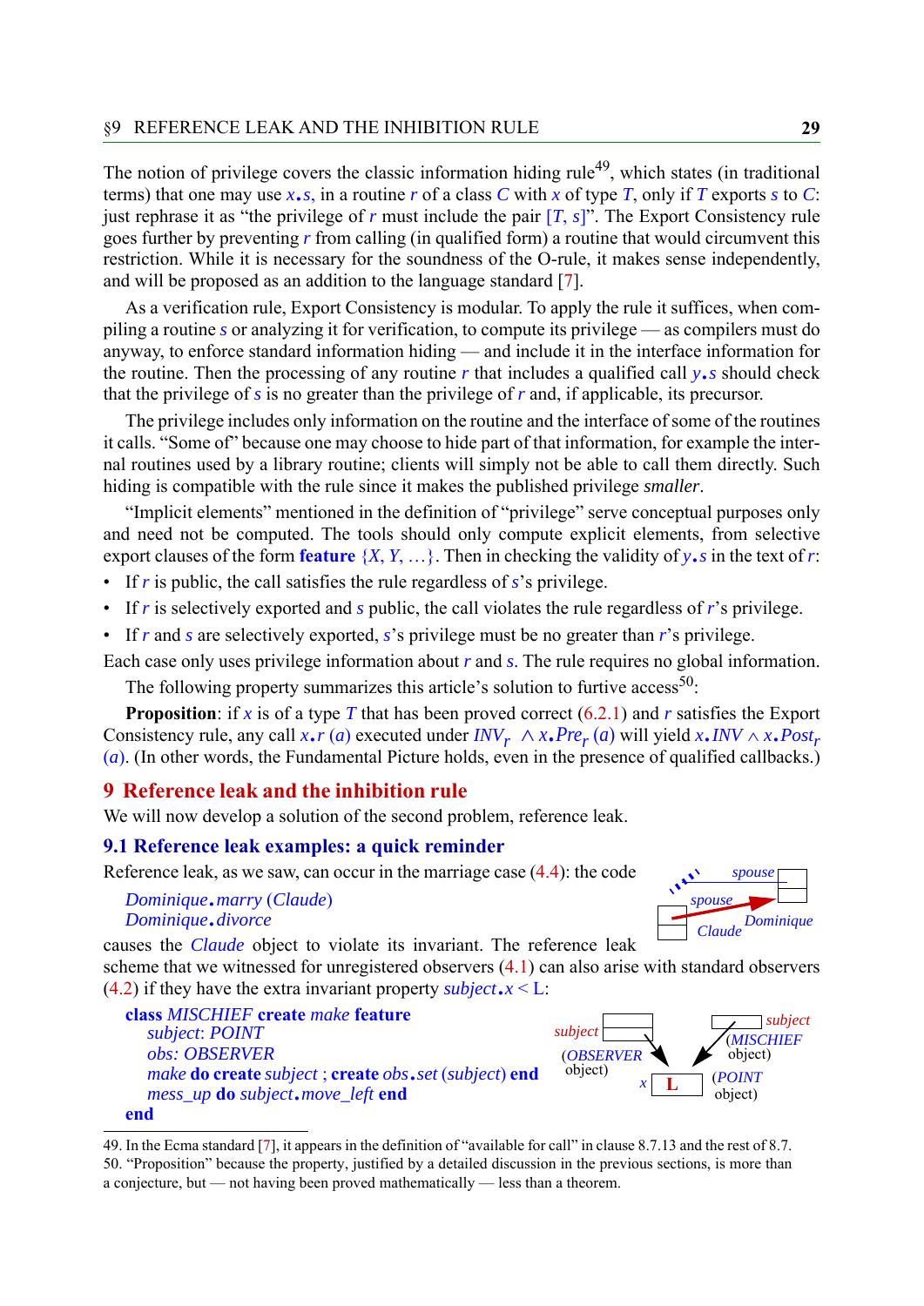The notion of privilege covers the classic information hiding rule[49], which states (in traditional terms) that one may use *x.s*, in a routine *r* of a class *C* with *x* of type *T*, only if *T* exports *s* to *C*: just rephrase it as "the privilege of *r* must include the pair [*T*, *s*]". The Export Consistency rule goes further by preventing *r* from calling (in qualified form) a routine that would circumvent this restriction. While it is necessary for the soundness of the O-rule, it makes sense independently, and will be proposed as an addition to the language standard [7].

As a verification rule, Export Consistency is modular. To apply the rule it suffices, when compiling a routine *s* or analyzing it for verification, to compute its privilege — as compilers must do anyway, to enforce standard information hiding — and include it in the interface information for the routine. Then the processing of any routine *r* that includes a qualified call *y.s* should check that the privilege of *s* is no greater than the privilege of *r* and, if applicable, its precursor.

The privilege includes only information on the routine and the interface of some of the routines it calls. "Some of" because one may choose to hide part of that information, for example the internal routines used by a library routine; clients will simply not be able to call them directly. Such hiding is compatible with the rule since it makes the published privilege *smaller*.

"Implicit elements" mentioned in the definition of "privilege" serve conceptual purposes only and need not be computed. The tools should only compute explicit elements, from selective export clauses of the form **feature** {*X*, *Y*, …}. Then in checking the validity of *y.s* in the text of *r*:

- If *r* is public, the call satisfies the rule regardless of *s*'s privilege.
- If *r* is selectively exported and *s* public, the call violates the rule regardless of *r*'s privilege.
- If *r* and *s* are selectively exported, *s*'s privilege must be no greater than *r*'s privilege.

Each case only uses privilege information about *r* and *s*. The rule requires no global information.

The following property summarizes this article's solution to furtive access[50]:

**Proposition**: if *x* is of a type *T* that has been proved correct (6.2.1) and *r* satisfies the Export Consistency rule, any call *x.r* (*a*) executed under $INV_r \wedge x.Pre_r\,(a)$ will yield $x.INV \wedge x.Post_r\,(a)$. (In other words, the Fundamental Picture holds, even in the presence of qualified callbacks.)

# 9 Reference leak and the inhibition rule

We will now develop a solution of the second problem, reference leak.

## 9.1 Reference leak examples: a quick reminder

Reference leak, as we saw, can occur in the marriage case (4.4): the code

```
Dominique.marry (Claude)
Dominique.divorce
```

spouse — spouse — Claude — Dominique

causes the *Claude* object to violate its invariant. The reference leak scheme that we witnessed for unregistered observers (4.1) can also arise with standard observers (4.2) if they have the extra invariant property *subject.x* < L:

```
class MISCHIEF create make feature
    subject: POINT
    obs: OBSERVER
    make do create subject ; create obs.set (subject) end
    mess_up do subject.move_left end
end
```

subject (OBSERVER object) — subject (MISCHIEF object) — x L (POINT object)

---

49. In the Ecma standard [7], it appears in the definition of "available for call" in clause 8.7.13 and the rest of 8.7.
50. "Proposition" because the property, justified by a detailed discussion in the previous sections, is more than a conjecture, but — not having been proved mathematically — less than a theorem.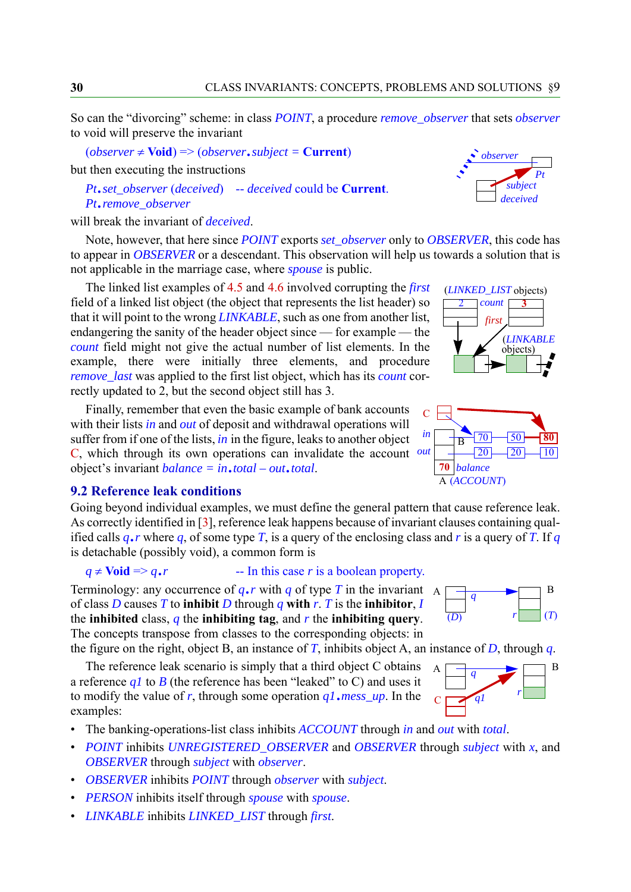So can the “divorcing” scheme: in class *POINT*, a procedure *remove_observer* that sets *observer* to void will preserve the invariant

(*observer* ≠ **Void**) => (*observer*.*subject* = **Current**)

but then executing the instructions

```
Pt.set_observer (deceived)   -- deceived could be Current.
Pt.remove_observer
```

will break the invariant of *deceived*.

Note, however, that here since *POINT* exports *set_observer* only to *OBSERVER*, this code has to appear in *OBSERVER* or a descendant. This observation will help us towards a solution that is not applicable in the marriage case, where *spouse* is public.

The linked list examples of 4.5 and 4.6 involved corrupting the *first* field of a linked list object (the object that represents the list header) so that it will point to the wrong *LINKABLE*, such as one from another list, endangering the sanity of the header object since — for example — the *count* field might not give the actual number of list elements. In the example, there were initially three elements, and procedure *remove_last* was applied to the first list object, which has its *count* correctly updated to 2, but the second object still has 3.

Finally, remember that even the basic example of bank accounts with their lists *in* and *out* of deposit and withdrawal operations will suffer from if one of the lists, *in* in the figure, leaks to another object C, which through its own operations can invalidate the account object's invariant *balance* = *in*.*total* – *out*.*total*.

## 9.2 Reference leak conditions

Going beyond individual examples, we must define the general pattern that cause reference leak. As correctly identified in [3], reference leak happens because of invariant clauses containing qualified calls *q*.*r* where *q*, of some type *T*, is a query of the enclosing class and *r* is a query of *T*. If *q* is detachable (possibly void), a common form is

```
q ≠ Void => q.r              -- In this case r is a boolean property.
```

Terminology: any occurrence of *q*.*r* with *q* of type *T* in the invariant of class *D* causes *T* to **inhibit** *D* through *q* **with** *r*. *T* is the **inhibitor**, *I* the **inhibited** class, *q* the **inhibiting tag**, and *r* the **inhibiting query**. The concepts transpose from classes to the corresponding objects: in the figure on the right, object B, an instance of *T*, inhibits object A, an instance of *D*, through *q*.

The reference leak scenario is simply that a third object C obtains a reference *q1* to *B* (the reference has been “leaked” to C) and uses it to modify the value of *r*, through some operation *q1*.*mess_up*. In the examples:

- The banking-operations-list class inhibits *ACCOUNT* through *in* and *out* with *total*.
- *POINT* inhibits *UNREGISTERED_OBSERVER* and *OBSERVER* through *subject* with *x*, and *OBSERVER* through *subject* with *observer*.
- *OBSERVER* inhibits *POINT* through *observer* with *subject*.
- *PERSON* inhibits itself through *spouse* with *spouse*.
- *LINKABLE* inhibits *LINKED_LIST* through *first*.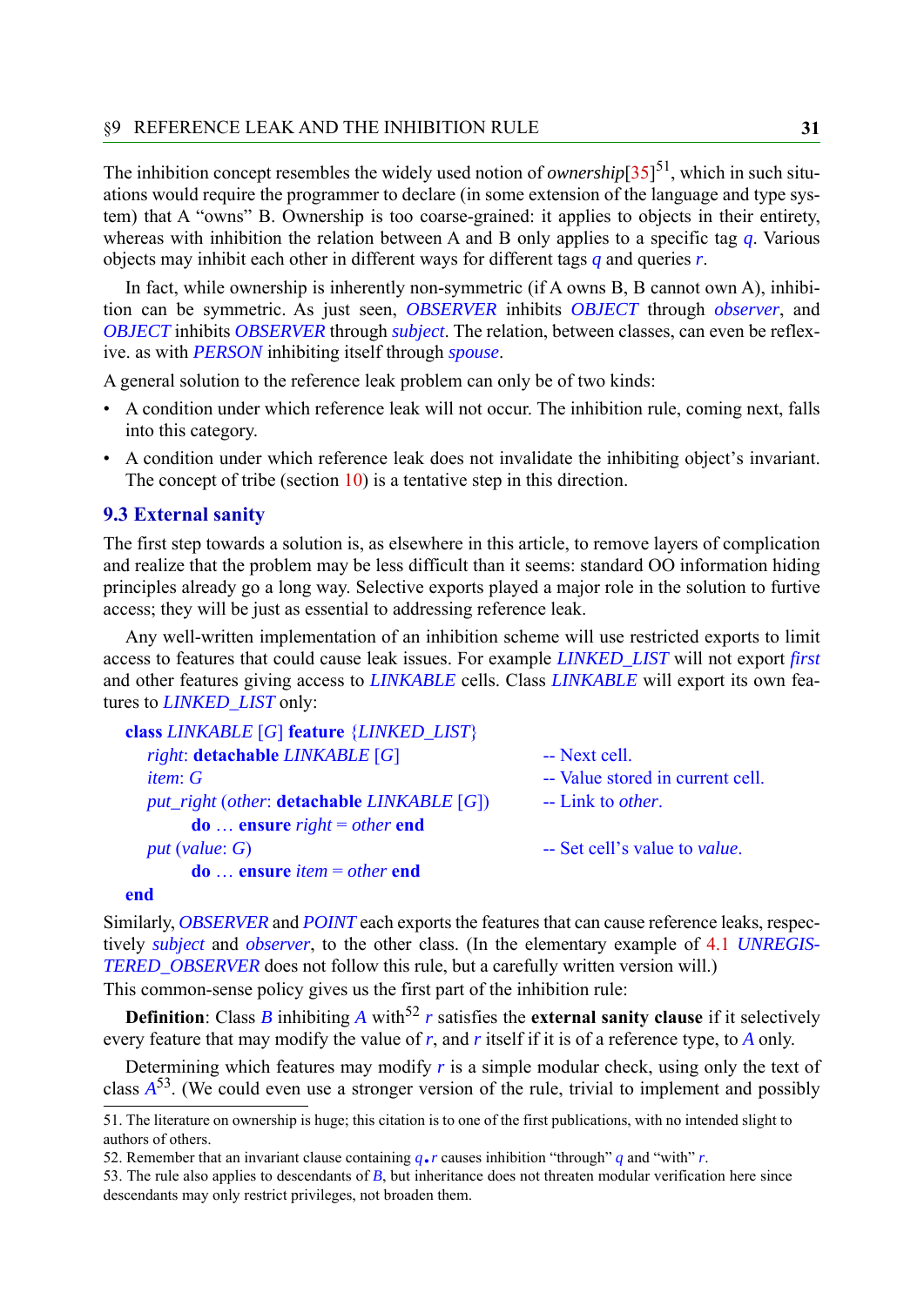The inhibition concept resembles the widely used notion of *ownership*[35][51], which in such situations would require the programmer to declare (in some extension of the language and type system) that A "owns" B. Ownership is too coarse-grained: it applies to objects in their entirety, whereas with inhibition the relation between A and B only applies to a specific tag *q*. Various objects may inhibit each other in different ways for different tags *q* and queries *r*.

In fact, while ownership is inherently non-symmetric (if A owns B, B cannot own A), inhibition can be symmetric. As just seen, *OBSERVER* inhibits *OBJECT* through *observer*, and *OBJECT* inhibits *OBSERVER* through *subject*. The relation, between classes, can even be reflexive. as with *PERSON* inhibiting itself through *spouse*.

A general solution to the reference leak problem can only be of two kinds:

- A condition under which reference leak will not occur. The inhibition rule, coming next, falls into this category.
- A condition under which reference leak does not invalidate the inhibiting object's invariant. The concept of tribe (section 10) is a tentative step in this direction.

### 9.3 External sanity

The first step towards a solution is, as elsewhere in this article, to remove layers of complication and realize that the problem may be less difficult than it seems: standard OO information hiding principles already go a long way. Selective exports played a major role in the solution to furtive access; they will be just as essential to addressing reference leak.

Any well-written implementation of an inhibition scheme will use restricted exports to limit access to features that could cause leak issues. For example *LINKED_LIST* will not export *first* and other features giving access to *LINKABLE* cells. Class *LINKABLE* will export its own features to *LINKED_LIST* only:

```
class LINKABLE [G] feature {LINKED_LIST}
    right: detachable LINKABLE [G]                  -- Next cell.
    item: G                                         -- Value stored in current cell.
    put_right (other: detachable LINKABLE [G])      -- Link to other.
            do … ensure right = other end
    put (value: G)                                  -- Set cell's value to value.
            do … ensure item = other end
end
```

Similarly, *OBSERVER* and *POINT* each exports the features that can cause reference leaks, respectively *subject* and *observer*, to the other class. (In the elementary example of 4.1 *UNREGISTERED_OBSERVER* does not follow this rule, but a carefully written version will.)

This common-sense policy gives us the first part of the inhibition rule:

**Definition**: Class *B* inhibiting *A* with[52] *r* satisfies the **external sanity clause** if it selectively every feature that may modify the value of *r*, and *r* itself if it is of a reference type, to *A* only.

Determining which features may modify *r* is a simple modular check, using only the text of class *A*[53]. (We could even use a stronger version of the rule, trivial to implement and possibly

---

51. The literature on ownership is huge; this citation is to one of the first publications, with no intended slight to authors of others.

52. Remember that an invariant clause containing *q*.*r* causes inhibition "through" *q* and "with" *r*.

53. The rule also applies to descendants of *B*, but inheritance does not threaten modular verification here since descendants may only restrict privileges, not broaden them.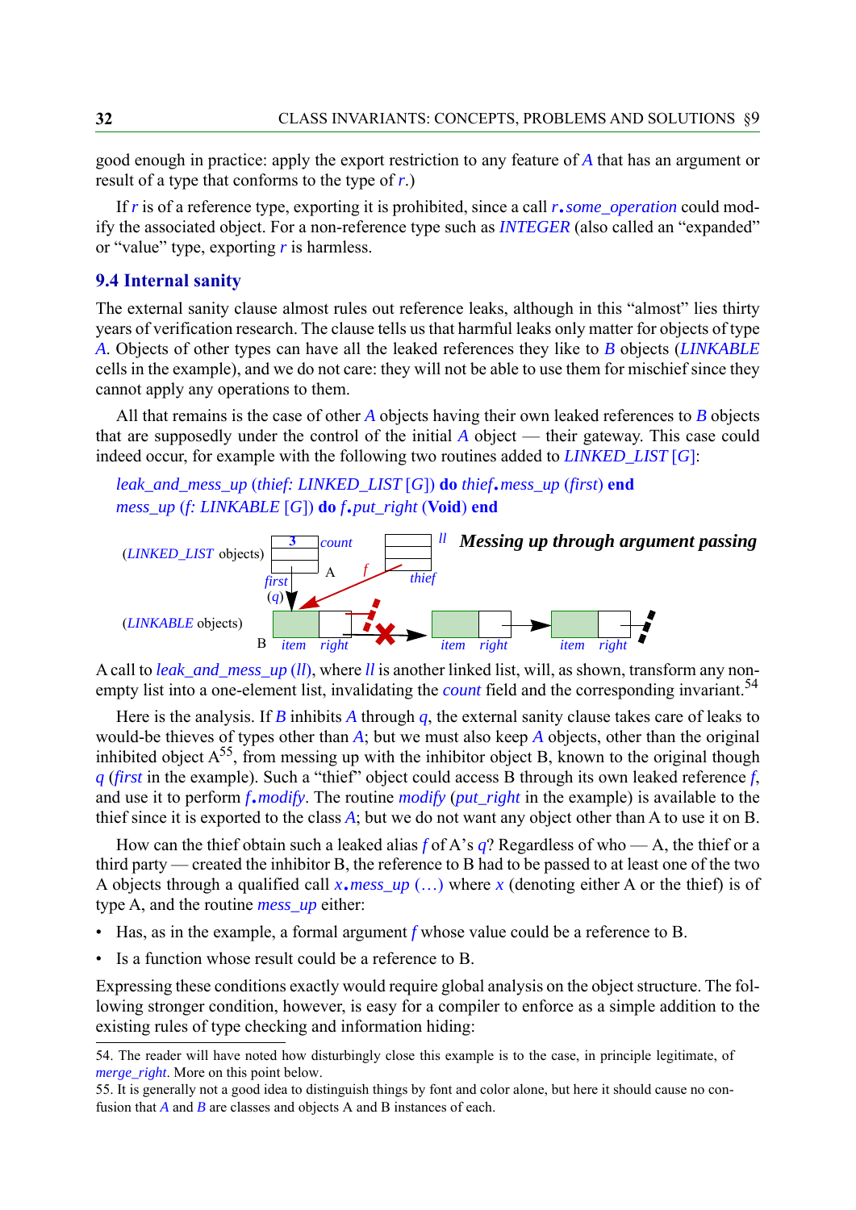good enough in practice: apply the export restriction to any feature of *A* that has an argument or result of a type that conforms to the type of *r*.)

If *r* is of a reference type, exporting it is prohibited, since a call *r*.*some_operation* could modify the associated object. For a non-reference type such as *INTEGER* (also called an "expanded" or "value" type, exporting *r* is harmless.

## 9.4 Internal sanity

The external sanity clause almost rules out reference leaks, although in this "almost" lies thirty years of verification research. The clause tells us that harmful leaks only matter for objects of type *A*. Objects of other types can have all the leaked references they like to *B* objects (*LINKABLE* cells in the example), and we do not care: they will not be able to use them for mischief since they cannot apply any operations to them.

All that remains is the case of other *A* objects having their own leaked references to *B* objects that are supposedly under the control of the initial *A* object — their gateway. This case could indeed occur, for example with the following two routines added to *LINKED_LIST* [*G*]:

```
leak_and_mess_up (thief: LINKED_LIST [G]) do thief.mess_up (first) end
mess_up (f: LINKABLE [G]) do f.put_right (Void) end
```

***Messing up through argument passing***

A call to *leak_and_mess_up* (*ll*), where *ll* is another linked list, will, as shown, transform any non-empty list into a one-element list, invalidating the *count* field and the corresponding invariant.[54]

Here is the analysis. If *B* inhibits *A* through *q*, the external sanity clause takes care of leaks to would-be thieves of types other than *A*; but we must also keep *A* objects, other than the original inhibited object A[55], from messing up with the inhibitor object B, known to the original though *q* (*first* in the example). Such a "thief" object could access B through its own leaked reference *f*, and use it to perform *f*.*modify*. The routine *modify* (*put_right* in the example) is available to the thief since it is exported to the class *A*; but we do not want any object other than A to use it on B.

How can the thief obtain such a leaked alias *f* of A's *q*? Regardless of who — A, the thief or a third party — created the inhibitor B, the reference to B had to be passed to at least one of the two A objects through a qualified call *x*.*mess_up* (…) where *x* (denoting either A or the thief) is of type A, and the routine *mess_up* either:

- Has, as in the example, a formal argument *f* whose value could be a reference to B.
- Is a function whose result could be a reference to B.

Expressing these conditions exactly would require global analysis on the object structure. The following stronger condition, however, is easy for a compiler to enforce as a simple addition to the existing rules of type checking and information hiding:

54. The reader will have noted how disturbingly close this example is to the case, in principle legitimate, of *merge_right*. More on this point below.

55. It is generally not a good idea to distinguish things by font and color alone, but here it should cause no confusion that *A* and *B* are classes and objects A and B instances of each.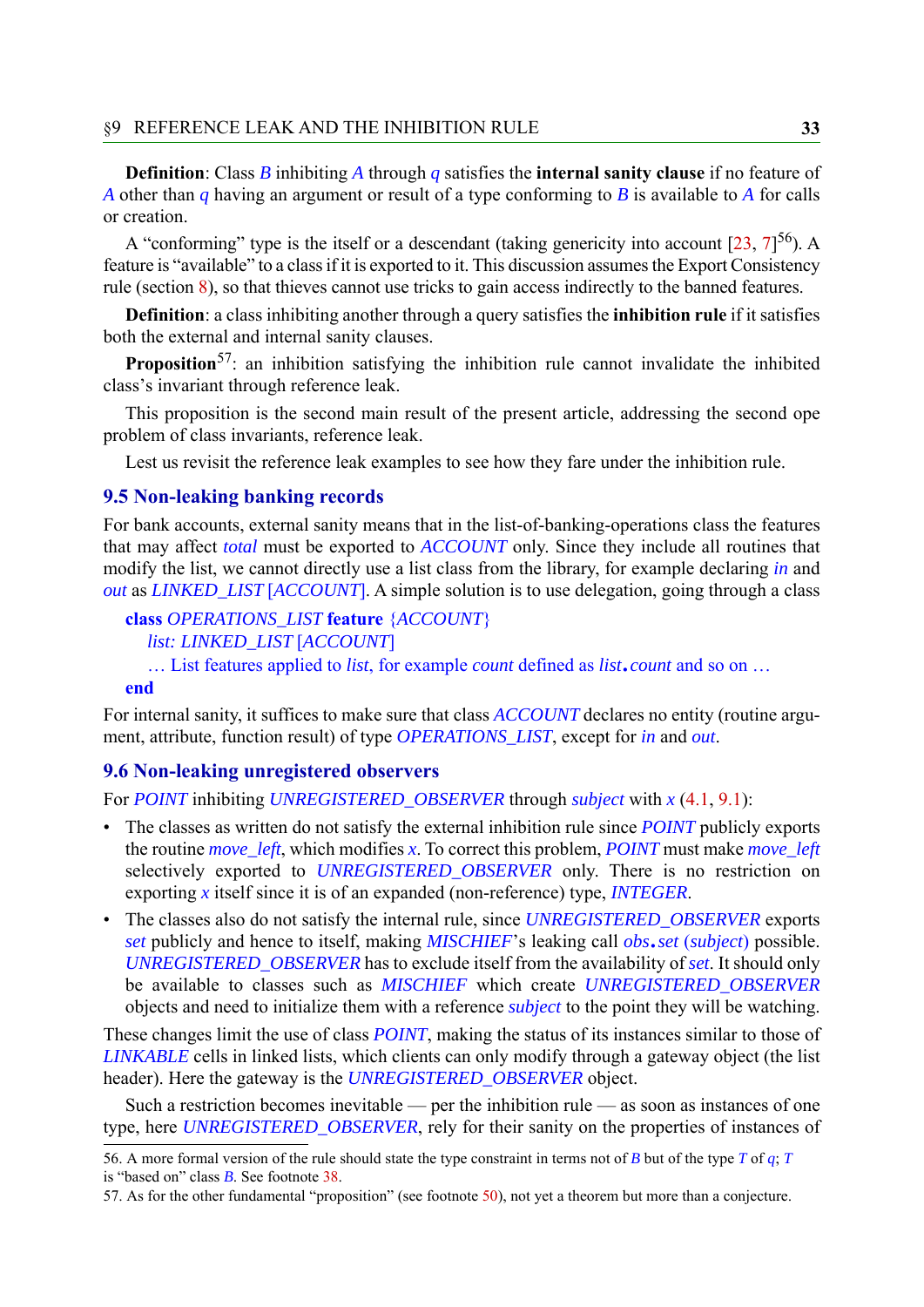**Definition**: Class *B* inhibiting *A* through *q* satisfies the **internal sanity clause** if no feature of *A* other than *q* having an argument or result of a type conforming to *B* is available to *A* for calls or creation.

A "conforming" type is the itself or a descendant (taking genericity into account [23, 7][56]). A feature is "available" to a class if it is exported to it. This discussion assumes the Export Consistency rule (section 8), so that thieves cannot use tricks to gain access indirectly to the banned features.

**Definition**: a class inhibiting another through a query satisfies the **inhibition rule** if it satisfies both the external and internal sanity clauses.

**Proposition**[57]: an inhibition satisfying the inhibition rule cannot invalidate the inhibited class's invariant through reference leak.

This proposition is the second main result of the present article, addressing the second ope problem of class invariants, reference leak.

Lest us revisit the reference leak examples to see how they fare under the inhibition rule.

## 9.5 Non-leaking banking records

For bank accounts, external sanity means that in the list-of-banking-operations class the features that may affect *total* must be exported to *ACCOUNT* only. Since they include all routines that modify the list, we cannot directly use a list class from the library, for example declaring *in* and *out* as *LINKED_LIST* [*ACCOUNT*]. A simple solution is to use delegation, going through a class

```
class OPERATIONS_LIST feature {ACCOUNT}
    list: LINKED_LIST [ACCOUNT]
    … List features applied to list, for example count defined as list.count and so on …
end
```

For internal sanity, it suffices to make sure that class *ACCOUNT* declares no entity (routine argument, attribute, function result) of type *OPERATIONS_LIST*, except for *in* and *out*.

## 9.6 Non-leaking unregistered observers

For *POINT* inhibiting *UNREGISTERED_OBSERVER* through *subject* with *x* (4.1, 9.1):

- The classes as written do not satisfy the external inhibition rule since *POINT* publicly exports the routine *move_left*, which modifies *x*. To correct this problem, *POINT* must make *move_left* selectively exported to *UNREGISTERED_OBSERVER* only. There is no restriction on exporting *x* itself since it is of an expanded (non-reference) type, *INTEGER*.
- The classes also do not satisfy the internal rule, since *UNREGISTERED_OBSERVER* exports *set* publicly and hence to itself, making *MISCHIEF*'s leaking call *obs*.*set* (*subject*) possible. *UNREGISTERED_OBSERVER* has to exclude itself from the availability of *set*. It should only be available to classes such as *MISCHIEF* which create *UNREGISTERED_OBSERVER* objects and need to initialize them with a reference *subject* to the point they will be watching.

These changes limit the use of class *POINT*, making the status of its instances similar to those of *LINKABLE* cells in linked lists, which clients can only modify through a gateway object (the list header). Here the gateway is the *UNREGISTERED_OBSERVER* object.

Such a restriction becomes inevitable — per the inhibition rule — as soon as instances of one type, here *UNREGISTERED_OBSERVER*, rely for their sanity on the properties of instances of

---

56. A more formal version of the rule should state the type constraint in terms not of *B* but of the type *T* of *q*; *T* is "based on" class *B*. See footnote 38.

57. As for the other fundamental "proposition" (see footnote 50), not yet a theorem but more than a conjecture.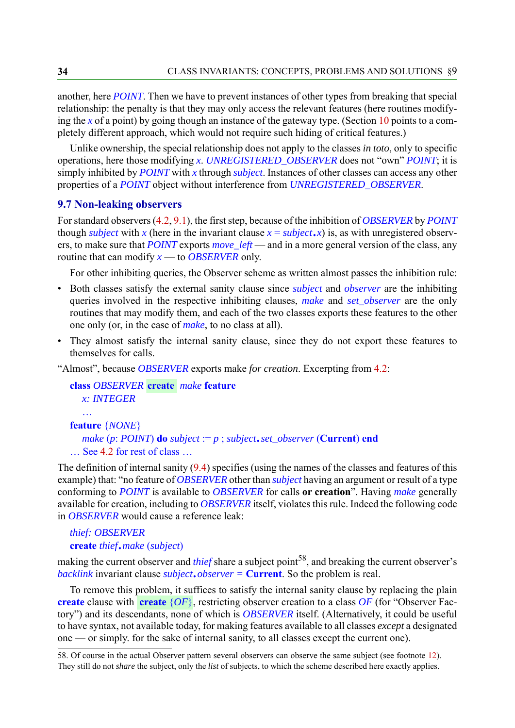another, here *POINT*. Then we have to prevent instances of other types from breaking that special relationship: the penalty is that they may only access the relevant features (here routines modifying the *x* of a point) by going though an instance of the gateway type. (Section 10 points to a completely different approach, which would not require such hiding of critical features.)

Unlike ownership, the special relationship does not apply to the classes *in toto*, only to specific operations, here those modifying *x*. *UNREGISTERED_OBSERVER* does not "own" *POINT*; it is simply inhibited by *POINT* with *x* through *subject*. Instances of other classes can access any other properties of a *POINT* object without interference from *UNREGISTERED_OBSERVER*.

## 9.7 Non-leaking observers

For standard observers (4.2, 9.1), the first step, because of the inhibition of *OBSERVER* by *POINT* though *subject* with *x* (here in the invariant clause *x = subject.x*) is, as with unregistered observers, to make sure that *POINT* exports *move_left* — and in a more general version of the class, any routine that can modify *x* — to *OBSERVER* only.

For other inhibiting queries, the Observer scheme as written almost passes the inhibition rule:

- Both classes satisfy the external sanity clause since *subject* and *observer* are the inhibiting queries involved in the respective inhibiting clauses, *make* and *set_observer* are the only routines that may modify them, and each of the two classes exports these features to the other one only (or, in the case of *make*, to no class at all).
- They almost satisfy the internal sanity clause, since they do not export these features to themselves for calls.

"Almost", because *OBSERVER* exports make *for creation*. Excerpting from 4.2:

```
class OBSERVER create make feature
    x: INTEGER
    …
feature {NONE}
    make (p: POINT) do subject := p ; subject.set_observer (Current) end
… See 4.2 for rest of class …
```

The definition of internal sanity (9.4) specifies (using the names of the classes and features of this example) that: "no feature of *OBSERVER* other than *subject* having an argument or result of a type conforming to *POINT* is available to *OBSERVER* for calls **or creation**". Having *make* generally available for creation, including to *OBSERVER* itself, violates this rule. Indeed the following code in *OBSERVER* would cause a reference leak:

```
thief: OBSERVER
create thief.make (subject)
```

making the current observer and *thief* share a subject point[58], and breaking the current observer's *backlink* invariant clause *subject.observer* = **Current**. So the problem is real.

To remove this problem, it suffices to satisfy the internal sanity clause by replacing the plain **create** clause with **create** {*OF*}, restricting observer creation to a class *OF* (for "Observer Factory") and its descendants, none of which is *OBSERVER* itself. (Alternatively, it could be useful to have syntax, not available today, for making features available to all classes *except* a designated one — or simply. for the sake of internal sanity, to all classes except the current one).

58. Of course in the actual Observer pattern several observers can observe the same subject (see footnote 12). They still do not *share* the subject, only the *list* of subjects, to which the scheme described here exactly applies.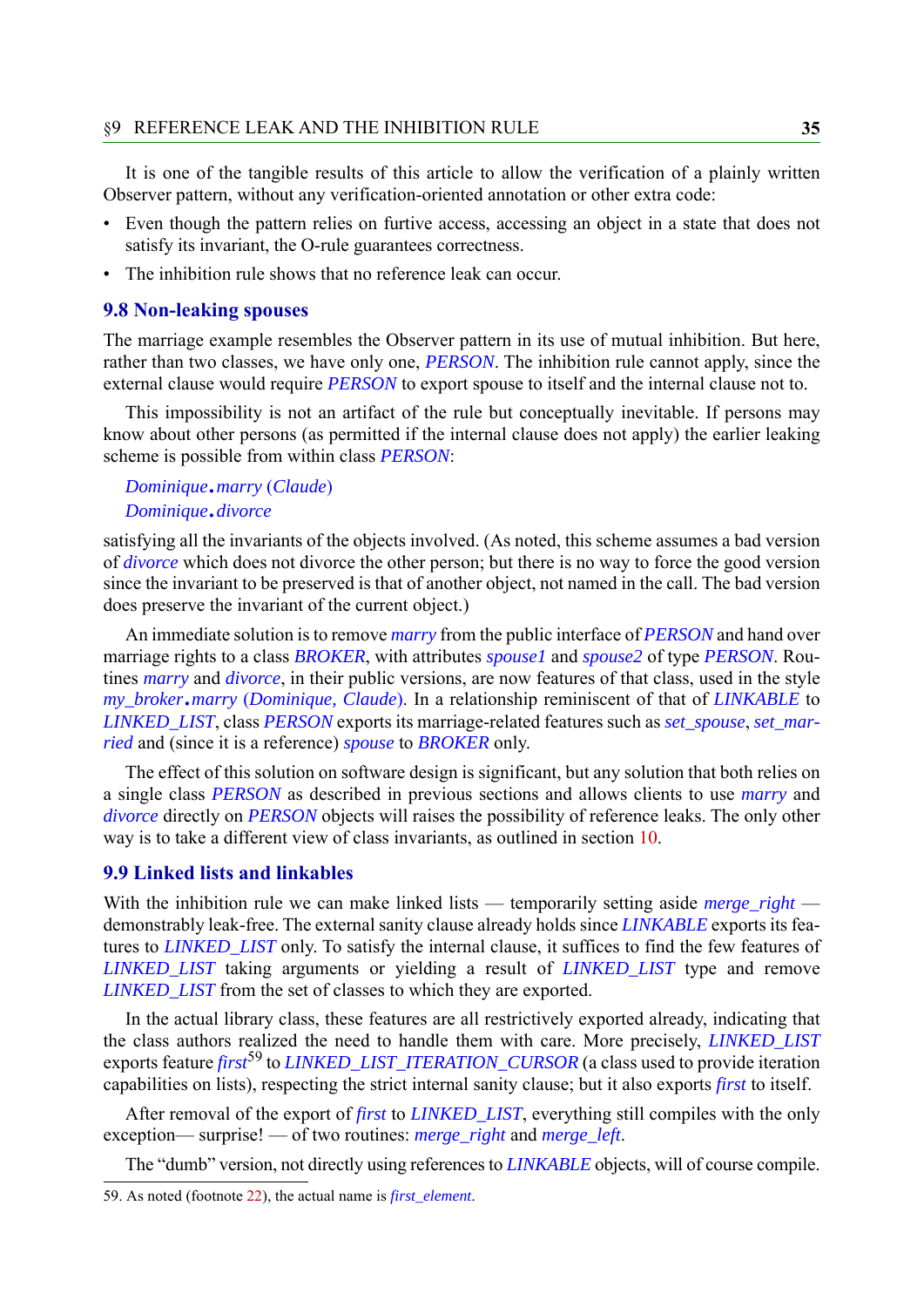It is one of the tangible results of this article to allow the verification of a plainly written Observer pattern, without any verification-oriented annotation or other extra code:

- Even though the pattern relies on furtive access, accessing an object in a state that does not satisfy its invariant, the O-rule guarantees correctness.
- The inhibition rule shows that no reference leak can occur.

### 9.8 Non-leaking spouses

The marriage example resembles the Observer pattern in its use of mutual inhibition. But here, rather than two classes, we have only one, *PERSON*. The inhibition rule cannot apply, since the external clause would require *PERSON* to export spouse to itself and the internal clause not to.

This impossibility is not an artifact of the rule but conceptually inevitable. If persons may know about other persons (as permitted if the internal clause does not apply) the earlier leaking scheme is possible from within class *PERSON*:

```
Dominique.marry (Claude)
Dominique.divorce
```

satisfying all the invariants of the objects involved. (As noted, this scheme assumes a bad version of *divorce* which does not divorce the other person; but there is no way to force the good version since the invariant to be preserved is that of another object, not named in the call. The bad version does preserve the invariant of the current object.)

An immediate solution is to remove *marry* from the public interface of *PERSON* and hand over marriage rights to a class *BROKER*, with attributes *spouse1* and *spouse2* of type *PERSON*. Routines *marry* and *divorce*, in their public versions, are now features of that class, used in the style *my_broker.marry (Dominique, Claude)*. In a relationship reminiscent of that of *LINKABLE* to *LINKED_LIST*, class *PERSON* exports its marriage-related features such as *set_spouse*, *set_married* and (since it is a reference) *spouse* to *BROKER* only.

The effect of this solution on software design is significant, but any solution that both relies on a single class *PERSON* as described in previous sections and allows clients to use *marry* and *divorce* directly on *PERSON* objects will raises the possibility of reference leaks. The only other way is to take a different view of class invariants, as outlined in section 10.

### 9.9 Linked lists and linkables

With the inhibition rule we can make linked lists — temporarily setting aside *merge_right* — demonstrably leak-free. The external sanity clause already holds since *LINKABLE* exports its features to *LINKED_LIST* only. To satisfy the internal clause, it suffices to find the few features of *LINKED_LIST* taking arguments or yielding a result of *LINKED_LIST* type and remove *LINKED_LIST* from the set of classes to which they are exported.

In the actual library class, these features are all restrictively exported already, indicating that the class authors realized the need to handle them with care. More precisely, *LINKED_LIST* exports feature *first*[59] to *LINKED_LIST_ITERATION_CURSOR* (a class used to provide iteration capabilities on lists), respecting the strict internal sanity clause; but it also exports *first* to itself.

After removal of the export of *first* to *LINKED_LIST*, everything still compiles with the only exception— surprise! — of two routines: *merge_right* and *merge_left*.

The "dumb" version, not directly using references to *LINKABLE* objects, will of course compile.

59. As noted (footnote 22), the actual name is *first_element*.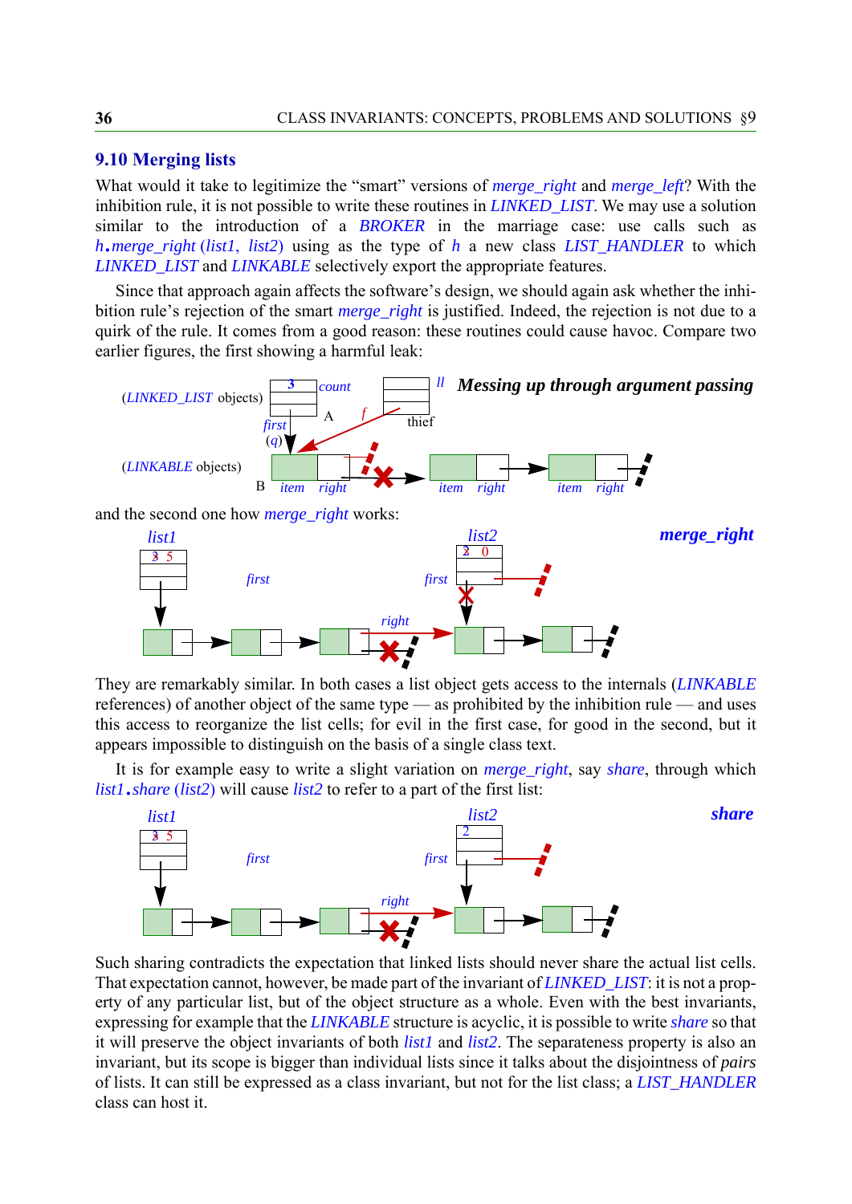## 9.10 Merging lists

What would it take to legitimize the "smart" versions of *merge_right* and *merge_left*? With the inhibition rule, it is not possible to write these routines in *LINKED_LIST*. We may use a solution similar to the introduction of a *BROKER* in the marriage case: use calls such as *h*.*merge_right* (*list1*, *list2*) using as the type of *h* a new class *LIST_HANDLER* to which *LINKED_LIST* and *LINKABLE* selectively export the appropriate features.

Since that approach again affects the software's design, we should again ask whether the inhibition rule's rejection of the smart *merge_right* is justified. Indeed, the rejection is not due to a quirk of the rule. It comes from a good reason: these routines could cause havoc. Compare two earlier figures, the first showing a harmful leak:

**Messing up through argument passing**

and the second one how *merge_right* works:

**merge_right**

They are remarkably similar. In both cases a list object gets access to the internals (*LINKABLE* references) of another object of the same type — as prohibited by the inhibition rule — and uses this access to reorganize the list cells; for evil in the first case, for good in the second, but it appears impossible to distinguish on the basis of a single class text.

It is for example easy to write a slight variation on *merge_right*, say *share*, through which *list1*.*share* (*list2*) will cause *list2* to refer to a part of the first list:

**share**

Such sharing contradicts the expectation that linked lists should never share the actual list cells. That expectation cannot, however, be made part of the invariant of *LINKED_LIST*: it is not a property of any particular list, but of the object structure as a whole. Even with the best invariants, expressing for example that the *LINKABLE* structure is acyclic, it is possible to write *share* so that it will preserve the object invariants of both *list1* and *list2*. The separateness property is also an invariant, but its scope is bigger than individual lists since it talks about the disjointness of *pairs* of lists. It can still be expressed as a class invariant, but not for the list class; a *LIST_HANDLER* class can host it.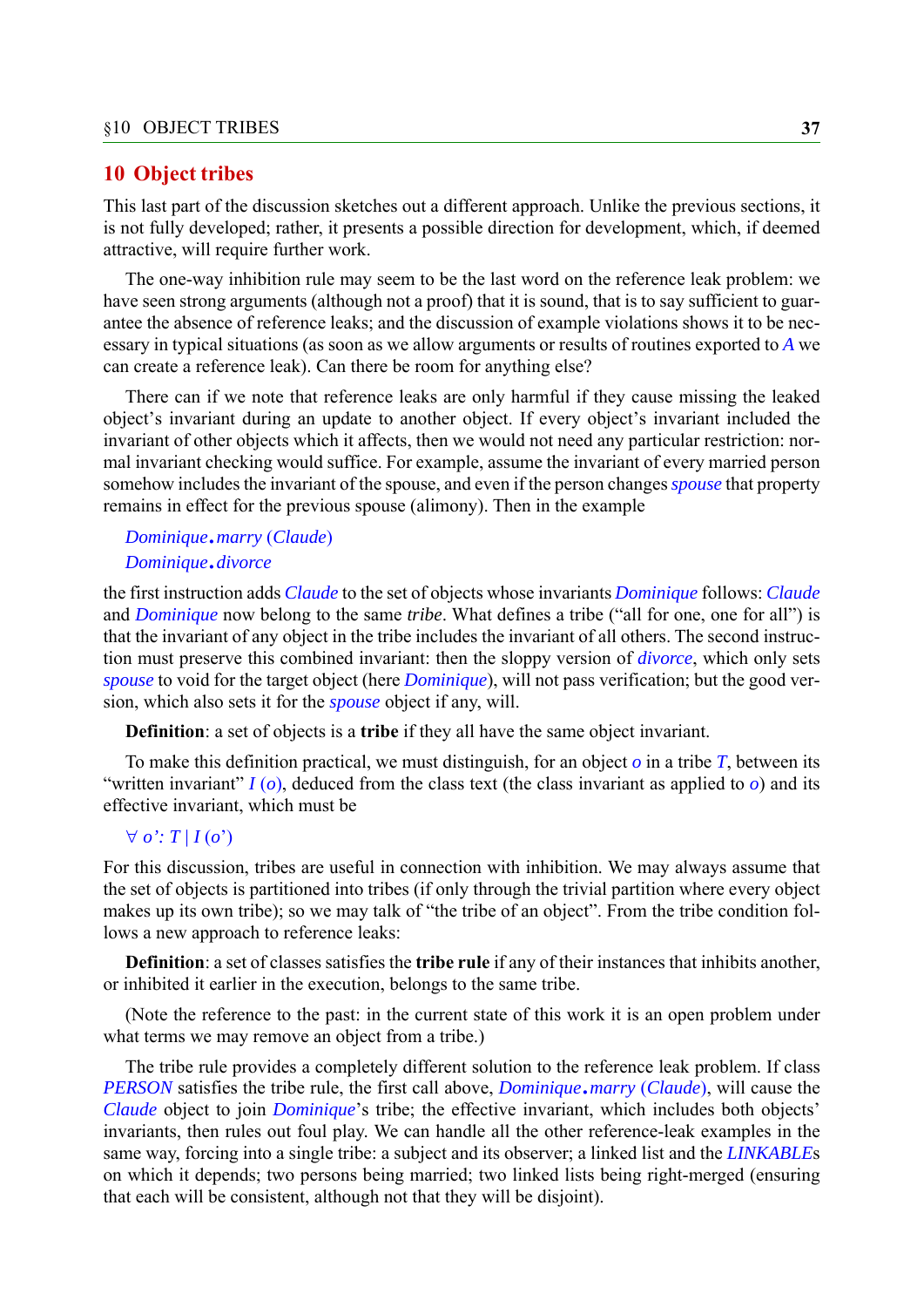## 10 Object tribes

This last part of the discussion sketches out a different approach. Unlike the previous sections, it is not fully developed; rather, it presents a possible direction for development, which, if deemed attractive, will require further work.

The one-way inhibition rule may seem to be the last word on the reference leak problem: we have seen strong arguments (although not a proof) that it is sound, that is to say sufficient to guarantee the absence of reference leaks; and the discussion of example violations shows it to be necessary in typical situations (as soon as we allow arguments or results of routines exported to *A* we can create a reference leak). Can there be room for anything else?

There can if we note that reference leaks are only harmful if they cause missing the leaked object's invariant during an update to another object. If every object's invariant included the invariant of other objects which it affects, then we would not need any particular restriction: normal invariant checking would suffice. For example, assume the invariant of every married person somehow includes the invariant of the spouse, and even if the person changes *spouse* that property remains in effect for the previous spouse (alimony). Then in the example

```
Dominique.marry (Claude)
Dominique.divorce
```

the first instruction adds *Claude* to the set of objects whose invariants *Dominique* follows: *Claude* and *Dominique* now belong to the same *tribe*. What defines a tribe ("all for one, one for all") is that the invariant of any object in the tribe includes the invariant of all others. The second instruction must preserve this combined invariant: then the sloppy version of *divorce*, which only sets *spouse* to void for the target object (here *Dominique*), will not pass verification; but the good version, which also sets it for the *spouse* object if any, will.

**Definition**: a set of objects is a **tribe** if they all have the same object invariant.

To make this definition practical, we must distinguish, for an object $o$ in a tribe $T$, between its "written invariant" $I(o)$, deduced from the class text (the class invariant as applied to $o$) and its effective invariant, which must be

$$\forall\, o' : T \mid I(o')$$

For this discussion, tribes are useful in connection with inhibition. We may always assume that the set of objects is partitioned into tribes (if only through the trivial partition where every object makes up its own tribe); so we may talk of "the tribe of an object". From the tribe condition follows a new approach to reference leaks:

**Definition**: a set of classes satisfies the **tribe rule** if any of their instances that inhibits another, or inhibited it earlier in the execution, belongs to the same tribe.

(Note the reference to the past: in the current state of this work it is an open problem under what terms we may remove an object from a tribe.)

The tribe rule provides a completely different solution to the reference leak problem. If class *PERSON* satisfies the tribe rule, the first call above, *Dominique*.*marry* (*Claude*), will cause the *Claude* object to join *Dominique*'s tribe; the effective invariant, which includes both objects' invariants, then rules out foul play. We can handle all the other reference-leak examples in the same way, forcing into a single tribe: a subject and its observer; a linked list and the *LINKABLE*s on which it depends; two persons being married; two linked lists being right-merged (ensuring that each will be consistent, although not that they will be disjoint).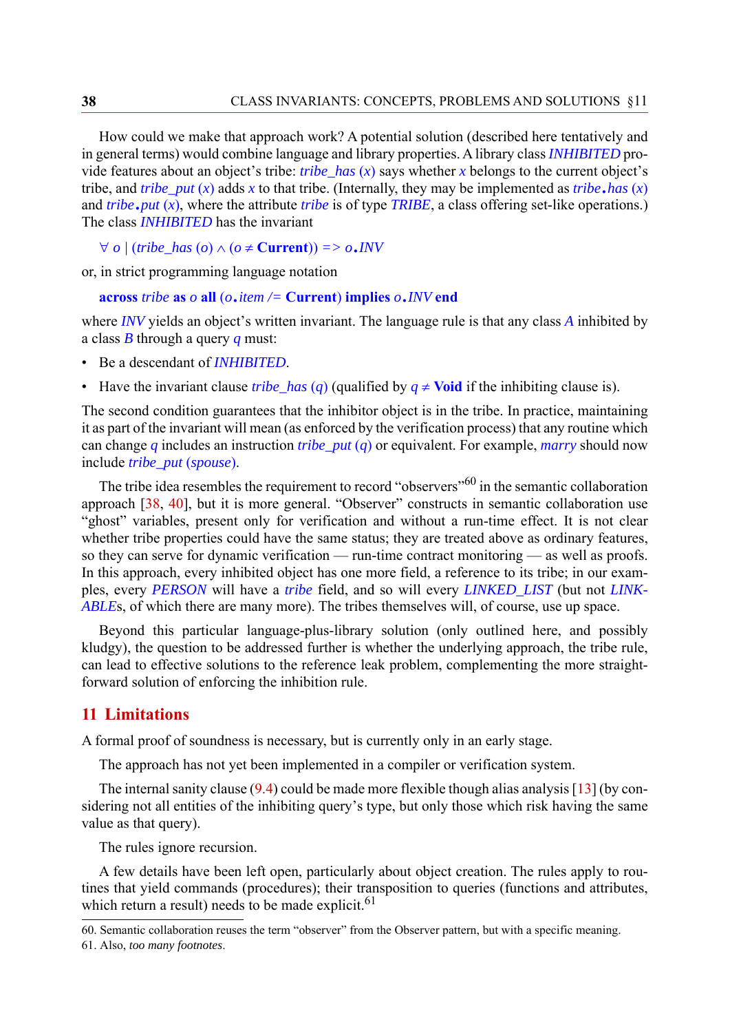How could we make that approach work? A potential solution (described here tentatively and in general terms) would combine language and library properties. A library class *INHIBITED* provide features about an object's tribe: *tribe_has* (*x*) says whether *x* belongs to the current object's tribe, and *tribe_put* (*x*) adds *x* to that tribe. (Internally, they may be implemented as *tribe*.*has* (*x*) and *tribe*.*put* (*x*), where the attribute *tribe* is of type *TRIBE*, a class offering set-like operations.) The class *INHIBITED* has the invariant

$$\forall\ o \mid (tribe\_has\ (o) \land (o \neq \textbf{Current})) \Rightarrow o.INV$$

or, in strict programming language notation

```
across tribe as o all (o.item /= Current) implies o.INV end
```

where *INV* yields an object's written invariant. The language rule is that any class *A* inhibited by a class *B* through a query *q* must:

- Be a descendant of *INHIBITED*.
- Have the invariant clause *tribe_has* (*q*) (qualified by $q \neq$ **Void** if the inhibiting clause is).

The second condition guarantees that the inhibitor object is in the tribe. In practice, maintaining it as part of the invariant will mean (as enforced by the verification process) that any routine which can change *q* includes an instruction *tribe_put* (*q*) or equivalent. For example, *marry* should now include *tribe_put* (*spouse*).

The tribe idea resembles the requirement to record "observers"[60] in the semantic collaboration approach [38, 40], but it is more general. "Observer" constructs in semantic collaboration use "ghost" variables, present only for verification and without a run-time effect. It is not clear whether tribe properties could have the same status; they are treated above as ordinary features, so they can serve for dynamic verification — run-time contract monitoring — as well as proofs. In this approach, every inhibited object has one more field, a reference to its tribe; in our examples, every *PERSON* will have a *tribe* field, and so will every *LINKED_LIST* (but not *LINKABLE*s, of which there are many more). The tribes themselves will, of course, use up space.

Beyond this particular language-plus-library solution (only outlined here, and possibly kludgy), the question to be addressed further is whether the underlying approach, the tribe rule, can lead to effective solutions to the reference leak problem, complementing the more straightforward solution of enforcing the inhibition rule.

## 11 Limitations

A formal proof of soundness is necessary, but is currently only in an early stage.

The approach has not yet been implemented in a compiler or verification system.

The internal sanity clause (9.4) could be made more flexible though alias analysis [13] (by considering not all entities of the inhibiting query's type, but only those which risk having the same value as that query).

The rules ignore recursion.

A few details have been left open, particularly about object creation. The rules apply to routines that yield commands (procedures); their transposition to queries (functions and attributes, which return a result) needs to be made explicit.[61]

60. Semantic collaboration reuses the term "observer" from the Observer pattern, but with a specific meaning.

61. Also, *too many footnotes*.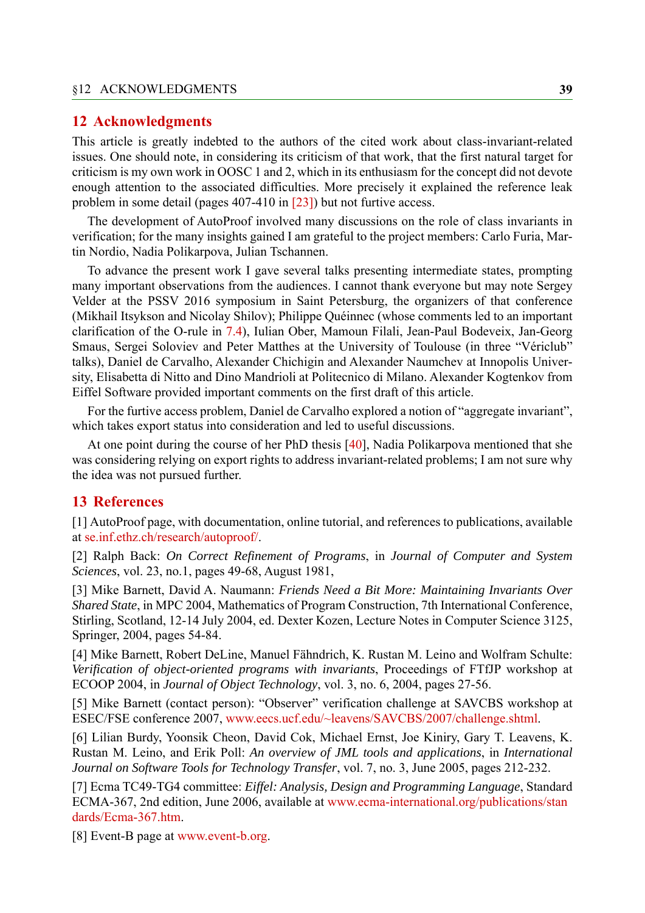## 12 Acknowledgments

This article is greatly indebted to the authors of the cited work about class-invariant-related issues. One should note, in considering its criticism of that work, that the first natural target for criticism is my own work in OOSC 1 and 2, which in its enthusiasm for the concept did not devote enough attention to the associated difficulties. More precisely it explained the reference leak problem in some detail (pages 407-410 in [23]) but not furtive access.

The development of AutoProof involved many discussions on the role of class invariants in verification; for the many insights gained I am grateful to the project members: Carlo Furia, Martin Nordio, Nadia Polikarpova, Julian Tschannen.

To advance the present work I gave several talks presenting intermediate states, prompting many important observations from the audiences. I cannot thank everyone but may note Sergey Velder at the PSSV 2016 symposium in Saint Petersburg, the organizers of that conference (Mikhail Itsykson and Nicolay Shilov); Philippe Quéinnec (whose comments led to an important clarification of the O-rule in 7.4), Iulian Ober, Mamoun Filali, Jean-Paul Bodeveix, Jan-Georg Smaus, Sergei Soloviev and Peter Matthes at the University of Toulouse (in three "Vériclub" talks), Daniel de Carvalho, Alexander Chichigin and Alexander Naumchev at Innopolis University, Elisabetta di Nitto and Dino Mandrioli at Politecnico di Milano. Alexander Kogtenkov from Eiffel Software provided important comments on the first draft of this article.

For the furtive access problem, Daniel de Carvalho explored a notion of "aggregate invariant", which takes export status into consideration and led to useful discussions.

At one point during the course of her PhD thesis [40], Nadia Polikarpova mentioned that she was considering relying on export rights to address invariant-related problems; I am not sure why the idea was not pursued further.

## 13 References

[1] AutoProof page, with documentation, online tutorial, and references to publications, available at se.inf.ethz.ch/research/autoproof/.

[2] Ralph Back: *On Correct Refinement of Programs*, in *Journal of Computer and System Sciences*, vol. 23, no.1, pages 49-68, August 1981,

[3] Mike Barnett, David A. Naumann: *Friends Need a Bit More: Maintaining Invariants Over Shared State*, in MPC 2004, Mathematics of Program Construction, 7th International Conference, Stirling, Scotland, 12-14 July 2004, ed. Dexter Kozen, Lecture Notes in Computer Science 3125, Springer, 2004, pages 54-84.

[4] Mike Barnett, Robert DeLine, Manuel Fähndrich, K. Rustan M. Leino and Wolfram Schulte: *Verification of object-oriented programs with invariants*, Proceedings of FTfJP workshop at ECOOP 2004, in *Journal of Object Technology*, vol. 3, no. 6, 2004, pages 27-56.

[5] Mike Barnett (contact person): "Observer" verification challenge at SAVCBS workshop at ESEC/FSE conference 2007, www.eecs.ucf.edu/~leavens/SAVCBS/2007/challenge.shtml.

[6] Lilian Burdy, Yoonsik Cheon, David Cok, Michael Ernst, Joe Kiniry, Gary T. Leavens, K. Rustan M. Leino, and Erik Poll: *An overview of JML tools and applications*, in *International Journal on Software Tools for Technology Transfer*, vol. 7, no. 3, June 2005, pages 212-232.

[7] Ecma TC49-TG4 committee: *Eiffel: Analysis, Design and Programming Language*, Standard ECMA-367, 2nd edition, June 2006, available at www.ecma-international.org/publications/standards/Ecma-367.htm.

[8] Event-B page at www.event-b.org.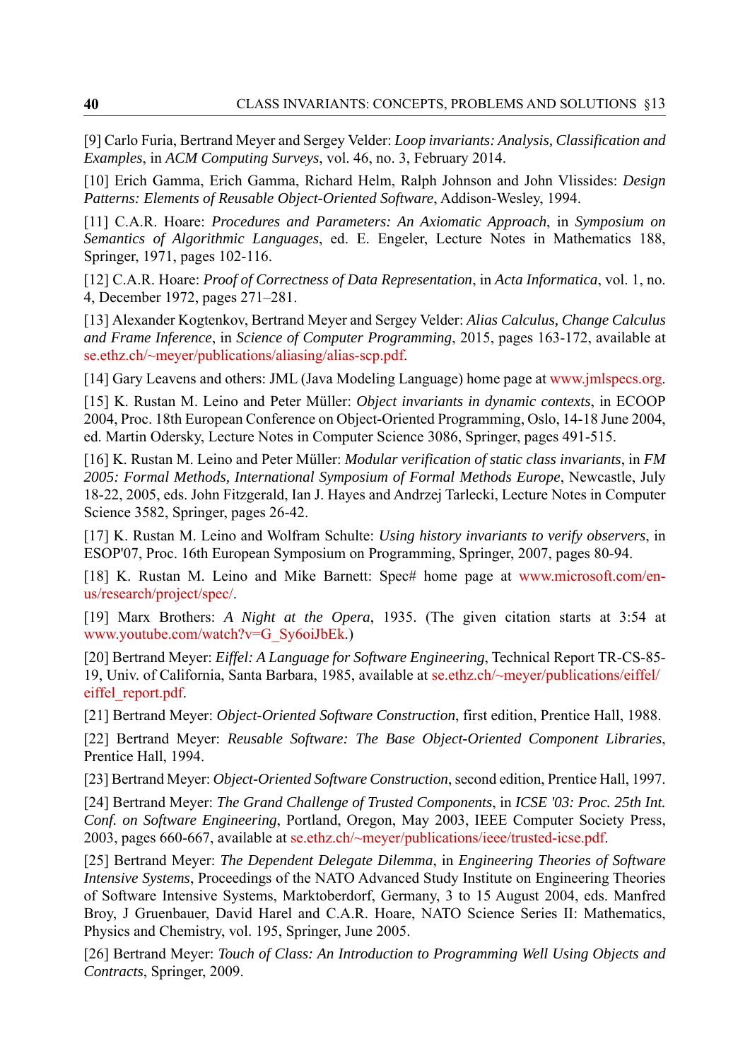[9] Carlo Furia, Bertrand Meyer and Sergey Velder: *Loop invariants: Analysis, Classification and Examples*, in *ACM Computing Surveys*, vol. 46, no. 3, February 2014.

[10] Erich Gamma, Erich Gamma, Richard Helm, Ralph Johnson and John Vlissides: *Design Patterns: Elements of Reusable Object-Oriented Software*, Addison-Wesley, 1994.

[11] C.A.R. Hoare: *Procedures and Parameters: An Axiomatic Approach*, in *Symposium on Semantics of Algorithmic Languages*, ed. E. Engeler, Lecture Notes in Mathematics 188, Springer, 1971, pages 102-116.

[12] C.A.R. Hoare: *Proof of Correctness of Data Representation*, in *Acta Informatica*, vol. 1, no. 4, December 1972, pages 271–281.

[13] Alexander Kogtenkov, Bertrand Meyer and Sergey Velder: *Alias Calculus, Change Calculus and Frame Inference*, in *Science of Computer Programming*, 2015, pages 163-172, available at se.ethz.ch/~meyer/publications/aliasing/alias-scp.pdf.

[14] Gary Leavens and others: JML (Java Modeling Language) home page at www.jmlspecs.org.

[15] K. Rustan M. Leino and Peter Müller: *Object invariants in dynamic contexts*, in ECOOP 2004, Proc. 18th European Conference on Object-Oriented Programming, Oslo, 14-18 June 2004, ed. Martin Odersky, Lecture Notes in Computer Science 3086, Springer, pages 491-515.

[16] K. Rustan M. Leino and Peter Müller: *Modular verification of static class invariants*, in *FM 2005: Formal Methods, International Symposium of Formal Methods Europe*, Newcastle, July 18-22, 2005, eds. John Fitzgerald, Ian J. Hayes and Andrzej Tarlecki, Lecture Notes in Computer Science 3582, Springer, pages 26-42.

[17] K. Rustan M. Leino and Wolfram Schulte: *Using history invariants to verify observers*, in ESOP'07, Proc. 16th European Symposium on Programming, Springer, 2007, pages 80-94.

[18] K. Rustan M. Leino and Mike Barnett: Spec# home page at www.microsoft.com/en-us/research/project/spec/.

[19] Marx Brothers: *A Night at the Opera*, 1935. (The given citation starts at 3:54 at www.youtube.com/watch?v=G_Sy6oiJbEk.)

[20] Bertrand Meyer: *Eiffel: A Language for Software Engineering*, Technical Report TR-CS-85-19, Univ. of California, Santa Barbara, 1985, available at se.ethz.ch/~meyer/publications/eiffel/eiffel_report.pdf.

[21] Bertrand Meyer: *Object-Oriented Software Construction*, first edition, Prentice Hall, 1988.

[22] Bertrand Meyer: *Reusable Software: The Base Object-Oriented Component Libraries*, Prentice Hall, 1994.

[23] Bertrand Meyer: *Object-Oriented Software Construction*, second edition, Prentice Hall, 1997.

[24] Bertrand Meyer: *The Grand Challenge of Trusted Components*, in *ICSE '03: Proc. 25th Int. Conf. on Software Engineering*, Portland, Oregon, May 2003, IEEE Computer Society Press, 2003, pages 660-667, available at se.ethz.ch/~meyer/publications/ieee/trusted-icse.pdf.

[25] Bertrand Meyer: *The Dependent Delegate Dilemma*, in *Engineering Theories of Software Intensive Systems*, Proceedings of the NATO Advanced Study Institute on Engineering Theories of Software Intensive Systems, Marktoberdorf, Germany, 3 to 15 August 2004, eds. Manfred Broy, J Gruenbauer, David Harel and C.A.R. Hoare, NATO Science Series II: Mathematics, Physics and Chemistry, vol. 195, Springer, June 2005.

[26] Bertrand Meyer: *Touch of Class: An Introduction to Programming Well Using Objects and Contracts*, Springer, 2009.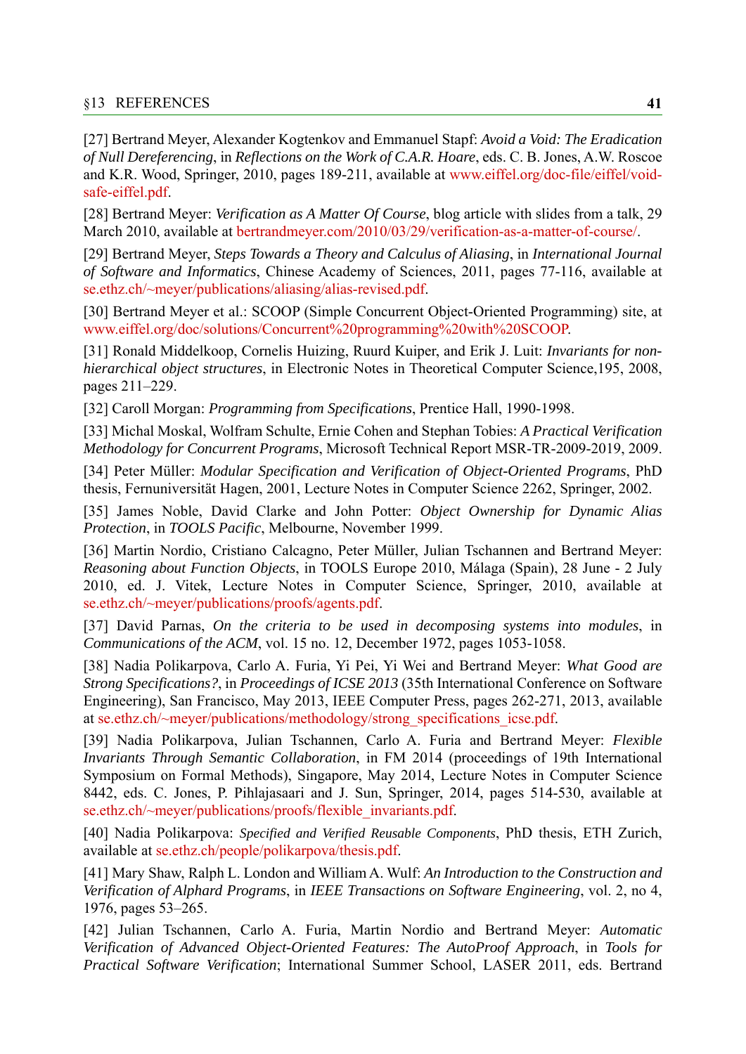[27] Bertrand Meyer, Alexander Kogtenkov and Emmanuel Stapf: *Avoid a Void: The Eradication of Null Dereferencing*, in *Reflections on the Work of C.A.R. Hoare*, eds. C. B. Jones, A.W. Roscoe and K.R. Wood, Springer, 2010, pages 189-211, available at www.eiffel.org/doc-file/eiffel/void-safe-eiffel.pdf.

[28] Bertrand Meyer: *Verification as A Matter Of Course*, blog article with slides from a talk, 29 March 2010, available at bertrandmeyer.com/2010/03/29/verification-as-a-matter-of-course/.

[29] Bertrand Meyer, *Steps Towards a Theory and Calculus of Aliasing*, in *International Journal of Software and Informatics*, Chinese Academy of Sciences, 2011, pages 77-116, available at se.ethz.ch/~meyer/publications/aliasing/alias-revised.pdf.

[30] Bertrand Meyer et al.: SCOOP (Simple Concurrent Object-Oriented Programming) site, at www.eiffel.org/doc/solutions/Concurrent%20programming%20with%20SCOOP.

[31] Ronald Middelkoop, Cornelis Huizing, Ruurd Kuiper, and Erik J. Luit: *Invariants for non-hierarchical object structures*, in Electronic Notes in Theoretical Computer Science,195, 2008, pages 211–229.

[32] Caroll Morgan: *Programming from Specifications*, Prentice Hall, 1990-1998.

[33] Michal Moskal, Wolfram Schulte, Ernie Cohen and Stephan Tobies: *A Practical Verification Methodology for Concurrent Programs*, Microsoft Technical Report MSR-TR-2009-2019, 2009.

[34] Peter Müller: *Modular Specification and Verification of Object-Oriented Programs*, PhD thesis, Fernuniversität Hagen, 2001, Lecture Notes in Computer Science 2262, Springer, 2002.

[35] James Noble, David Clarke and John Potter: *Object Ownership for Dynamic Alias Protection*, in *TOOLS Pacific*, Melbourne, November 1999.

[36] Martin Nordio, Cristiano Calcagno, Peter Müller, Julian Tschannen and Bertrand Meyer: *Reasoning about Function Objects*, in TOOLS Europe 2010, Málaga (Spain), 28 June - 2 July 2010, ed. J. Vitek, Lecture Notes in Computer Science, Springer, 2010, available at se.ethz.ch/~meyer/publications/proofs/agents.pdf.

[37] David Parnas, *On the criteria to be used in decomposing systems into modules*, in *Communications of the ACM*, vol. 15 no. 12, December 1972, pages 1053-1058.

[38] Nadia Polikarpova, Carlo A. Furia, Yi Pei, Yi Wei and Bertrand Meyer: *What Good are Strong Specifications?*, in *Proceedings of ICSE 2013* (35th International Conference on Software Engineering), San Francisco, May 2013, IEEE Computer Press, pages 262-271, 2013, available at se.ethz.ch/~meyer/publications/methodology/strong_specifications_icse.pdf.

[39] Nadia Polikarpova, Julian Tschannen, Carlo A. Furia and Bertrand Meyer: *Flexible Invariants Through Semantic Collaboration*, in FM 2014 (proceedings of 19th International Symposium on Formal Methods), Singapore, May 2014, Lecture Notes in Computer Science 8442, eds. C. Jones, P. Pihlajasaari and J. Sun, Springer, 2014, pages 514-530, available at se.ethz.ch/~meyer/publications/proofs/flexible_invariants.pdf.

[40] Nadia Polikarpova: *Specified and Verified Reusable Components*, PhD thesis, ETH Zurich, available at se.ethz.ch/people/polikarpova/thesis.pdf.

[41] Mary Shaw, Ralph L. London and William A. Wulf: *An Introduction to the Construction and Verification of Alphard Programs*, in *IEEE Transactions on Software Engineering*, vol. 2, no 4, 1976, pages 53–265.

[42] Julian Tschannen, Carlo A. Furia, Martin Nordio and Bertrand Meyer: *Automatic Verification of Advanced Object-Oriented Features: The AutoProof Approach*, in *Tools for Practical Software Verification*; International Summer School, LASER 2011, eds. Bertrand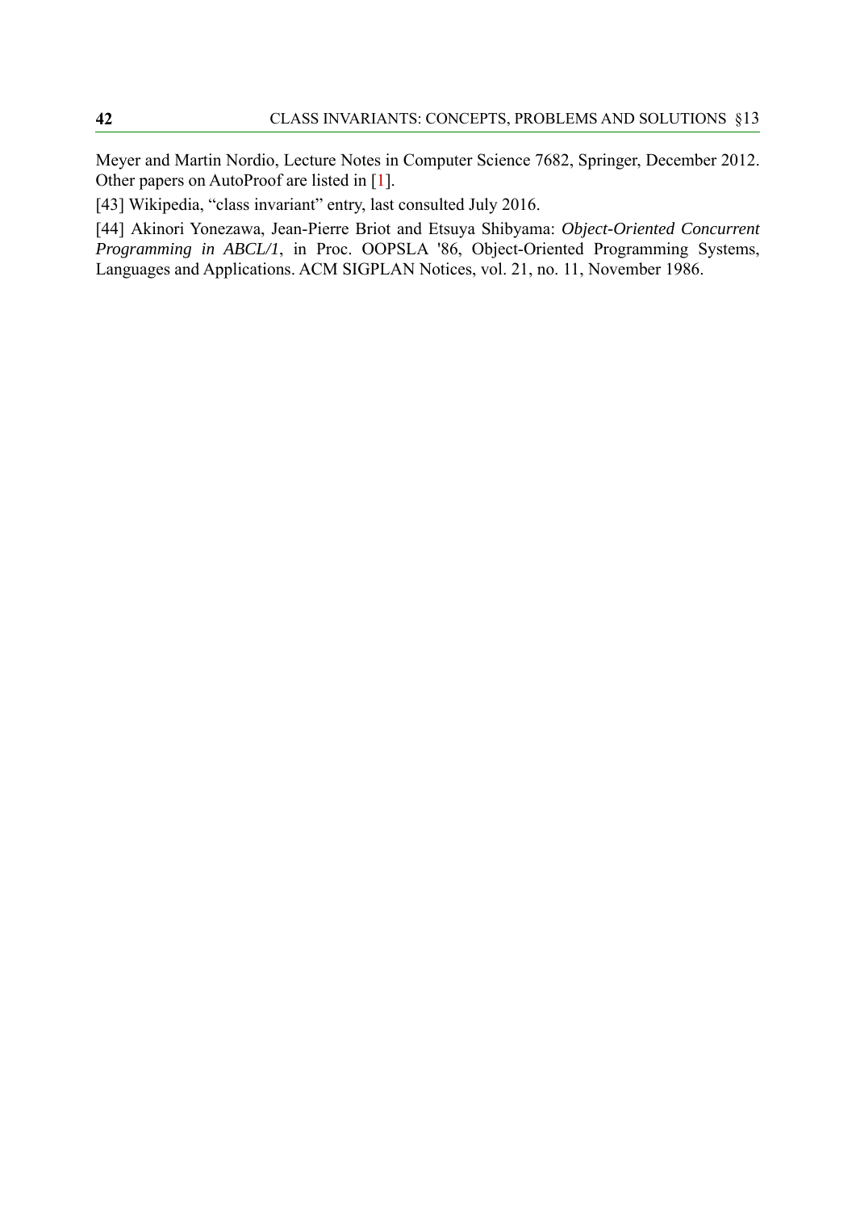Meyer and Martin Nordio, Lecture Notes in Computer Science 7682, Springer, December 2012. Other papers on AutoProof are listed in [1].

[43] Wikipedia, "class invariant" entry, last consulted July 2016.

[44] Akinori Yonezawa, Jean-Pierre Briot and Etsuya Shibyama: *Object-Oriented Concurrent Programming in ABCL/1*, in Proc. OOPSLA '86, Object-Oriented Programming Systems, Languages and Applications. ACM SIGPLAN Notices, vol. 21, no. 11, November 1986.